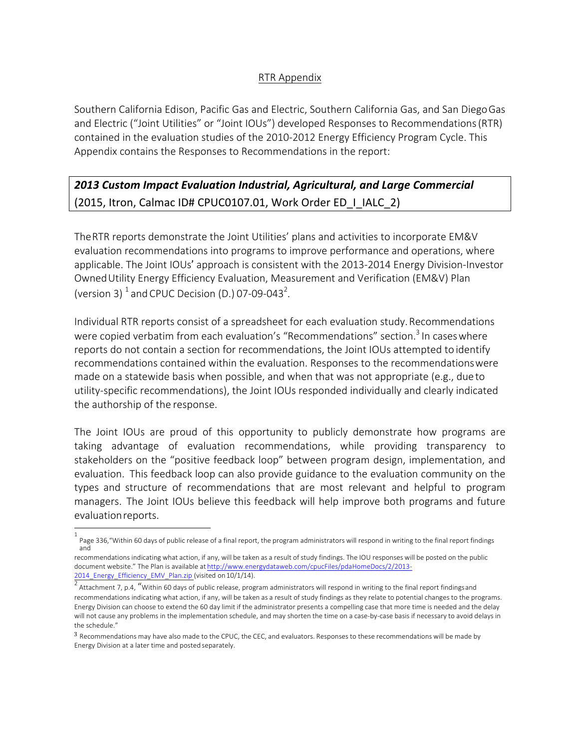## RTR Appendix

Southern California Edison, Pacific Gas and Electric, Southern California Gas, and San Diego Gas and Electric ("Joint Utilities" or "Joint IOUs") developed Responses to Recommendations (RTR) contained in the evaluation studies of the 2010-2012 Energy Efficiency Program Cycle. This Appendix contains the Responses to Recommendations in the report:

***2013 Custom Impact Evaluation Industrial, Agricultural, and Large Commercial***
(2015, Itron, Calmac ID# CPUC0107.01, Work Order ED_I_IALC_2)

The RTR reports demonstrate the Joint Utilities' plans and activities to incorporate EM&V evaluation recommendations into programs to improve performance and operations, where applicable. The Joint IOUs' approach is consistent with the 2013-2014 Energy Division-Investor Owned Utility Energy Efficiency Evaluation, Measurement and Verification (EM&V) Plan (version 3) [1] and CPUC Decision (D.) 07-09-043[2].

Individual RTR reports consist of a spreadsheet for each evaluation study. Recommendations were copied verbatim from each evaluation's "Recommendations" section.[3] In cases where reports do not contain a section for recommendations, the Joint IOUs attempted to identify recommendations contained within the evaluation. Responses to the recommendations were made on a statewide basis when possible, and when that was not appropriate (e.g., due to utility-specific recommendations), the Joint IOUs responded individually and clearly indicated the authorship of the response.

The Joint IOUs are proud of this opportunity to publicly demonstrate how programs are taking advantage of evaluation recommendations, while providing transparency to stakeholders on the "positive feedback loop" between program design, implementation, and evaluation. This feedback loop can also provide guidance to the evaluation community on the types and structure of recommendations that are most relevant and helpful to program managers. The Joint IOUs believe this feedback will help improve both programs and future evaluation reports.

---

[1] Page 336, "Within 60 days of public release of a final report, the program administrators will respond in writing to the final report findings and recommendations indicating what action, if any, will be taken as a result of study findings. The IOU responses will be posted on the public document website." The Plan is available at http://www.energydataweb.com/cpucFiles/pdaHomeDocs/2/2013-2014_Energy_Efficiency_EMV_Plan.zip (visited on 10/1/14).

[2] Attachment 7, p.4, "Within 60 days of public release, program administrators will respond in writing to the final report findings and recommendations indicating what action, if any, will be taken as a result of study findings as they relate to potential changes to the programs. Energy Division can choose to extend the 60 day limit if the administrator presents a compelling case that more time is needed and the delay will not cause any problems in the implementation schedule, and may shorten the time on a case-by-case basis if necessary to avoid delays in the schedule."

[3] Recommendations may have also made to the CPUC, the CEC, and evaluators. Responses to these recommendations will be made by Energy Division at a later time and posted separately.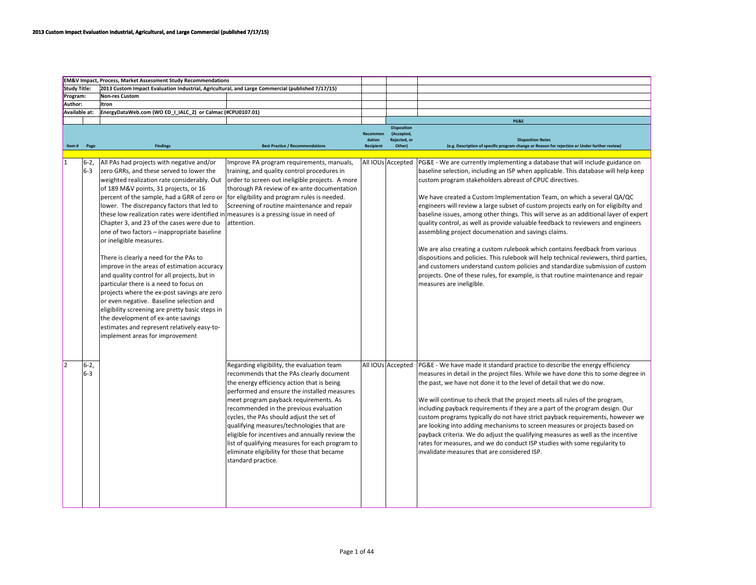**2013 Custom Impact Evaluation Industrial, Agricultural, and Large Commercial (published 7/17/15)**

| EM&V Impact, Process, Market Assessment Study Recommendations | | | | | | |
|---|---|---|---|---|---|---|
| Study Title: | | 2013 Custom Impact Evaluation Industrial, Agricultural, and Large Commercial (published 7/17/15) | | | | |
| Program: | | Non-res Custom | | | | |
| Author: | | Itron | | | | |
| Available at: | | EnergyDataWeb.com (WO ED_I_IALC_2) or Calmac (#CPU0107.01) | | | | |
| | | | | | | PG&E |
| Item # | Page | Findings | Best Practice / Recommendations | Recommendation Recipient | Disposition (Accepted, Rejected, or Other) | Disposition Notes (e.g. Description of specific program change or Reason for rejection or Under further review) |
| 1 | 6-2, 6-3 | All PAs had projects with negative and/or zero GRRs, and these served to lower the weighted realization rate considerably. Out of 189 M&V points, 31 projects, or 16 percent of the sample, had a GRR of zero or lower. The discrepancy factors that led to these low realization rates were identified in Chapter 3, and 23 of the cases were due to one of two factors – inappropriate baseline or ineligible measures.<br><br>There is clearly a need for the PAs to improve in the areas of estimation accuracy and quality control for all projects, but in particular there is a need to focus on projects where the ex-post savings are zero or even negative. Baseline selection and eligibility screening are pretty basic steps in the development of ex-ante savings estimates and represent relatively easy-to-implement areas for improvement | Improve PA program requirements, manuals, training, and quality control procedures in order to screen out ineligible projects. A more thorough PA review of ex-ante documentation for eligibility and program rules is needed. Screening of routine maintenance and repair measures is a pressing issue in need of attention. | All IOUs | Accepted | PG&E - We are currently implementing a database that will include guidance on baseline selection, including an ISP when applicable. This database will help keep custom program stakeholders abreast of CPUC directives.<br><br>We have created a Custom Implementation Team, on which a several QA/QC engineers will review a large subset of custom projects early on for eligibilty and baseline issues, among other things. This will serve as an additional layer of expert quality control, as well as provide valuable feedback to reviewers and engineers assembling project documenation and savings claims.<br><br>We are also creating a custom rulebook which contains feedback from various dispositions and policies. This rulebook will help technical reviewers, third parties, and customers understand custom policies and standardize submission of custom projects. One of these rules, for example, is that routine maintenance and repair measures are ineligible. |
| 2 | 6-2, 6-3 | | Regarding eligibility, the evaluation team recommends that the PAs clearly document the energy efficiency action that is being performed and ensure the installed measures meet program payback requirements. As recommended in the previous evaluation cycles, the PAs should adjust the set of qualifying measures/technologies that are eligible for incentives and annually review the list of qualifying measures for each program to eliminate eligibility for those that became standard practice. | All IOUs | Accepted | PG&E - We have made it standard practice to describe the energy efficiency measures in detail in the project files. While we have done this to some degree in the past, we have not done it to the level of detail that we do now.<br><br>We will continue to check that the project meets all rules of the program, including payback requirements if they are a part of the program design. Our custom programs typically do not have strict payback requirements, however we are looking into adding mechanisms to screen measures or projects based on payback criteria. We do adjust the qualifying measures as well as the incentive rates for measures, and we do conduct ISP studies with some regularity to invalidate measures that are considered ISP. |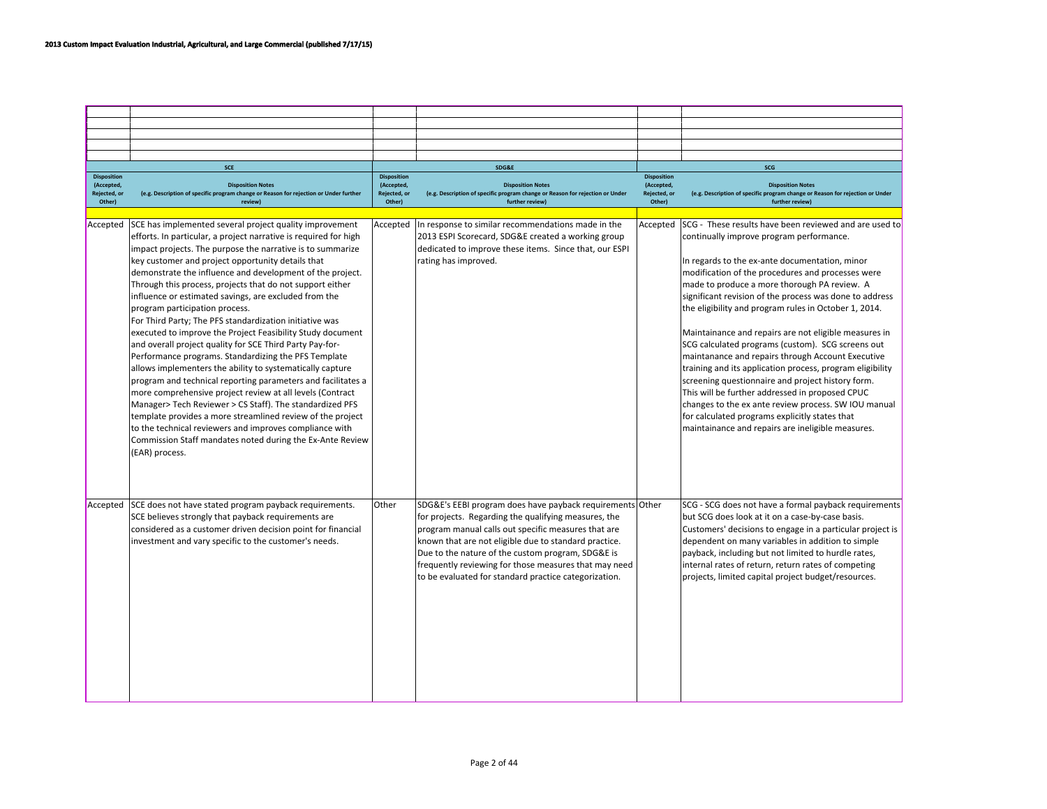**2013 Custom Impact Evaluation Industrial, Agricultural, and Large Commercial (published 7/17/15)**

| SCE | | SDG&E | | SCG | |
|---|---|---|---|---|---|
| Disposition (Accepted, Rejected, or Other) | Disposition Notes (e.g. Description of specific program change or Reason for rejection or Under further review) | Disposition (Accepted, Rejected, or Other) | Disposition Notes (e.g. Description of specific program change or Reason for rejection or Under further review) | Disposition (Accepted, Rejected, or Other) | Disposition Notes (e.g. Description of specific program change or Reason for rejection or Under further review) |
| Accepted | SCE has implemented several project quality improvement efforts. In particular, a project narrative is required for high impact projects. The purpose the narrative is to summarize key customer and project opportunity details that demonstrate the influence and development of the project. Through this process, projects that do not support either influence or estimated savings, are excluded from the program participation process.<br>For Third Party; The PFS standardization initiative was executed to improve the Project Feasibility Study document and overall project quality for SCE Third Party Pay-for-Performance programs. Standardizing the PFS Template allows implementers the ability to systematically capture program and technical reporting parameters and facilitates a more comprehensive project review at all levels (Contract Manager> Tech Reviewer > CS Staff). The standardized PFS template provides a more streamlined review of the project to the technical reviewers and improves compliance with Commission Staff mandates noted during the Ex-Ante Review (EAR) process. | Accepted | In response to similar recommendations made in the 2013 ESPI Scorecard, SDG&E created a working group dedicated to improve these items. Since that, our ESPI rating has improved. | Accepted | SCG - These results have been reviewed and are used to continually improve program performance.<br><br>In regards to the ex-ante documentation, minor modification of the procedures and processes were made to produce a more thorough PA review. A significant revision of the process was done to address the eligibility and program rules in October 1, 2014.<br><br>Maintainance and repairs are not eligible measures in SCG calculated programs (custom). SCG screens out maintanance and repairs through Account Executive training and its application process, program eligibility screening questionnaire and project history form. This will be further addressed in proposed CPUC changes to the ex ante review process. SW IOU manual for calculated programs explicitly states that maintainance and repairs are ineligible measures. |
| Accepted | SCE does not have stated program payback requirements. SCE believes strongly that payback requirements are considered as a customer driven decision point for financial investment and vary specific to the customer's needs. | Other | SDG&E's EEBI program does have payback requirements for projects. Regarding the qualifying measures, the program manual calls out specific measures that are known that are not eligible due to standard practice. Due to the nature of the custom program, SDG&E is frequently reviewing for those measures that may need to be evaluated for standard practice categorization. | Other | SCG - SCG does not have a formal payback requirements but SCG does look at it on a case-by-case basis. Customers' decisions to engage in a particular project is dependent on many variables in addition to simple payback, including but not limited to hurdle rates, internal rates of return, return rates of competing projects, limited capital project budget/resources. |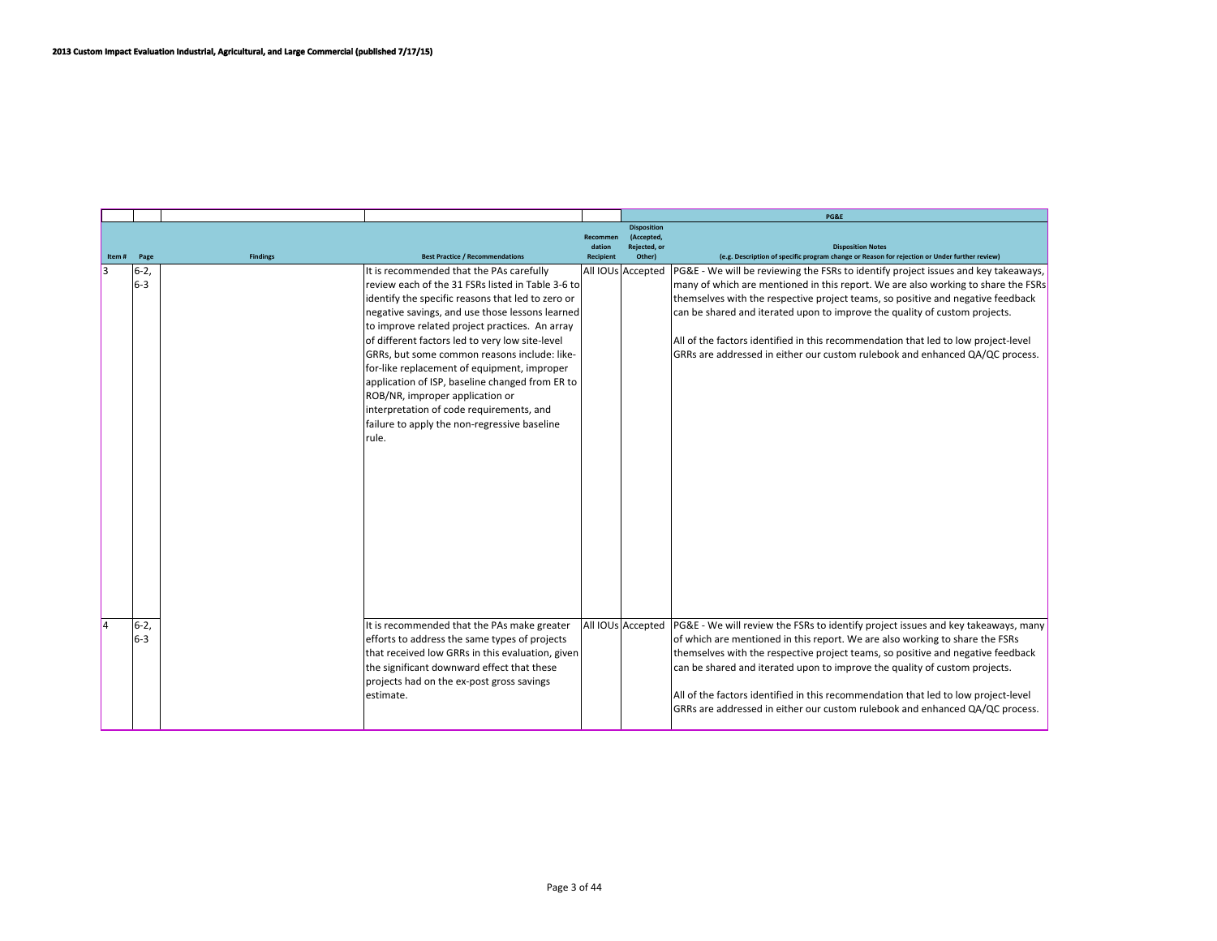**2013 Custom Impact Evaluation Industrial, Agricultural, and Large Commercial (published 7/17/15)**

| | | | | | PG&E | |
|---|---|---|---|---|---|---|
| Item # | Page | Findings | Best Practice / Recommendations | Recommendation Recipient | Disposition (Accepted, Rejected, or Other) | Disposition Notes (e.g. Description of specific program change or Reason for rejection or Under further review) |
| 3 | 6-2, 6-3 | | It is recommended that the PAs carefully review each of the 31 FSRs listed in Table 3-6 to identify the specific reasons that led to zero or negative savings, and use those lessons learned to improve related project practices. An array of different factors led to very low site-level GRRs, but some common reasons include: like-for-like replacement of equipment, improper application of ISP, baseline changed from ER to ROB/NR, improper application or interpretation of code requirements, and failure to apply the non-regressive baseline rule. | All IOUs | Accepted | PG&E - We will be reviewing the FSRs to identify project issues and key takeaways, many of which are mentioned in this report. We are also working to share the FSRs themselves with the respective project teams, so positive and negative feedback can be shared and iterated upon to improve the quality of custom projects.<br><br>All of the factors identified in this recommendation that led to low project-level GRRs are addressed in either our custom rulebook and enhanced QA/QC process. |
| 4 | 6-2, 6-3 | | It is recommended that the PAs make greater efforts to address the same types of projects that received low GRRs in this evaluation, given the significant downward effect that these projects had on the ex-post gross savings estimate. | All IOUs | Accepted | PG&E - We will review the FSRs to identify project issues and key takeaways, many of which are mentioned in this report. We are also working to share the FSRs themselves with the respective project teams, so positive and negative feedback can be shared and iterated upon to improve the quality of custom projects.<br><br>All of the factors identified in this recommendation that led to low project-level GRRs are addressed in either our custom rulebook and enhanced QA/QC process. |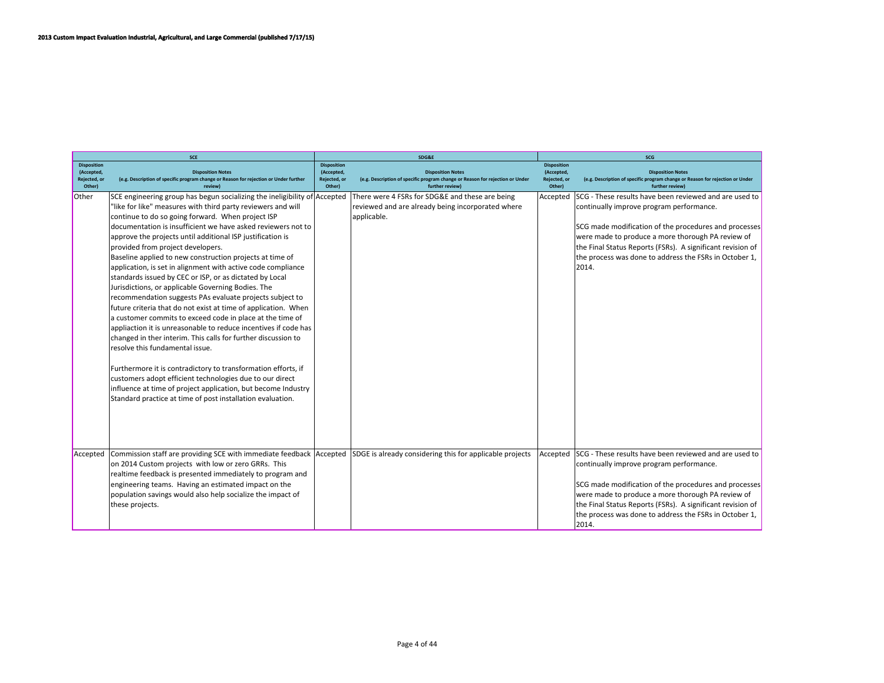**2013 Custom Impact Evaluation Industrial, Agricultural, and Large Commercial (published 7/17/15)**

| SCE | | SDG&E | | SCG | |
|---|---|---|---|---|---|
| Disposition (Accepted, Rejected, or Other) | Disposition Notes (e.g. Description of specific program change or Reason for rejection or Under further review) | Disposition (Accepted, Rejected, or Other) | Disposition Notes (e.g. Description of specific program change or Reason for rejection or Under further review) | Disposition (Accepted, Rejected, or Other) | Disposition Notes (e.g. Description of specific program change or Reason for rejection or Under further review) |
| Other | SCE engineering group has begun socializing the ineligibility of "like for like" measures with third party reviewers and will continue to do so going forward. When project ISP documentation is insufficient we have asked reviewers not to approve the projects until additional ISP justification is provided from project developers.<br>Baseline applied to new construction projects at time of application, is set in alignment with active code compliance standards issued by CEC or ISP, or as dictated by Local Jurisdictions, or applicable Governing Bodies. The recommendation suggests PAs evaluate projects subject to future criteria that do not exist at time of application. When a customer commits to exceed code in place at the time of appliaction it is unreasonable to reduce incentives if code has changed in ther interim. This calls for further discussion to resolve this fundamental issue.<br><br>Furthermore it is contradictory to transformation efforts, if customers adopt efficient technologies due to our direct influence at time of project application, but become Industry Standard practice at time of post installation evaluation. | Accepted | There were 4 FSRs for SDG&E and these are being reviewed and are already being incorporated where applicable. | Accepted | SCG - These results have been reviewed and are used to continually improve program performance.<br><br>SCG made modification of the procedures and processes were made to produce a more thorough PA review of the Final Status Reports (FSRs). A significant revision of the process was done to address the FSRs in October 1, 2014. |
| Accepted | Commission staff are providing SCE with immediate feedback on 2014 Custom projects with low or zero GRRs. This realtime feedback is presented immediately to program and engineering teams. Having an estimated impact on the population savings would also help socialize the impact of these projects. | Accepted | SDGE is already considering this for applicable projects | Accepted | SCG - These results have been reviewed and are used to continually improve program performance.<br><br>SCG made modification of the procedures and processes were made to produce a more thorough PA review of the Final Status Reports (FSRs). A significant revision of the process was done to address the FSRs in October 1, 2014. |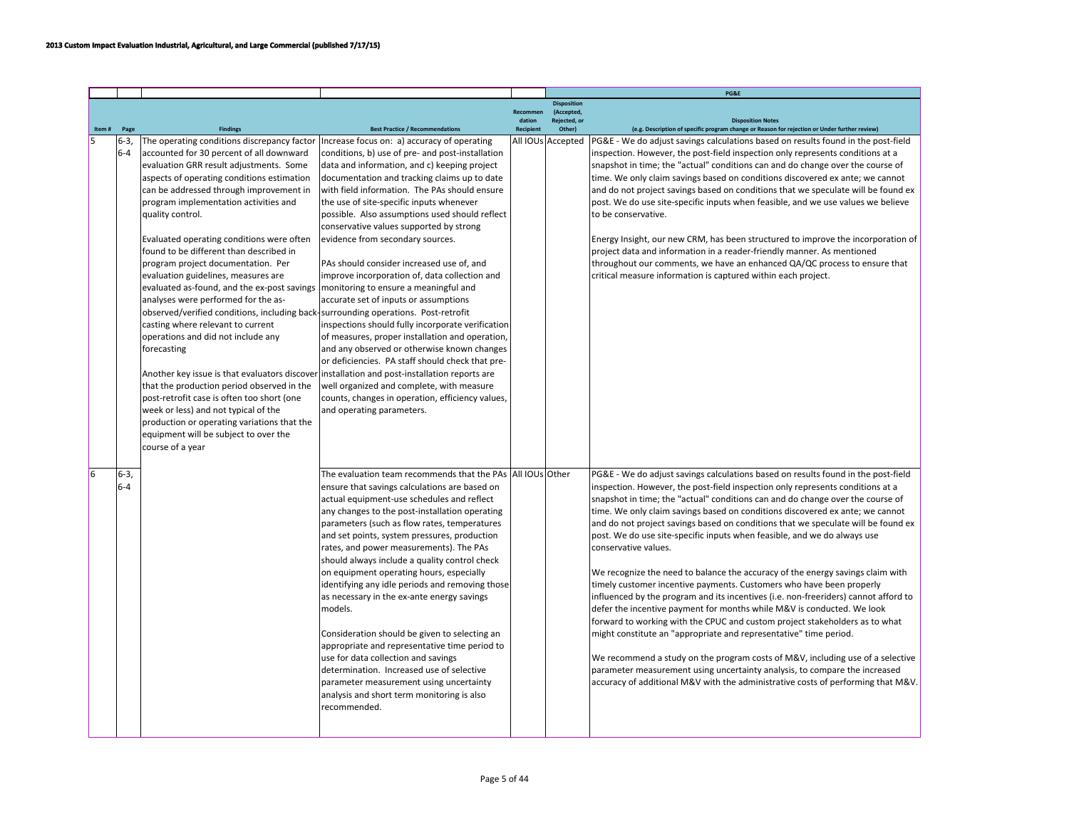**2013 Custom Impact Evaluation Industrial, Agricultural, and Large Commercial (published 7/17/15)**

| | | | | | PG&E | |
|---|---|---|---|---|---|---|
| Item # | Page | Findings | Best Practice / Recommendations | Recommendation Recipient | Disposition (Accepted, Rejected, or Other) | Disposition Notes (e.g. Description of specific program change or Reason for rejection or Under further review) |
| 5 | 6-3, 6-4 | The operating conditions discrepancy factor accounted for 30 percent of all downward evaluation GRR result adjustments. Some aspects of operating conditions estimation can be addressed through improvement in program implementation activities and quality control.<br><br>Evaluated operating conditions were often found to be different than described in program project documentation. Per evaluation guidelines, measures are evaluated as-found, and the ex-post savings analyses were performed for the as-observed/verified conditions, including back-casting where relevant to current operations and did not include any forecasting<br><br>Another key issue is that evaluators discover that the production period observed in the post-retrofit case is often too short (one week or less) and not typical of the production or operating variations that the equipment will be subject to over the course of a year | Increase focus on: a) accuracy of operating conditions, b) use of pre- and post-installation data and information, and c) keeping project documentation and tracking claims up to date with field information. The PAs should ensure the use of site-specific inputs whenever possible. Also assumptions used should reflect conservative values supported by strong evidence from secondary sources.<br><br>PAs should consider increased use of, and improve incorporation of, data collection and monitoring to ensure a meaningful and accurate set of inputs or assumptions surrounding operations. Post-retrofit inspections should fully incorporate verification of measures, proper installation and operation, and any observed or otherwise known changes or deficiencies. PA staff should check that pre-installation and post-installation reports are well organized and complete, with measure counts, changes in operation, efficiency values, and operating parameters. | All IOUs | Accepted | PG&E - We do adjust savings calculations based on results found in the post-field inspection. However, the post-field inspection only represents conditions at a snapshot in time; the "actual" conditions can and do change over the course of time. We only claim savings based on conditions discovered ex ante; we cannot and do not project savings based on conditions that we speculate will be found ex post. We do use site-specific inputs when feasible, and we use values we believe to be conservative.<br><br>Energy Insight, our new CRM, has been structured to improve the incorporation of project data and information in a reader-friendly manner. As mentioned throughout our comments, we have an enhanced QA/QC process to ensure that critical measure information is captured within each project. |
| 6 | 6-3, 6-4 | | The evaluation team recommends that the PAs ensure that savings calculations are based on actual equipment-use schedules and reflect any changes to the post-installation operating parameters (such as flow rates, temperatures and set points, system pressures, production rates, and power measurements). The PAs should always include a quality control check on equipment operating hours, especially identifying any idle periods and removing those as necessary in the ex-ante energy savings models.<br><br>Consideration should be given to selecting an appropriate and representative time period to use for data collection and savings determination. Increased use of selective parameter measurement using uncertainty analysis and short term monitoring is also recommended. | All IOUs | Other | PG&E - We do adjust savings calculations based on results found in the post-field inspection. However, the post-field inspection only represents conditions at a snapshot in time; the "actual" conditions can and do change over the course of time. We only claim savings based on conditions discovered ex ante; we cannot and do not project savings based on conditions that we speculate will be found ex post. We do use site-specific inputs when feasible, and we do always use conservative values.<br><br>We recognize the need to balance the accuracy of the energy savings claim with timely customer incentive payments. Customers who have been properly influenced by the program and its incentives (i.e. non-freeriders) cannot afford to defer the incentive payment for months while M&V is conducted. We look forward to working with the CPUC and custom project stakeholders as to what might constitute an "appropriate and representative" time period.<br><br>We recommend a study on the program costs of M&V, including use of a selective parameter measurement using uncertainty analysis, to compare the increased accuracy of additional M&V with the administrative costs of performing that M&V. |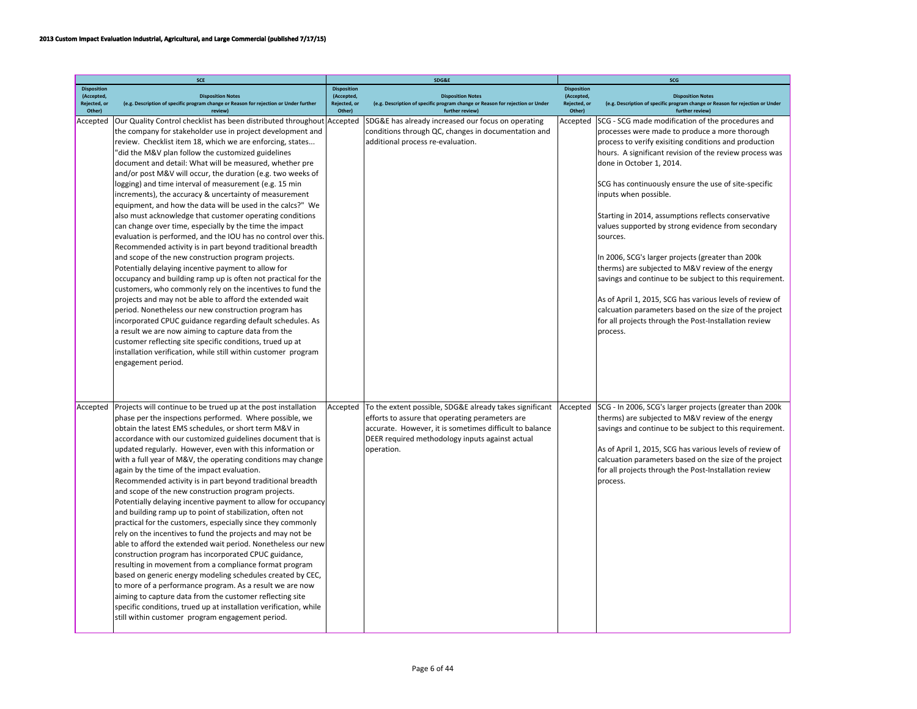| SCE | | SDG&E | | SCG | |
|---|---|---|---|---|---|
| Disposition (Accepted, Rejected, or Other) | Disposition Notes (e.g. Description of specific program change or Reason for rejection or Under further review) | Disposition (Accepted, Rejected, or Other) | Disposition Notes (e.g. Description of specific program change or Reason for rejection or Under further review) | Disposition (Accepted, Rejected, or Other) | Disposition Notes (e.g. Description of specific program change or Reason for rejection or Under further review) |
| Accepted | Our Quality Control checklist has been distributed throughout the company for stakeholder use in project development and review. Checklist item 18, which we are enforcing, states... "did the M&V plan follow the customized guidelines document and detail: What will be measured, whether pre and/or post M&V will occur, the duration (e.g. two weeks of logging) and time interval of measurement (e.g. 15 min increments), the accuracy & uncertainty of measurement equipment, and how the data will be used in the calcs?" We also must acknowledge that customer operating conditions can change over time, especially by the time the impact evaluation is performed, and the IOU has no control over this. Recommended activity is in part beyond traditional breadth and scope of the new construction program projects. Potentially delaying incentive payment to allow for occupancy and building ramp up is often not practical for the customers, who commonly rely on the incentives to fund the projects and may not be able to afford the extended wait period. Nonetheless our new construction program has incorporated CPUC guidance regarding default schedules. As a result we are now aiming to capture data from the customer reflecting site specific conditions, trued up at installation verification, while still within customer program engagement period. | Accepted | SDG&E has already increased our focus on operating conditions through QC, changes in documentation and additional process re-evaluation. | Accepted | SCG - SCG made modification of the procedures and processes were made to produce a more thorough process to verify exisiting conditions and production hours. A significant revision of the review process was done in October 1, 2014.<br><br>SCG has continuously ensure the use of site-specific inputs when possible.<br><br>Starting in 2014, assumptions reflects conservative values supported by strong evidence from secondary sources.<br><br>In 2006, SCG's larger projects (greater than 200k therms) are subjected to M&V review of the energy savings and continue to be subject to this requirement.<br><br>As of April 1, 2015, SCG has various levels of review of calcuation parameters based on the size of the project for all projects through the Post-Installation review process. |
| Accepted | Projects will continue to be trued up at the post installation phase per the inspections performed. Where possible, we obtain the latest EMS schedules, or short term M&V in accordance with our customized guidelines document that is updated regularly. However, even with this information or with a full year of M&V, the operating conditions may change again by the time of the impact evaluation. Recommended activity is in part beyond traditional breadth and scope of the new construction program projects. Potentially delaying incentive payment to allow for occupancy and building ramp up to point of stabilization, often not practical for the customers, especially since they commonly rely on the incentives to fund the projects and may not be able to afford the extended wait period. Nonetheless our new construction program has incorporated CPUC guidance, resulting in movement from a compliance format program based on generic energy modeling schedules created by CEC, to more of a performance program. As a result we are now aiming to capture data from the customer reflecting site specific conditions, trued up at installation verification, while still within customer program engagement period. | Accepted | To the extent possible, SDG&E already takes significant efforts to assure that operating parameters are accurate. However, it is sometimes difficult to balance DEER required methodology inputs against actual operation. | Accepted | SCG - In 2006, SCG's larger projects (greater than 200k therms) are subjected to M&V review of the energy savings and continue to be subject to this requirement.<br><br>As of April 1, 2015, SCG has various levels of review of calcuation parameters based on the size of the project for all projects through the Post-Installation review process. |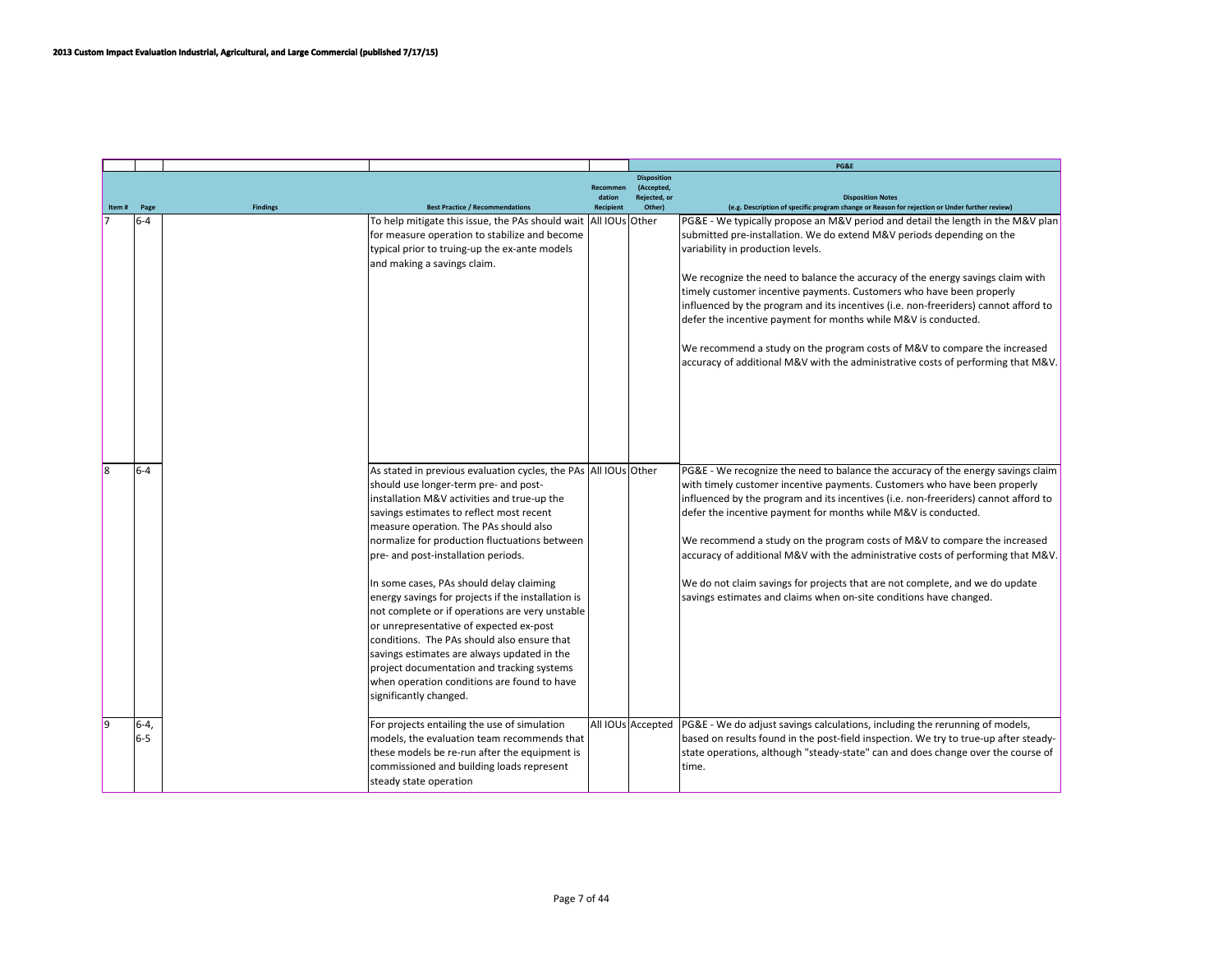**2013 Custom Impact Evaluation Industrial, Agricultural, and Large Commercial (published 7/17/15)**

| | | | | | PG&E | |
|---|---|---|---|---|---|---|
| Item # | Page | Findings | Best Practice / Recommendations | Recommendation Recipient | Disposition (Accepted, Rejected, or Other) | Disposition Notes (e.g. Description of specific program change or Reason for rejection or Under further review) |
| 7 | 6-4 | | To help mitigate this issue, the PAs should wait for measure operation to stabilize and become typical prior to truing-up the ex-ante models and making a savings claim. | All IOUs | Other | PG&E - We typically propose an M&V period and detail the length in the M&V plan submitted pre-installation. We do extend M&V periods depending on the variability in production levels.<br><br>We recognize the need to balance the accuracy of the energy savings claim with timely customer incentive payments. Customers who have been properly influenced by the program and its incentives (i.e. non-freeriders) cannot afford to defer the incentive payment for months while M&V is conducted.<br><br>We recommend a study on the program costs of M&V to compare the increased accuracy of additional M&V with the administrative costs of performing that M&V. |
| 8 | 6-4 | | As stated in previous evaluation cycles, the PAs should use longer-term pre- and post-installation M&V activities and true-up the savings estimates to reflect most recent measure operation. The PAs should also normalize for production fluctuations between pre- and post-installation periods.<br><br>In some cases, PAs should delay claiming energy savings for projects if the installation is not complete or if operations are very unstable or unrepresentative of expected ex-post conditions. The PAs should also ensure that savings estimates are always updated in the project documentation and tracking systems when operation conditions are found to have significantly changed. | All IOUs | Other | PG&E - We recognize the need to balance the accuracy of the energy savings claim with timely customer incentive payments. Customers who have been properly influenced by the program and its incentives (i.e. non-freeriders) cannot afford to defer the incentive payment for months while M&V is conducted.<br><br>We recommend a study on the program costs of M&V to compare the increased accuracy of additional M&V with the administrative costs of performing that M&V.<br><br>We do not claim savings for projects that are not complete, and we do update savings estimates and claims when on-site conditions have changed. |
| 9 | 6-4, 6-5 | | For projects entailing the use of simulation models, the evaluation team recommends that these models be re-run after the equipment is commissioned and building loads represent steady state operation | All IOUs | Accepted | PG&E - We do adjust savings calculations, including the rerunning of models, based on results found in the post-field inspection. We try to true-up after steady-state operations, although "steady-state" can and does change over the course of time. |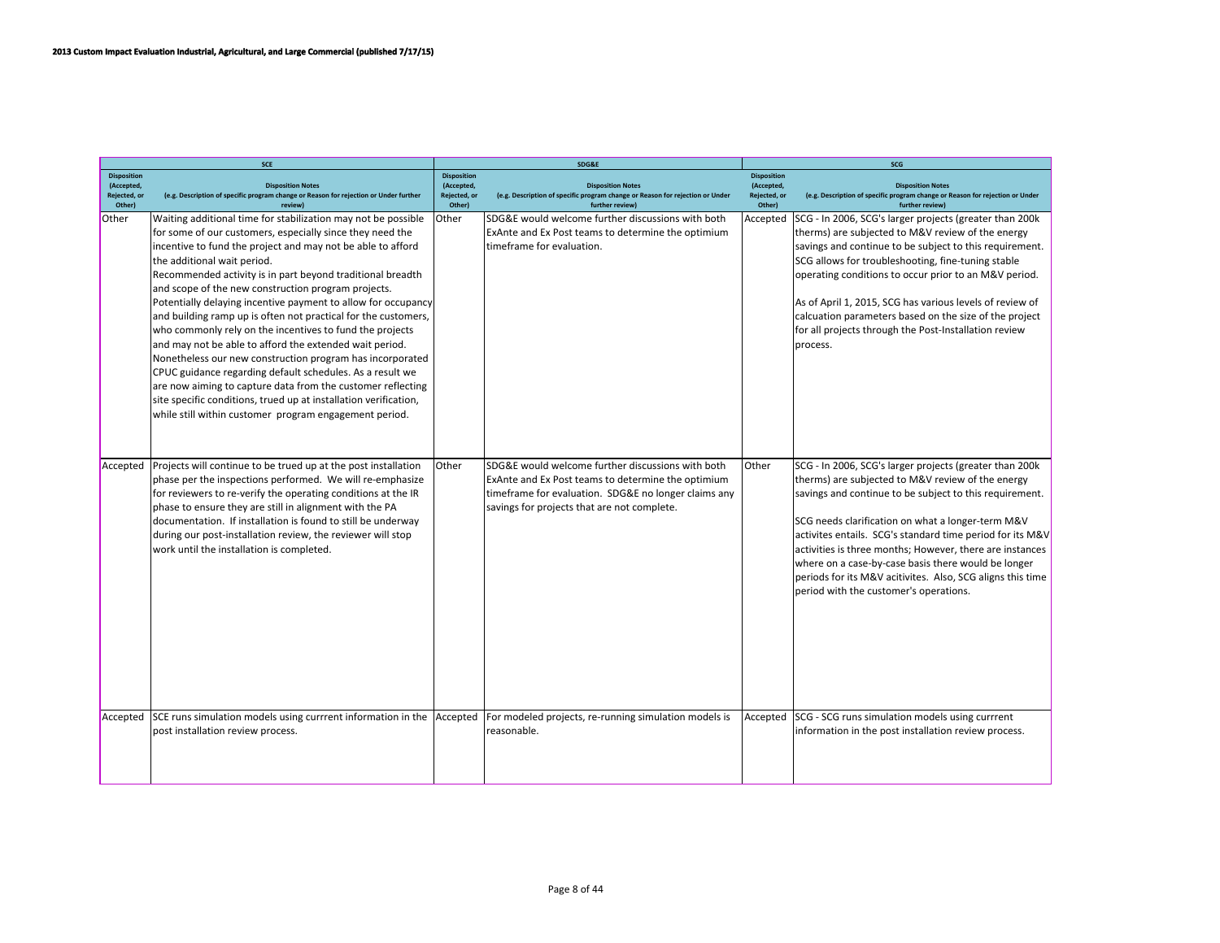| SCE | | SDG&E | | SCG | |
|---|---|---|---|---|---|
| **Disposition (Accepted, Rejected, or Other)** | **Disposition Notes (e.g. Description of specific program change or Reason for rejection or Under further review)** | **Disposition (Accepted, Rejected, or Other)** | **Disposition Notes (e.g. Description of specific program change or Reason for rejection or Under further review)** | **Disposition (Accepted, Rejected, or Other)** | **Disposition Notes (e.g. Description of specific program change or Reason for rejection or Under further review)** |
| Other | Waiting additional time for stabilization may not be possible for some of our customers, especially since they need the incentive to fund the project and may not be able to afford the additional wait period.<br>Recommended activity is in part beyond traditional breadth and scope of the new construction program projects. Potentially delaying incentive payment to allow for occupancy and building ramp up is often not practical for the customers, who commonly rely on the incentives to fund the projects and may not be able to afford the extended wait period. Nonetheless our new construction program has incorporated CPUC guidance regarding default schedules. As a result we are now aiming to capture data from the customer reflecting site specific conditions, trued up at installation verification, while still within customer program engagement period. | Other | SDG&E would welcome further discussions with both ExAnte and Ex Post teams to determine the optimium timeframe for evaluation. | Accepted | SCG - In 2006, SCG's larger projects (greater than 200k therms) are subjected to M&V review of the energy savings and continue to be subject to this requirement. SCG allows for troubleshooting, fine-tuning stable operating conditions to occur prior to an M&V period.<br><br>As of April 1, 2015, SCG has various levels of review of calcuation parameters based on the size of the project for all projects through the Post-Installation review process. |
| Accepted | Projects will continue to be trued up at the post installation phase per the inspections performed. We will re-emphasize for reviewers to re-verify the operating conditions at the IR phase to ensure they are still in alignment with the PA documentation. If installation is found to still be underway during our post-installation review, the reviewer will stop work until the installation is completed. | Other | SDG&E would welcome further discussions with both ExAnte and Ex Post teams to determine the optimium timeframe for evaluation. SDG&E no longer claims any savings for projects that are not complete. | Other | SCG - In 2006, SCG's larger projects (greater than 200k therms) are subjected to M&V review of the energy savings and continue to be subject to this requirement.<br><br>SCG needs clarification on what a longer-term M&V activites entails. SCG's standard time period for its M&V activities is three months; However, there are instances where on a case-by-case basis there would be longer periods for its M&V acitivites. Also, SCG aligns this time period with the customer's operations. |
| Accepted | SCE runs simulation models using currrent information in the post installation review process. | Accepted | For modeled projects, re-running simulation models is reasonable. | Accepted | SCG - SCG runs simulation models using currrent information in the post installation review process. |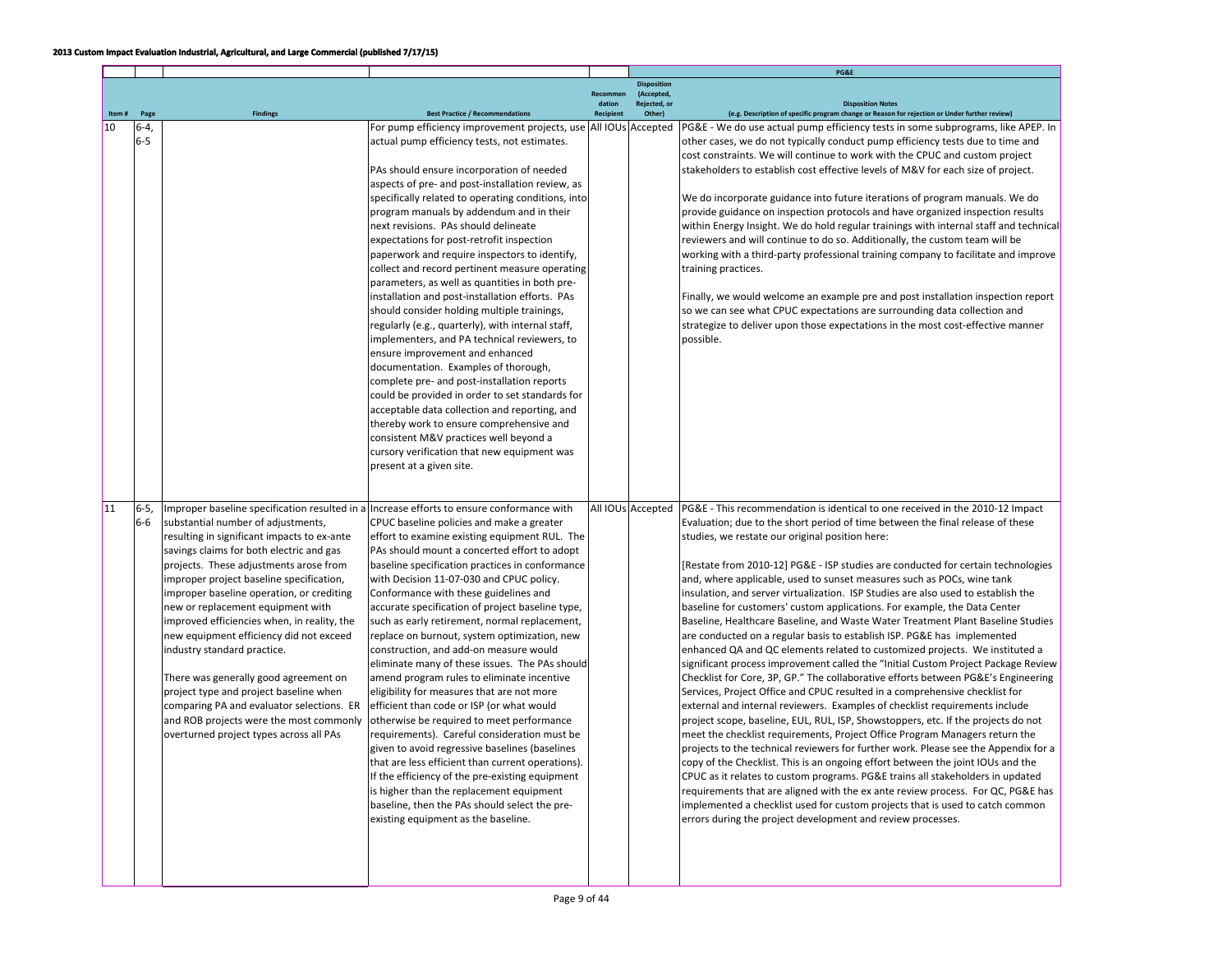**2013 Custom Impact Evaluation Industrial, Agricultural, and Large Commercial (published 7/17/15)**

| | | | | | PG&E | |
|---|---|---|---|---|---|---|
| **Item #** | **Page** | **Findings** | **Best Practice / Recommendations** | **Recommendation Recipient** | **Disposition (Accepted, Rejected, or Other)** | **Disposition Notes (e.g. Description of specific program change or Reason for rejection or Under further review)** |
| 10 | 6-4, 6-5 | | For pump efficiency improvement projects, use actual pump efficiency tests, not estimates.<br><br>PAs should ensure incorporation of needed aspects of pre- and post-installation review, as specifically related to operating conditions, into program manuals by addendum and in their next revisions. PAs should delineate expectations for post-retrofit inspection paperwork and require inspectors to identify, collect and record pertinent measure operating parameters, as well as quantities in both pre-installation and post-installation efforts. PAs should consider holding multiple trainings, regularly (e.g., quarterly), with internal staff, implementers, and PA technical reviewers, to ensure improvement and enhanced documentation. Examples of thorough, complete pre- and post-installation reports could be provided in order to set standards for acceptable data collection and reporting, and thereby work to ensure comprehensive and consistent M&V practices well beyond a cursory verification that new equipment was present at a given site. | All IOUs | Accepted | PG&E - We do use actual pump efficiency tests in some subprograms, like APEP. In other cases, we do not typically conduct pump efficiency tests due to time and cost constraints. We will continue to work with the CPUC and custom project stakeholders to establish cost effective levels of M&V for each size of project.<br><br>We do incorporate guidance into future iterations of program manuals. We do provide guidance on inspection protocols and have organized inspection results within Energy Insight. We do hold regular trainings with internal staff and technical reviewers and will continue to do so. Additionally, the custom team will be working with a third-party professional training company to facilitate and improve training practices.<br><br>Finally, we would welcome an example pre and post installation inspection report so we can see what CPUC expectations are surrounding data collection and strategize to deliver upon those expectations in the most cost-effective manner possible. |
| 11 | 6-5, 6-6 | Improper baseline specification resulted in a substantial number of adjustments, resulting in significant impacts to ex-ante savings claims for both electric and gas projects. These adjustments arose from improper project baseline specification, improper baseline operation, or crediting new or replacement equipment with improved efficiencies when, in reality, the new equipment efficiency did not exceed industry standard practice.<br><br>There was generally good agreement on project type and project baseline when comparing PA and evaluator selections. ER and ROB projects were the most commonly overturned project types across all PAs | Increase efforts to ensure conformance with CPUC baseline policies and make a greater effort to examine existing equipment RUL. The PAs should mount a concerted effort to adopt baseline specification practices in conformance with Decision 11-07-030 and CPUC policy. Conformance with these guidelines and accurate specification of project baseline type, such as early retirement, normal replacement, replace on burnout, system optimization, new construction, and add-on measure would eliminate many of these issues. The PAs should amend program rules to eliminate incentive eligibility for measures that are not more efficient than code or ISP (or what would otherwise be required to meet performance requirements). Careful consideration must be given to avoid regressive baselines (baselines that are less efficient than current operations). If the efficiency of the pre-existing equipment is higher than the replacement equipment baseline, then the PAs should select the pre-existing equipment as the baseline. | All IOUs | Accepted | PG&E - This recommendation is identical to one received in the 2010-12 Impact Evaluation; due to the short period of time between the final release of these studies, we restate our original position here:<br><br>[Restate from 2010-12] PG&E - ISP studies are conducted for certain technologies and, where applicable, used to sunset measures such as POCs, wine tank insulation, and server virtualization. ISP Studies are also used to establish the baseline for customers' custom applications. For example, the Data Center Baseline, Healthcare Baseline, and Waste Water Treatment Plant Baseline Studies are conducted on a regular basis to establish ISP. PG&E has implemented enhanced QA and QC elements related to customized projects. We instituted a significant process improvement called the "Initial Custom Project Package Review Checklist for Core, 3P, GP." The collaborative efforts between PG&E's Engineering Services, Project Office and CPUC resulted in a comprehensive checklist for external and internal reviewers. Examples of checklist requirements include project scope, baseline, EUL, RUL, ISP, Showstoppers, etc. If the projects do not meet the checklist requirements, Project Office Program Managers return the projects to the technical reviewers for further work. Please see the Appendix for a copy of the Checklist. This is an ongoing effort between the joint IOUs and the CPUC as it relates to custom programs. PG&E trains all stakeholders in updated requirements that are aligned with the ex ante review process. For QC, PG&E has implemented a checklist used for custom projects that is used to catch common errors during the project development and review processes. |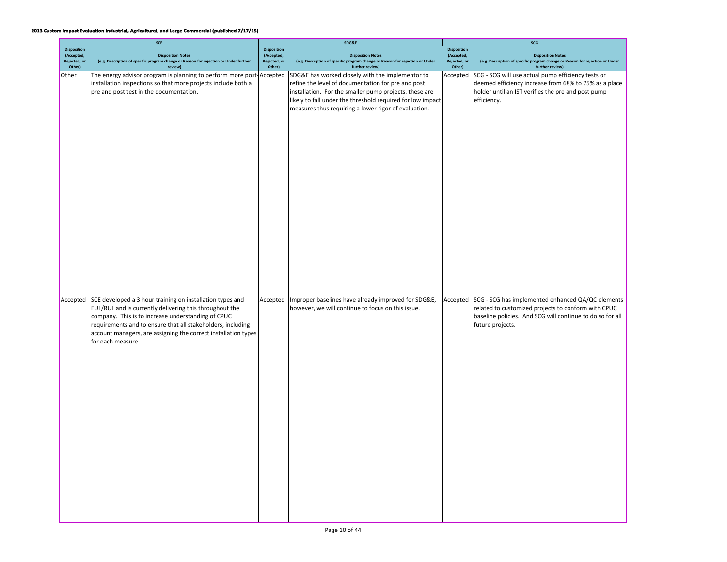**2013 Custom Impact Evaluation Industrial, Agricultural, and Large Commercial (published 7/17/15)**

| SCE | | SDG&E | | SCG | |
|---|---|---|---|---|---|
| **Disposition (Accepted, Rejected, or Other)** | **Disposition Notes (e.g. Description of specific program change or Reason for rejection or Under further review)** | **Disposition (Accepted, Rejected, or Other)** | **Disposition Notes (e.g. Description of specific program change or Reason for rejection or Under further review)** | **Disposition (Accepted, Rejected, or Other)** | **Disposition Notes (e.g. Description of specific program change or Reason for rejection or Under further review)** |
| Other | The energy advisor program is planning to perform more post-installation inspections so that more projects include both a pre and post test in the documentation. | Accepted | SDG&E has worked closely with the implementor to refine the level of documentation for pre and post installation. For the smaller pump projects, these are likely to fall under the threshold required for low impact measures thus requiring a lower rigor of evaluation. | Accepted | SCG - SCG will use actual pump efficiency tests or deemed efficiency increase from 68% to 75% as a place holder until an IST verifies the pre and post pump efficiency. |
| Accepted | SCE developed a 3 hour training on installation types and EUL/RUL and is currently delivering this throughout the company. This is to increase understanding of CPUC requirements and to ensure that all stakeholders, including account managers, are assigning the correct installation types for each measure. | Accepted | Improper baselines have already improved for SDG&E, however, we will continue to focus on this issue. | Accepted | SCG - SCG has implemented enhanced QA/QC elements related to customized projects to conform with CPUC baseline policies. And SCG will continue to do so for all future projects. |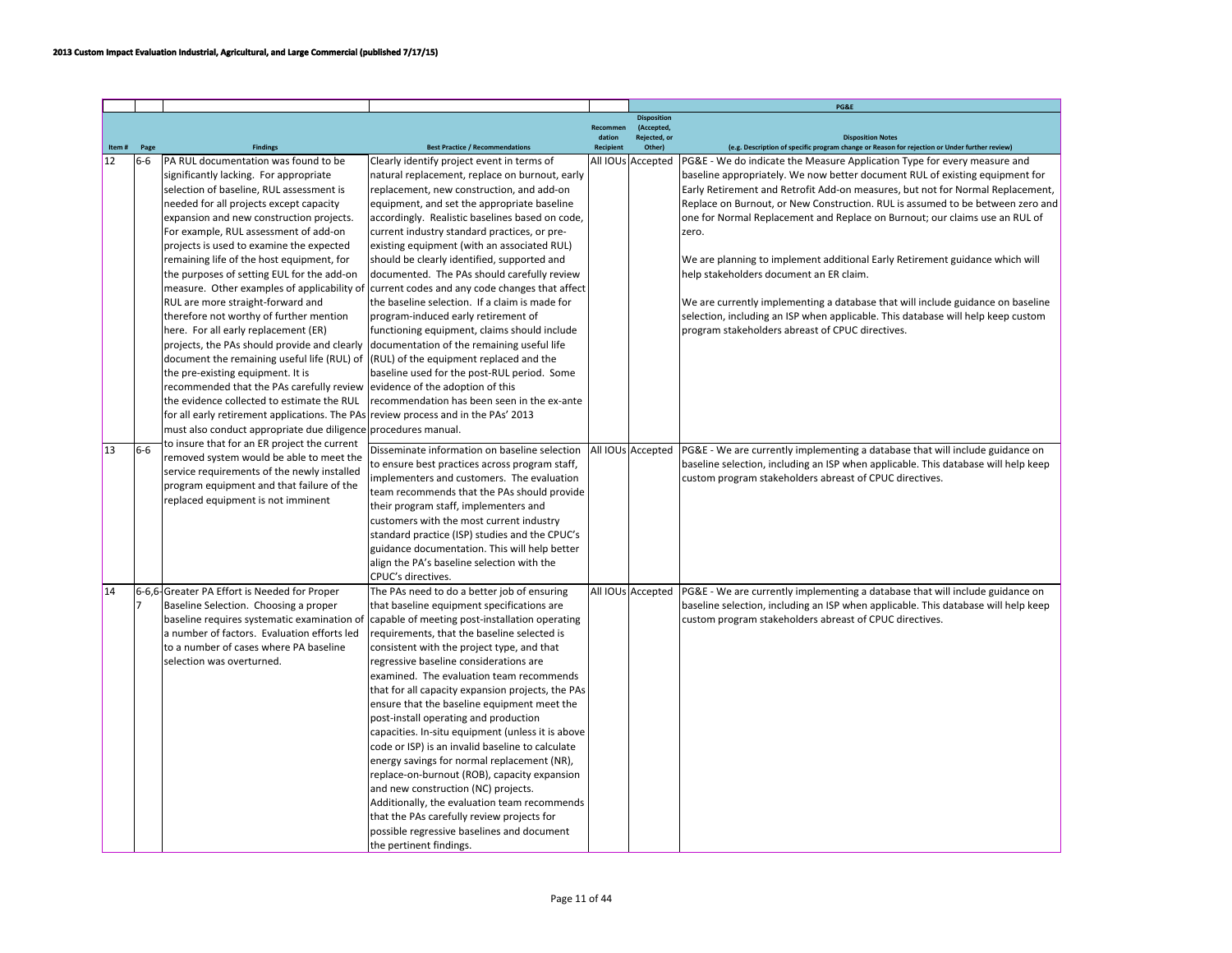| Item # | Page | Findings | Best Practice / Recommendations | Recommendation Recipient | Disposition (Accepted, Rejected, or Other) | PG&E Disposition Notes (e.g. Description of specific program change or Reason for rejection or Under further review) |
|---|---|---|---|---|---|---|
| 12 | 6-6 | PA RUL documentation was found to be significantly lacking. For appropriate selection of baseline, RUL assessment is needed for all projects except capacity expansion and new construction projects. For example, RUL assessment of add-on projects is used to examine the expected remaining life of the host equipment, for the purposes of setting EUL for the add-on measure. Other examples of applicability of RUL are more straight-forward and therefore not worthy of further mention here. For all early replacement (ER) projects, the PAs should provide and clearly document the remaining useful life (RUL) of the pre-existing equipment. It is recommended that the PAs carefully review the evidence collected to estimate the RUL for all early retirement applications. The PAs must also conduct appropriate due diligence to insure that for an ER project the current removed system would be able to meet the service requirements of the newly installed program equipment and that failure of the replaced equipment is not imminent | Clearly identify project event in terms of natural replacement, replace on burnout, early replacement, new construction, and add-on equipment, and set the appropriate baseline accordingly. Realistic baselines based on code, current industry standard practices, or pre-existing equipment (with an associated RUL) should be clearly identified, supported and documented. The PAs should carefully review current codes and any code changes that affect the baseline selection. If a claim is made for program-induced early retirement of functioning equipment, claims should include documentation of the remaining useful life (RUL) of the equipment replaced and the baseline used for the post-RUL period. Some evidence of the adoption of this recommendation has been seen in the ex-ante review process and in the PAs' 2013 procedures manual. | All IOUs | Accepted | PG&E - We do indicate the Measure Application Type for every measure and baseline appropriately. We now better document RUL of existing equipment for Early Retirement and Retrofit Add-on measures, but not for Normal Replacement, Replace on Burnout, or New Construction. RUL is assumed to be between zero and one for Normal Replacement and Replace on Burnout; our claims use an RUL of zero.<br><br>We are planning to implement additional Early Retirement guidance which will help stakeholders document an ER claim.<br><br>We are currently implementing a database that will include guidance on baseline selection, including an ISP when applicable. This database will help keep custom program stakeholders abreast of CPUC directives. |
| 13 | 6-6 | | Disseminate information on baseline selection to ensure best practices across program staff, implementers and customers. The evaluation team recommends that the PAs should provide their program staff, implementers and customers with the most current industry standard practice (ISP) studies and the CPUC's guidance documentation. This will help better align the PA's baseline selection with the CPUC's directives. | All IOUs | Accepted | PG&E - We are currently implementing a database that will include guidance on baseline selection, including an ISP when applicable. This database will help keep custom program stakeholders abreast of CPUC directives. |
| 14 | 6-6,6-7 | Greater PA Effort is Needed for Proper Baseline Selection. Choosing a proper baseline requires systematic examination of a number of factors. Evaluation efforts led to a number of cases where PA baseline selection was overturned. | The PAs need to do a better job of ensuring that baseline equipment specifications are capable of meeting post-installation operating requirements, that the baseline selected is consistent with the project type, and that regressive baseline considerations are examined. The evaluation team recommends that for all capacity expansion projects, the PAs ensure that the baseline equipment meet the post-install operating and production capacities. In-situ equipment (unless it is above code or ISP) is an invalid baseline to calculate energy savings for normal replacement (NR), replace-on-burnout (ROB), capacity expansion and new construction (NC) projects. Additionally, the evaluation team recommends that the PAs carefully review projects for possible regressive baselines and document the pertinent findings. | All IOUs | Accepted | PG&E - We are currently implementing a database that will include guidance on baseline selection, including an ISP when applicable. This database will help keep custom program stakeholders abreast of CPUC directives. |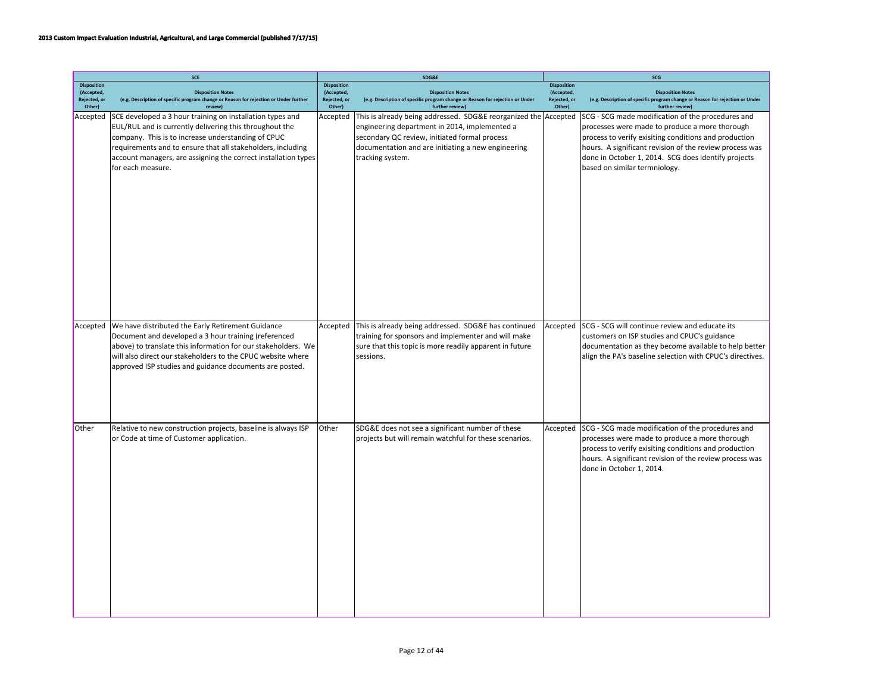| SCE | | SDG&E | | SCG | |
|---|---|---|---|---|---|
| Disposition (Accepted, Rejected, or Other) | Disposition Notes (e.g. Description of specific program change or Reason for rejection or Under further review) | Disposition (Accepted, Rejected, or Other) | Disposition Notes (e.g. Description of specific program change or Reason for rejection or Under further review) | Disposition (Accepted, Rejected, or Other) | Disposition Notes (e.g. Description of specific program change or Reason for rejection or Under further review) |
| Accepted | SCE developed a 3 hour training on installation types and EUL/RUL and is currently delivering this throughout the company. This is to increase understanding of CPUC requirements and to ensure that all stakeholders, including account managers, are assigning the correct installation types for each measure. | Accepted | This is already being addressed. SDG&E reorganized the engineering department in 2014, implemented a secondary QC review, initiated formal process documentation and are initiating a new engineering tracking system. | Accepted | SCG - SCG made modification of the procedures and processes were made to produce a more thorough process to verify exisiting conditions and production hours. A significant revision of the review process was done in October 1, 2014. SCG does identify projects based on similar termniology. |
| Accepted | We have distributed the Early Retirement Guidance Document and developed a 3 hour training (referenced above) to translate this information for our stakeholders. We will also direct our stakeholders to the CPUC website where approved ISP studies and guidance documents are posted. | Accepted | This is already being addressed. SDG&E has continued training for sponsors and implementer and will make sure that this topic is more readily apparent in future sessions. | Accepted | SCG - SCG will continue review and educate its customers on ISP studies and CPUC's guidance documentation as they become available to help better align the PA's baseline selection with CPUC's directives. |
| Other | Relative to new construction projects, baseline is always ISP or Code at time of Customer application. | Other | SDG&E does not see a significant number of these projects but will remain watchful for these scenarios. | Accepted | SCG - SCG made modification of the procedures and processes were made to produce a more thorough process to verify exisiting conditions and production hours. A significant revision of the review process was done in October 1, 2014. |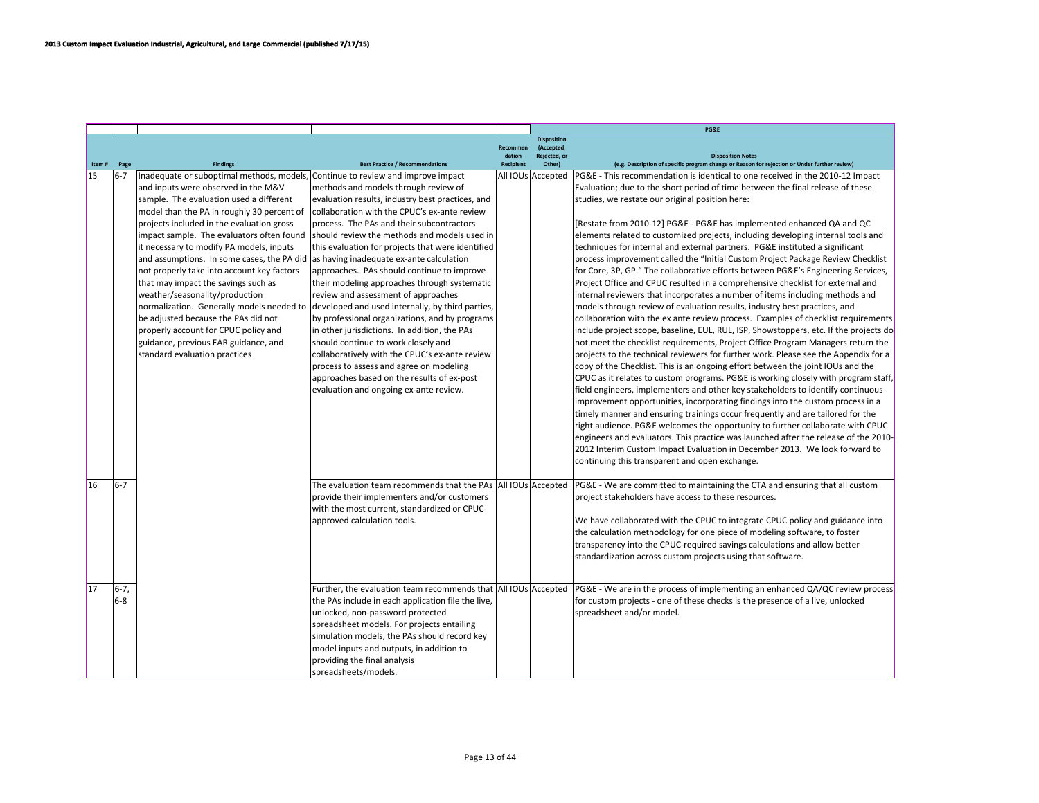| | | | | | PG&E | |
|---|---|---|---|---|---|---|
| **Item #** | **Page** | **Findings** | **Best Practice / Recommendations** | **Recommendation Recipient** | **Disposition (Accepted, Rejected, or Other)** | **Disposition Notes (e.g. Description of specific program change or Reason for rejection or Under further review)** |
| 15 | 6-7 | Inadequate or suboptimal methods, models, and inputs were observed in the M&V sample. The evaluation used a different model than the PA in roughly 30 percent of projects included in the evaluation gross impact sample. The evaluators often found it necessary to modify PA models, inputs and assumptions. In some cases, the PA did not properly take into account key factors that may impact the savings such as weather/seasonality/production normalization. Generally models needed to be adjusted because the PAs did not properly account for CPUC policy and guidance, previous EAR guidance, and standard evaluation practices | Continue to review and improve impact methods and models through review of evaluation results, industry best practices, and collaboration with the CPUC's ex-ante review process. The PAs and their subcontractors should review the methods and models used in this evaluation for projects that were identified as having inadequate ex-ante calculation approaches. PAs should continue to improve their modeling approaches through systematic review and assessment of approaches developed and used internally, by third parties, by professional organizations, and by programs in other jurisdictions. In addition, the PAs should continue to work closely and collaboratively with the CPUC's ex-ante review process to assess and agree on modeling approaches based on the results of ex-post evaluation and ongoing ex-ante review. | All IOUs | Accepted | PG&E - This recommendation is identical to one received in the 2010-12 Impact Evaluation; due to the short period of time between the final release of these studies, we restate our original position here:<br><br>[Restate from 2010-12] PG&E - PG&E has implemented enhanced QA and QC elements related to customized projects, including developing internal tools and techniques for internal and external partners. PG&E instituted a significant process improvement called the "Initial Custom Project Package Review Checklist for Core, 3P, GP." The collaborative efforts between PG&E's Engineering Services, Project Office and CPUC resulted in a comprehensive checklist for external and internal reviewers that incorporates a number of items including methods and models through review of evaluation results, industry best practices, and collaboration with the ex ante review process. Examples of checklist requirements include project scope, baseline, EUL, RUL, ISP, Showstoppers, etc. If the projects do not meet the checklist requirements, Project Office Program Managers return the projects to the technical reviewers for further work. Please see the Appendix for a copy of the Checklist. This is an ongoing effort between the joint IOUs and the CPUC as it relates to custom programs. PG&E is working closely with program staff, field engineers, implementers and other key stakeholders to identify continuous improvement opportunities, incorporating findings into the custom process in a timely manner and ensuring trainings occur frequently and are tailored for the right audience. PG&E welcomes the opportunity to further collaborate with CPUC engineers and evaluators. This practice was launched after the release of the 2010-2012 Interim Custom Impact Evaluation in December 2013. We look forward to continuing this transparent and open exchange. |
| 16 | 6-7 | | The evaluation team recommends that the PAs provide their implementers and/or customers with the most current, standardized or CPUC-approved calculation tools. | All IOUs | Accepted | PG&E - We are committed to maintaining the CTA and ensuring that all custom project stakeholders have access to these resources.<br><br>We have collaborated with the CPUC to integrate CPUC policy and guidance into the calculation methodology for one piece of modeling software, to foster transparency into the CPUC-required savings calculations and allow better standardization across custom projects using that software. |
| 17 | 6-7, 6-8 | | Further, the evaluation team recommends that the PAs include in each application file the live, unlocked, non-password protected spreadsheet models. For projects entailing simulation models, the PAs should record key model inputs and outputs, in addition to providing the final analysis spreadsheets/models. | All IOUs | Accepted | PG&E - We are in the process of implementing an enhanced QA/QC review process for custom projects - one of these checks is the presence of a live, unlocked spreadsheet and/or model. |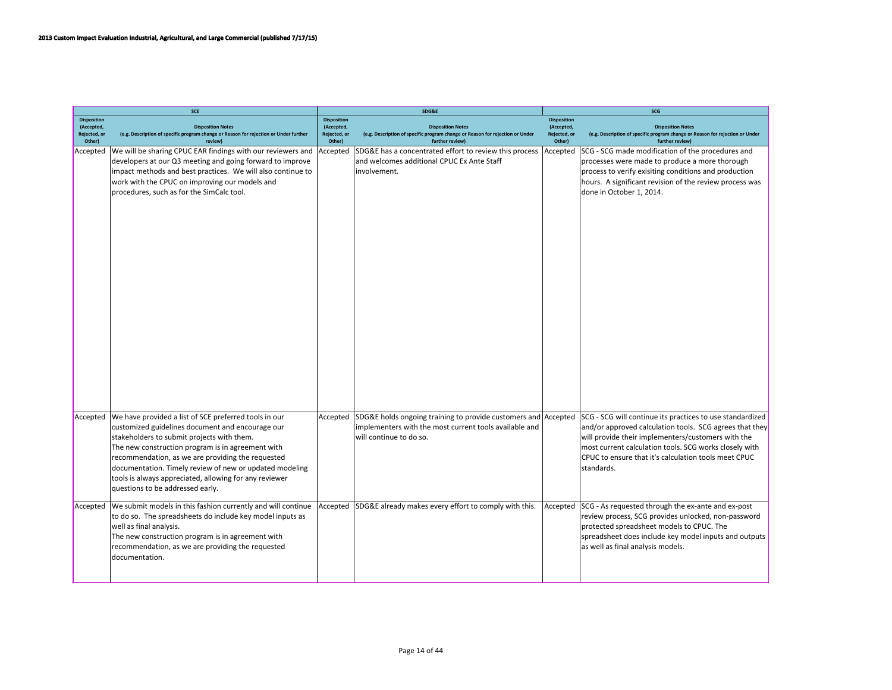| SCE | | SDG&E | | SCG | |
|---|---|---|---|---|---|
| **Disposition (Accepted, Rejected, or Other)** | **Disposition Notes (e.g. Description of specific program change or Reason for rejection or Under further review)** | **Disposition (Accepted, Rejected, or Other)** | **Disposition Notes (e.g. Description of specific program change or Reason for rejection or Under further review)** | **Disposition (Accepted, Rejected, or Other)** | **Disposition Notes (e.g. Description of specific program change or Reason for rejection or Under further review)** |
| Accepted | We will be sharing CPUC EAR findings with our reviewers and developers at our Q3 meeting and going forward to improve impact methods and best practices. We will also continue to work with the CPUC on improving our models and procedures, such as for the SimCalc tool. | Accepted | SDG&E has a concentrated effort to review this process and welcomes additional CPUC Ex Ante Staff involvement. | Accepted | SCG - SCG made modification of the procedures and processes were made to produce a more thorough process to verify exisiting conditions and production hours. A significant revision of the review process was done in October 1, 2014. |
| Accepted | We have provided a list of SCE preferred tools in our customized guidelines document and encourage our stakeholders to submit projects with them.<br>The new construction program is in agreement with recommendation, as we are providing the requested documentation. Timely review of new or updated modeling tools is always appreciated, allowing for any reviewer questions to be addressed early. | Accepted | SDG&E holds ongoing training to provide customers and implementers with the most current tools available and will continue to do so. | Accepted | SCG - SCG will continue its practices to use standardized and/or approved calculation tools. SCG agrees that they will provide their implementers/customers with the most current calculation tools. SCG works closely with CPUC to ensure that it's calculation tools meet CPUC standards. |
| Accepted | We submit models in this fashion currently and will continue to do so. The spreadsheets do include key model inputs as well as final analysis.<br>The new construction program is in agreement with recommendation, as we are providing the requested documentation. | Accepted | SDG&E already makes every effort to comply with this. | Accepted | SCG - As requested through the ex-ante and ex-post review process, SCG provides unlocked, non-password protected spreadsheet models to CPUC. The spreadsheet does include key model inputs and outputs as well as final analysis models. |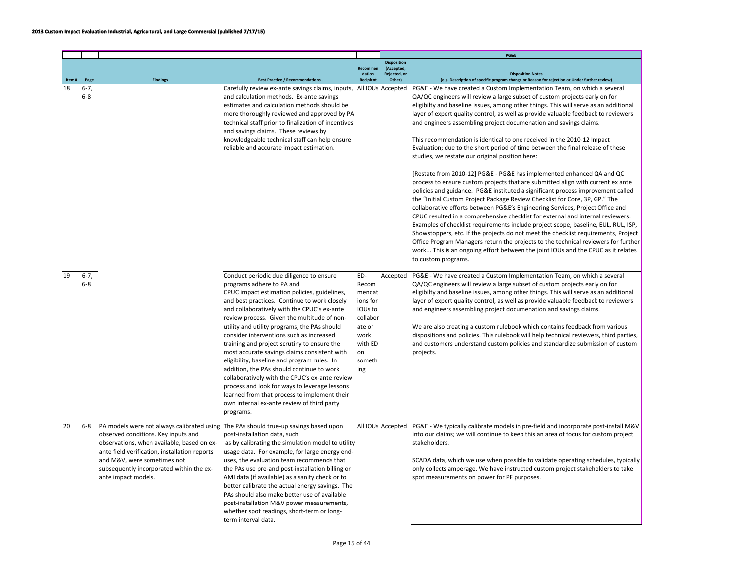| Item # | Page | Findings | Best Practice / Recommendations | Recommendation Recipient | PG&E Disposition (Accepted, Rejected, or Other) | PG&E Disposition Notes (e.g. Description of specific program change or Reason for rejection or Under further review) |
|---|---|---|---|---|---|---|
| 18 | 6-7, 6-8 | | Carefully review ex-ante savings claims, inputs, and calculation methods. Ex-ante savings estimates and calculation methods should be more thoroughly reviewed and approved by PA technical staff prior to finalization of incentives and savings claims. These reviews by knowledgeable technical staff can help ensure reliable and accurate impact estimation. | All IOUs | Accepted | PG&E - We have created a Custom Implementation Team, on which a several QA/QC engineers will review a large subset of custom projects early on for eligibilty and baseline issues, among other things. This will serve as an additional layer of expert quality control, as well as provide valuable feedback to reviewers and engineers assembling project documenation and savings claims.<br><br>This recommendation is identical to one received in the 2010-12 Impact Evaluation; due to the short period of time between the final release of these studies, we restate our original position here:<br><br>[Restate from 2010-12] PG&E - PG&E has implemented enhanced QA and QC process to ensure custom projects that are submitted align with current ex ante policies and guidance. PG&E instituted a significant process improvement called the "Initial Custom Project Package Review Checklist for Core, 3P, GP." The collaborative efforts between PG&E's Engineering Services, Project Office and CPUC resulted in a comprehensive checklist for external and internal reviewers. Examples of checklist requirements include project scope, baseline, EUL, RUL, ISP, Showstoppers, etc. If the projects do not meet the checklist requirements, Project Office Program Managers return the projects to the technical reviewers for further work... This is an ongoing effort between the joint IOUs and the CPUC as it relates to custom programs. |
| 19 | 6-7, 6-8 | | Conduct periodic due diligence to ensure programs adhere to PA and CPUC impact estimation policies, guidelines, and best practices. Continue to work closely and collaboratively with the CPUC's ex-ante review process. Given the multitude of non-utility and utility programs, the PAs should consider interventions such as increased training and project scrutiny to ensure the most accurate savings claims consistent with eligibility, baseline and program rules. In addition, the PAs should continue to work collaboratively with the CPUC's ex-ante review process and look for ways to leverage lessons learned from that process to implement their own internal ex-ante review of third party programs. | ED-Recommendations for IOUs to collaborate or work with ED on something | Accepted | PG&E - We have created a Custom Implementation Team, on which a several QA/QC engineers will review a large subset of custom projects early on for eligibilty and baseline issues, among other things. This will serve as an additional layer of expert quality control, as well as provide valuable feedback to reviewers and engineers assembling project documenation and savings claims.<br><br>We are also creating a custom rulebook which contains feedback from various dispositions and policies. This rulebook will help technical reviewers, third parties, and customers understand custom policies and standardize submission of custom projects. |
| 20 | 6-8 | PA models were not always calibrated using observed conditions. Key inputs and observations, when available, based on ex-ante field verification, installation reports and M&V, were sometimes not subsequently incorporated within the ex-ante impact models. | The PAs should true-up savings based upon post-installation data, such as by calibrating the simulation model to utility usage data. For example, for large energy end-uses, the evaluation team recommends that the PAs use pre-and post-installation billing or AMI data (if available) as a sanity check or to better calibrate the actual energy savings. The PAs should also make better use of available post-installation M&V power measurements, whether spot readings, short-term or long-term interval data. | All IOUs | Accepted | PG&E - We typically calibrate models in pre-field and incorporate post-install M&V into our claims; we will continue to keep this an area of focus for custom project stakeholders.<br><br>SCADA data, which we use when possible to validate operating schedules, typically only collects amperage. We have instructed custom project stakeholders to take spot measurements on power for PF purposes. |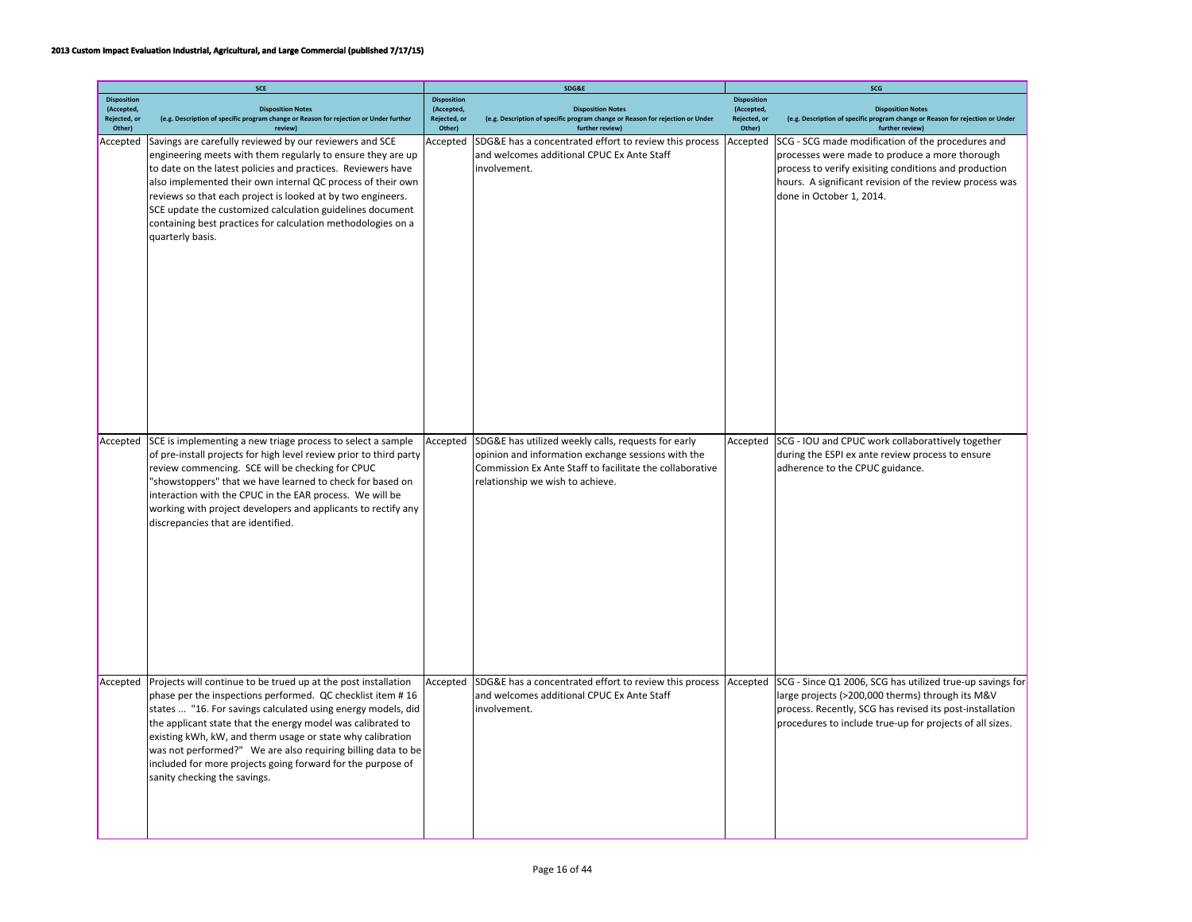| SCE | | SDG&E | | SCG | |
|---|---|---|---|---|---|
| Disposition (Accepted, Rejected, or Other) | Disposition Notes (e.g. Description of specific program change or Reason for rejection or Under further review) | Disposition (Accepted, Rejected, or Other) | Disposition Notes (e.g. Description of specific program change or Reason for rejection or Under further review) | Disposition (Accepted, Rejected, or Other) | Disposition Notes (e.g. Description of specific program change or Reason for rejection or Under further review) |
| Accepted | Savings are carefully reviewed by our reviewers and SCE engineering meets with them regularly to ensure they are up to date on the latest policies and practices. Reviewers have also implemented their own internal QC process of their own reviews so that each project is looked at by two engineers. SCE update the customized calculation guidelines document containing best practices for calculation methodologies on a quarterly basis. | Accepted | SDG&E has a concentrated effort to review this process and welcomes additional CPUC Ex Ante Staff involvement. | Accepted | SCG - SCG made modification of the procedures and processes were made to produce a more thorough process to verify exisiting conditions and production hours. A significant revision of the review process was done in October 1, 2014. |
| Accepted | SCE is implementing a new triage process to select a sample of pre-install projects for high level review prior to third party review commencing. SCE will be checking for CPUC "showstoppers" that we have learned to check for based on interaction with the CPUC in the EAR process. We will be working with project developers and applicants to rectify any discrepancies that are identified. | Accepted | SDG&E has utilized weekly calls, requests for early opinion and information exchange sessions with the Commission Ex Ante Staff to facilitate the collaborative relationship we wish to achieve. | Accepted | SCG - IOU and CPUC work collaborattively together during the ESPI ex ante review process to ensure adherence to the CPUC guidance. |
| Accepted | Projects will continue to be trued up at the post installation phase per the inspections performed. QC checklist item # 16 states ... "16. For savings calculated using energy models, did the applicant state that the energy model was calibrated to existing kWh, kW, and therm usage or state why calibration was not performed?" We are also requiring billing data to be included for more projects going forward for the purpose of sanity checking the savings. | Accepted | SDG&E has a concentrated effort to review this process and welcomes additional CPUC Ex Ante Staff involvement. | Accepted | SCG - Since Q1 2006, SCG has utilized true-up savings for large projects (>200,000 therms) through its M&V process. Recently, SCG has revised its post-installation procedures to include true-up for projects of all sizes. |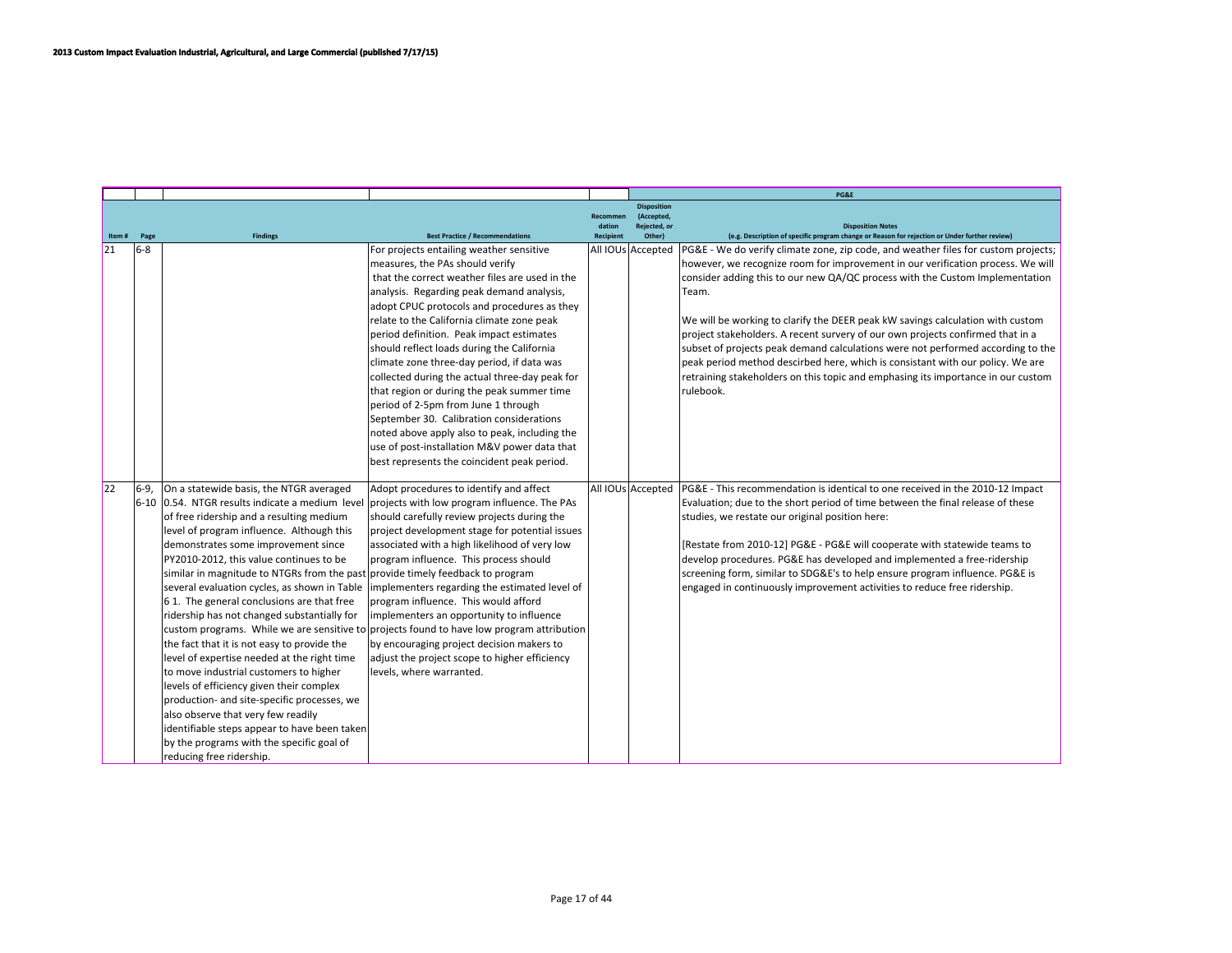2013 Custom Impact Evaluation Industrial, Agricultural, and Large Commercial (published 7/17/15)

| | | | | | PG&E | |
|---|---|---|---|---|---|---|
| Item # | Page | Findings | Best Practice / Recommendations | Recommendation Recipient | Disposition (Accepted, Rejected, or Other) | Disposition Notes (e.g. Description of specific program change or Reason for rejection or Under further review) |
| 21 | 6-8 | | For projects entailing weather sensitive measures, the PAs should verify that the correct weather files are used in the analysis. Regarding peak demand analysis, adopt CPUC protocols and procedures as they relate to the California climate zone peak period definition. Peak impact estimates should reflect loads during the California climate zone three-day period, if data was collected during the actual three-day peak for that region or during the peak summer time period of 2-5pm from June 1 through September 30. Calibration considerations noted above apply also to peak, including the use of post-installation M&V power data that best represents the coincident peak period. | All IOUs | Accepted | PG&E - We do verify climate zone, zip code, and weather files for custom projects; however, we recognize room for improvement in our verification process. We will consider adding this to our new QA/QC process with the Custom Implementation Team.<br><br>We will be working to clarify the DEER peak kW savings calculation with custom project stakeholders. A recent survery of our own projects confirmed that in a subset of projects peak demand calculations were not performed according to the peak period method descirbed here, which is consistant with our policy. We are retraining stakeholders on this topic and emphasing its importance in our custom rulebook. |
| 22 | 6-9, 6-10 | On a statewide basis, the NTGR averaged 0.54. NTGR results indicate a medium level of free ridership and a resulting medium level of program influence. Although this demonstrates some improvement since PY2010-2012, this value continues to be similar in magnitude to NTGRs from the past several evaluation cycles, as shown in Table 6 1. The general conclusions are that free ridership has not changed substantially for custom programs. While we are sensitive to the fact that it is not easy to provide the level of expertise needed at the right time to move industrial customers to higher levels of efficiency given their complex production- and site-specific processes, we also observe that very few readily identifiable steps appear to have been taken by the programs with the specific goal of reducing free ridership. | Adopt procedures to identify and affect projects with low program influence. The PAs should carefully review projects during the project development stage for potential issues associated with a high likelihood of very low program influence. This process should provide timely feedback to program implementers regarding the estimated level of program influence. This would afford implementers an opportunity to influence projects found to have low program attribution by encouraging project decision makers to adjust the project scope to higher efficiency levels, where warranted. | All IOUs | Accepted | PG&E - This recommendation is identical to one received in the 2010-12 Impact Evaluation; due to the short period of time between the final release of these studies, we restate our original position here:<br><br>[Restate from 2010-12] PG&E - PG&E will cooperate with statewide teams to develop procedures. PG&E has developed and implemented a free-ridership screening form, similar to SDG&E's to help ensure program influence. PG&E is engaged in continuously improvement activities to reduce free ridership. |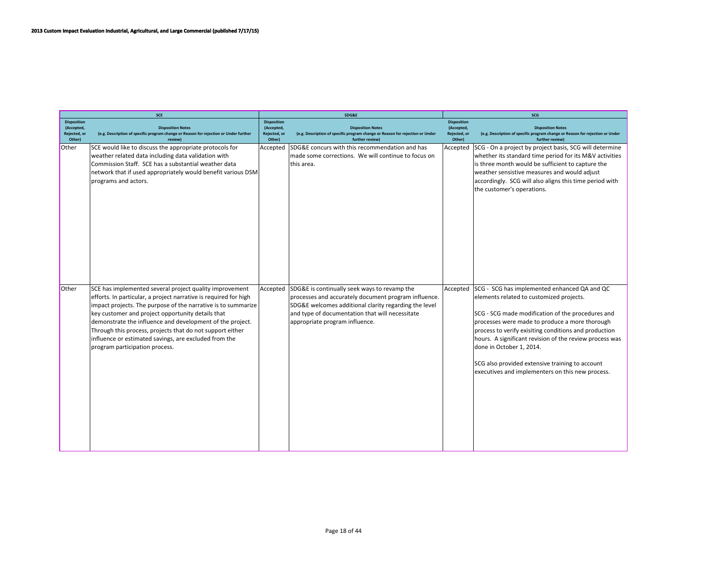**2013 Custom Impact Evaluation Industrial, Agricultural, and Large Commercial (published 7/17/15)**

| SCE | | SDG&E | | SCG | |
|---|---|---|---|---|---|
| Disposition (Accepted, Rejected, or Other) | Disposition Notes (e.g. Description of specific program change or Reason for rejection or Under further review) | Disposition (Accepted, Rejected, or Other) | Disposition Notes (e.g. Description of specific program change or Reason for rejection or Under further review) | Disposition (Accepted, Rejected, or Other) | Disposition Notes (e.g. Description of specific program change or Reason for rejection or Under further review) |
| Other | SCE would like to discuss the appropriate protocols for weather related data including data validation with Commission Staff. SCE has a substantial weather data network that if used appropriately would benefit various DSM programs and actors. | Accepted | SDG&E concurs with this recommendation and has made some corrections. We will continue to focus on this area. | Accepted | SCG - On a project by project basis, SCG will determine whether its standard time period for its M&V activities is three month would be sufficient to capture the weather sensistive measures and would adjust accordingly. SCG will also aligns this time period with the customer's operations. |
| Other | SCE has implemented several project quality improvement efforts. In particular, a project narrative is required for high impact projects. The purpose of the narrative is to summarize key customer and project opportunity details that demonstrate the influence and development of the project. Through this process, projects that do not support either influence or estimated savings, are excluded from the program participation process. | Accepted | SDG&E is continually seek ways to revamp the processes and accurately document program influence. SDG&E welcomes additional clarity regarding the level and type of documentation that will necessitate appropriate program influence. | Accepted | SCG - SCG has implemented enhanced QA and QC elements related to customized projects.<br><br>SCG - SCG made modification of the procedures and processes were made to produce a more thorough process to verify exisiting conditions and production hours. A significant revision of the review process was done in October 1, 2014.<br><br>SCG also provided extensive training to account executives and implementers on this new process. |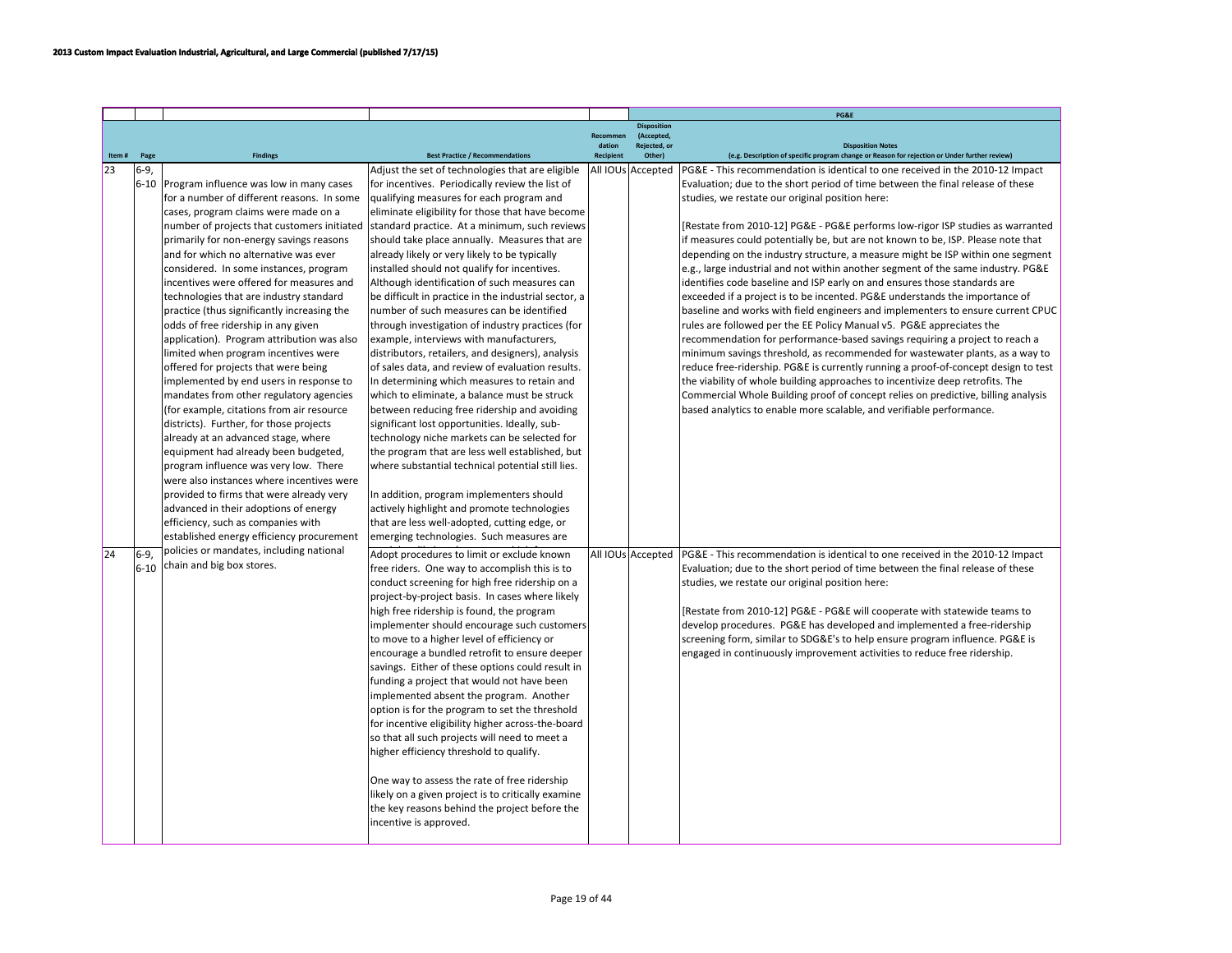| Item # | Page | Findings | Best Practice / Recommendations | Recommendation Recipient | PG&E Disposition (Accepted, Rejected, or Other) | PG&E Disposition Notes (e.g. Description of specific program change or Reason for rejection or Under further review) |
|---|---|---|---|---|---|---|
| 23 | 6-9, 6-10 | Program influence was low in many cases for a number of different reasons. In some cases, program claims were made on a number of projects that customers initiated primarily for non-energy savings reasons and for which no alternative was ever considered. In some instances, program incentives were offered for measures and technologies that are industry standard practice (thus significantly increasing the odds of free ridership in any given application). Program attribution was also limited when program incentives were offered for projects that were being implemented by end users in response to mandates from other regulatory agencies (for example, citations from air resource districts). Further, for those projects already at an advanced stage, where equipment had already been budgeted, program influence was very low. There were also instances where incentives were provided to firms that were already very advanced in their adoptions of energy efficiency, such as companies with established energy efficiency procurement policies or mandates, including national chain and big box stores. | Adjust the set of technologies that are eligible for incentives. Periodically review the list of qualifying measures for each program and eliminate eligibility for those that have become standard practice. At a minimum, such reviews should take place annually. Measures that are already likely or very likely to be typically installed should not qualify for incentives. Although identification of such measures can be difficult in practice in the industrial sector, a number of such measures can be identified through investigation of industry practices (for example, interviews with manufacturers, distributors, retailers, and designers), analysis of sales data, and review of evaluation results. In determining which measures to retain and which to eliminate, a balance must be struck between reducing free ridership and avoiding significant lost opportunities. Ideally, sub-technology niche markets can be selected for the program that are less well established, but where substantial technical potential still lies.<br><br>In addition, program implementers should actively highlight and promote technologies that are less well-adopted, cutting edge, or emerging technologies. Such measures are | All IOUs | Accepted | PG&E - This recommendation is identical to one received in the 2010-12 Impact Evaluation; due to the short period of time between the final release of these studies, we restate our original position here:<br><br>[Restate from 2010-12] PG&E - PG&E performs low-rigor ISP studies as warranted if measures could potentially be, but are not known to be, ISP. Please note that depending on the industry structure, a measure might be ISP within one segment e.g., large industrial and not within another segment of the same industry. PG&E identifies code baseline and ISP early on and ensures those standards are exceeded if a project is to be incented. PG&E understands the importance of baseline and works with field engineers and implementers to ensure current CPUC rules are followed per the EE Policy Manual v5. PG&E appreciates the recommendation for performance-based savings requiring a project to reach a minimum savings threshold, as recommended for wastewater plants, as a way to reduce free-ridership. PG&E is currently running a proof-of-concept design to test the viability of whole building approaches to incentivize deep retrofits. The Commercial Whole Building proof of concept relies on predictive, billing analysis based analytics to enable more scalable, and verifiable performance. |
| 24 | 6-9, 6-10 | | Adopt procedures to limit or exclude known free riders. One way to accomplish this is to conduct screening for high free ridership on a project-by-project basis. In cases where likely high free ridership is found, the program implementer should encourage such customers to move to a higher level of efficiency or encourage a bundled retrofit to ensure deeper savings. Either of these options could result in funding a project that would not have been implemented absent the program. Another option is for the program to set the threshold for incentive eligibility higher across-the-board so that all such projects will need to meet a higher efficiency threshold to qualify.<br><br>One way to assess the rate of free ridership likely on a given project is to critically examine the key reasons behind the project before the incentive is approved. | All IOUs | Accepted | PG&E - This recommendation is identical to one received in the 2010-12 Impact Evaluation; due to the short period of time between the final release of these studies, we restate our original position here:<br><br>[Restate from 2010-12] PG&E - PG&E will cooperate with statewide teams to develop procedures. PG&E has developed and implemented a free-ridership screening form, similar to SDG&E's to help ensure program influence. PG&E is engaged in continuously improvement activities to reduce free ridership. |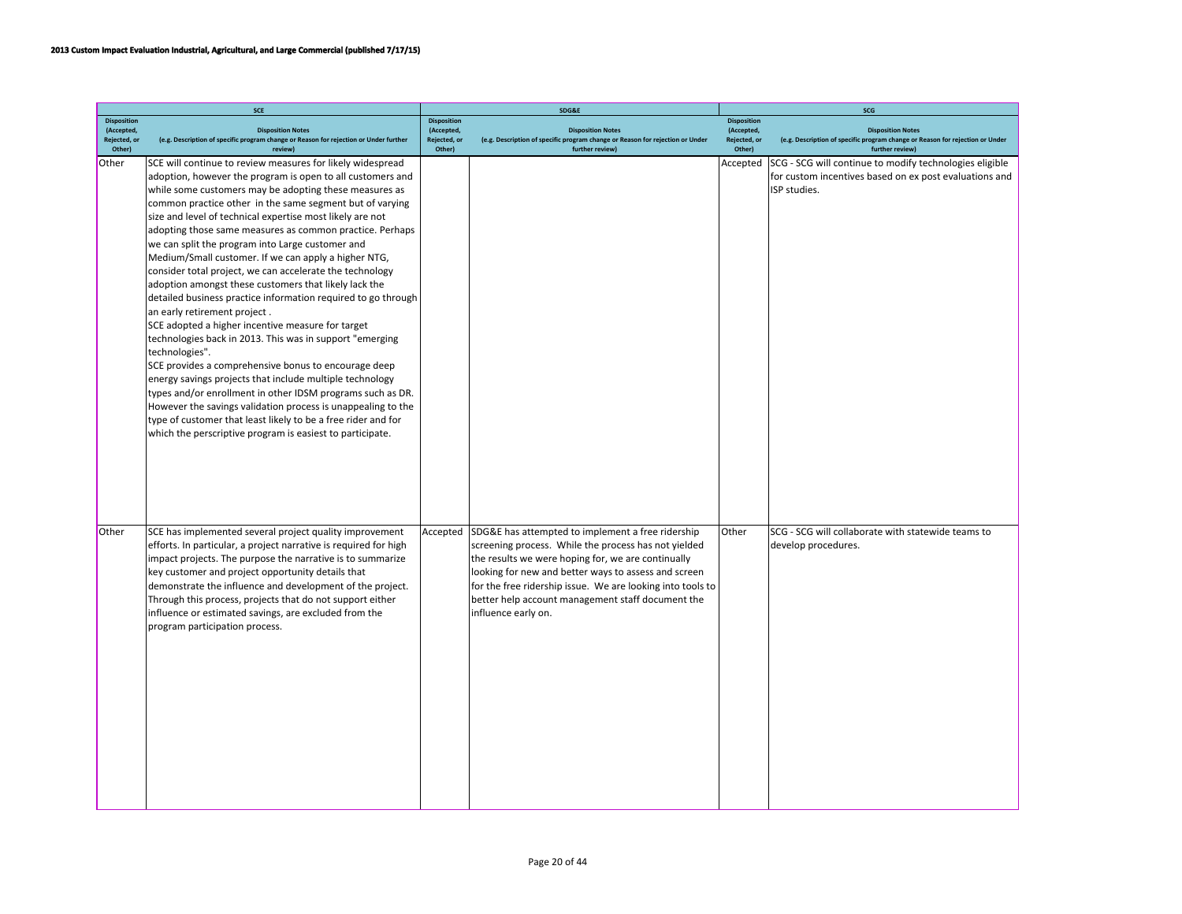| SCE | | SDG&E | | SCG | |
|---|---|---|---|---|---|
| Disposition (Accepted, Rejected, or Other) | Disposition Notes (e.g. Description of specific program change or Reason for rejection or Under further review) | Disposition (Accepted, Rejected, or Other) | Disposition Notes (e.g. Description of specific program change or Reason for rejection or Under further review) | Disposition (Accepted, Rejected, or Other) | Disposition Notes (e.g. Description of specific program change or Reason for rejection or Under further review) |
| Other | SCE will continue to review measures for likely widespread adoption, however the program is open to all customers and while some customers may be adopting these measures as common practice other in the same segment but of varying size and level of technical expertise most likely are not adopting those same measures as common practice. Perhaps we can split the program into Large customer and Medium/Small customer. If we can apply a higher NTG, consider total project, we can accelerate the technology adoption amongst these customers that likely lack the detailed business practice information required to go through an early retirement project .<br>SCE adopted a higher incentive measure for target technologies back in 2013. This was in support "emerging technologies".<br>SCE provides a comprehensive bonus to encourage deep energy savings projects that include multiple technology types and/or enrollment in other IDSM programs such as DR. However the savings validation process is unappealing to the type of customer that least likely to be a free rider and for which the perscriptive program is easiest to participate. | | | Accepted | SCG - SCG will continue to modify technologies eligible for custom incentives based on ex post evaluations and ISP studies. |
| Other | SCE has implemented several project quality improvement efforts. In particular, a project narrative is required for high impact projects. The purpose the narrative is to summarize key customer and project opportunity details that demonstrate the influence and development of the project. Through this process, projects that do not support either influence or estimated savings, are excluded from the program participation process. | Accepted | SDG&E has attempted to implement a free ridership screening process. While the process has not yielded the results we were hoping for, we are continually looking for new and better ways to assess and screen for the free ridership issue. We are looking into tools to better help account management staff document the influence early on. | Other | SCG - SCG will collaborate with statewide teams to develop procedures. |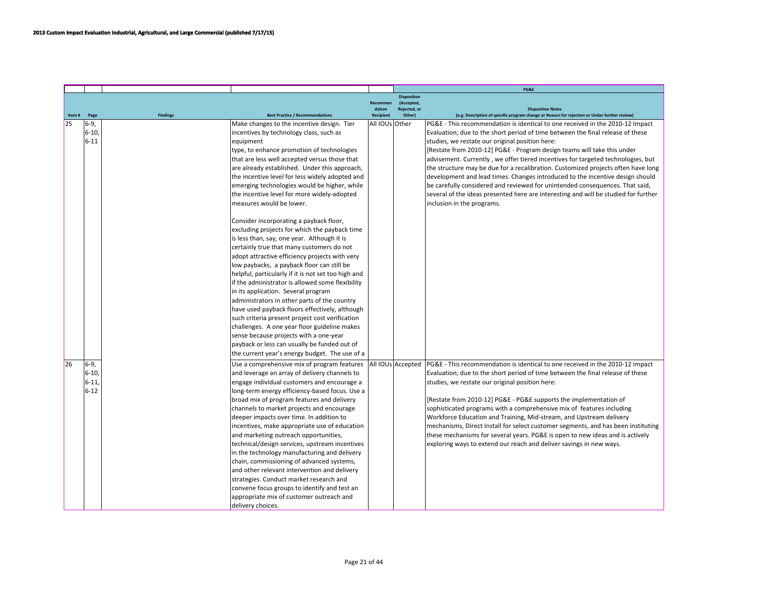**2013 Custom Impact Evaluation Industrial, Agricultural, and Large Commercial (published 7/17/15)**

| | | | | | PG&E | |
|---|---|---|---|---|---|---|
| Item # | Page | Findings | Best Practice / Recommendations | Recommendation Recipient | Disposition (Accepted, Rejected, or Other) | Disposition Notes (e.g. Description of specific program change or Reason for rejection or Under further review) |
| 25 | 6-9, 6-10, 6-11 | | Make changes to the incentive design. Tier incentives by technology class, such as equipment type, to enhance promotion of technologies that are less well accepted versus those that are already established. Under this approach, the incentive level for less widely adopted and emerging technologies would be higher, while the incentive level for more widely-adopted measures would be lower.<br><br>Consider incorporating a payback floor, excluding projects for which the payback time is less than, say, one year. Although it is certainly true that many customers do not adopt attractive efficiency projects with very low paybacks, a payback floor can still be helpful, particularly if it is not set too high and if the administrator is allowed some flexibility in its application. Several program administrators in other parts of the country have used payback floors effectively, although such criteria present project cost verification challenges. A one year floor guideline makes sense because projects with a one-year payback or less can usually be funded out of the current year's energy budget. The use of a | All IOUs | Other | PG&E - This recommendation is identical to one received in the 2010-12 Impact Evaluation; due to the short period of time between the final release of these studies, we restate our original position here:<br>[Restate from 2010-12] PG&E - Program design teams will take this under advisement. Currently , we offer tiered incentives for targeted technologies, but the structure may be due for a recalibration. Customized projects often have long development and lead times. Changes introduced to the incentive design should be carefully considered and reviewed for unintended consequences. That said, several of the ideas presented here are interesting and will be studied for further inclusion in the programs. |
| 26 | 6-9, 6-10, 6-11, 6-12 | | Use a comprehensive mix of program features and leverage an array of delivery channels to engage individual customers and encourage a long-term energy efficiency-based focus. Use a broad mix of program features and delivery channels to market projects and encourage deeper impacts over time. In addition to incentives, make appropriate use of education and marketing outreach opportunities, technical/design services, upstream incentives in the technology manufacturing and delivery chain, commissioning of advanced systems, and other relevant intervention and delivery strategies. Conduct market research and convene focus groups to identify and test an appropriate mix of customer outreach and delivery choices. | All IOUs | Accepted | PG&E - This recommendation is identical to one received in the 2010-12 Impact Evaluation; due to the short period of time between the final release of these studies, we restate our original position here:<br><br>[Restate from 2010-12] PG&E - PG&E supports the implementation of sophisticated programs with a comprehensive mix of features including Workforce Education and Training, Mid-stream, and Upstream delivery mechanisms, Direct Install for select customer segments, and has been instituting these mechanisms for several years. PG&E is open to new ideas and is actively exploring ways to extend our reach and deliver savings in new ways. |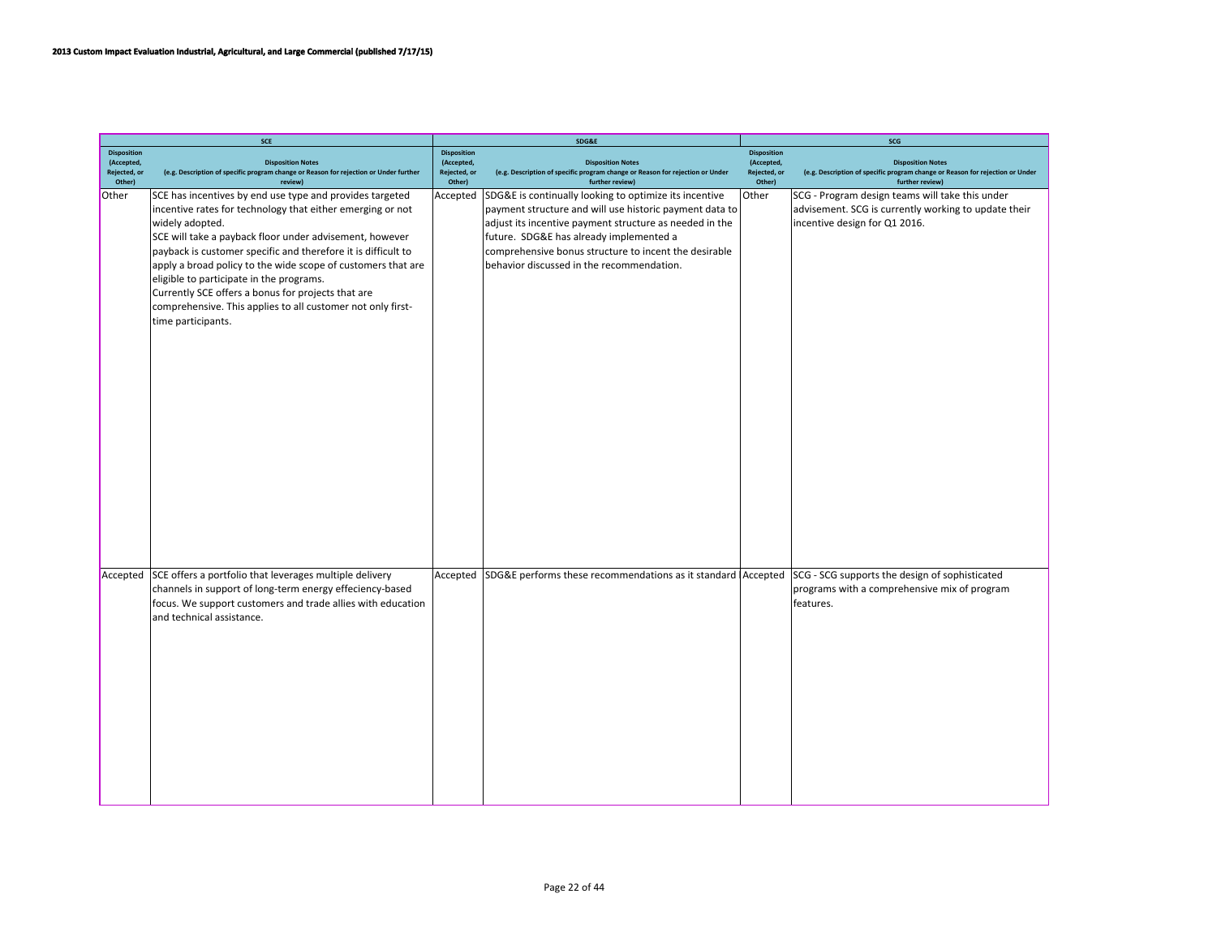**2013 Custom Impact Evaluation Industrial, Agricultural, and Large Commercial (published 7/17/15)**

| SCE | | SDG&E | | SCG | |
|---|---|---|---|---|---|
| Disposition (Accepted, Rejected, or Other) | Disposition Notes (e.g. Description of specific program change or Reason for rejection or Under further review) | Disposition (Accepted, Rejected, or Other) | Disposition Notes (e.g. Description of specific program change or Reason for rejection or Under further review) | Disposition (Accepted, Rejected, or Other) | Disposition Notes (e.g. Description of specific program change or Reason for rejection or Under further review) |
| Other | SCE has incentives by end use type and provides targeted incentive rates for technology that either emerging or not widely adopted.<br>SCE will take a payback floor under advisement, however payback is customer specific and therefore it is difficult to apply a broad policy to the wide scope of customers that are eligible to participate in the programs.<br>Currently SCE offers a bonus for projects that are comprehensive. This applies to all customer not only first-time participants. | Accepted | SDG&E is continually looking to optimize its incentive payment structure and will use historic payment data to adjust its incentive payment structure as needed in the future. SDG&E has already implemented a comprehensive bonus structure to incent the desirable behavior discussed in the recommendation. | Other | SCG - Program design teams will take this under advisement. SCG is currently working to update their incentive design for Q1 2016. |
| Accepted | SCE offers a portfolio that leverages multiple delivery channels in support of long-term energy effeciency-based focus. We support customers and trade allies with education and technical assistance. | Accepted | SDG&E performs these recommendations as it standard | Accepted | SCG - SCG supports the design of sophisticated programs with a comprehensive mix of program features. |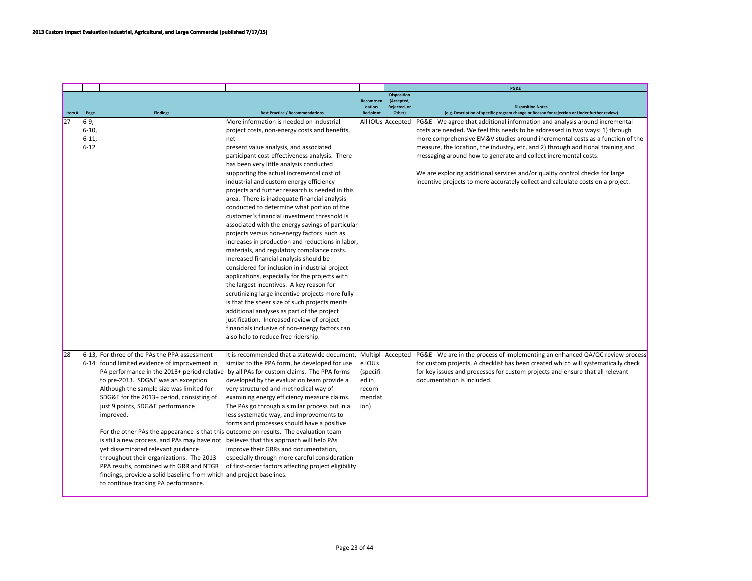| | | | | | PG&E | |
|---|---|---|---|---|---|---|
| Item # | Page | Findings | Best Practice / Recommendations | Recommendation Recipient | Disposition (Accepted, Rejected, or Other) | Disposition Notes (e.g. Description of specific program change or Reason for rejection or Under further review) |
| 27 | 6-9, 6-10, 6-11, 6-12 | | More information is needed on industrial project costs, non-energy costs and benefits, net present value analysis, and associated participant cost-effectiveness analysis. There has been very little analysis conducted supporting the actual incremental cost of industrial and custom energy efficiency projects and further research is needed in this area. There is inadequate financial analysis conducted to determine what portion of the customer's financial investment threshold is associated with the energy savings of particular projects versus non-energy factors such as increases in production and reductions in labor, materials, and regulatory compliance costs. Increased financial analysis should be considered for inclusion in industrial project applications, especially for the projects with the largest incentives. A key reason for scrutinizing large incentive projects more fully is that the sheer size of such projects merits additional analyses as part of the project justification. Increased review of project financials inclusive of non-energy factors can also help to reduce free ridership. | All IOUs | Accepted | PG&E - We agree that additional information and analysis around incremental costs are needed. We feel this needs to be addressed in two ways: 1) through more comprehensive EM&V studies around incremental costs as a function of the measure, the location, the industry, etc, and 2) through additional training and messaging around how to generate and collect incremental costs.<br><br>We are exploring additional services and/or quality control checks for large incentive projects to more accurately collect and calculate costs on a project. |
| 28 | 6-13, 6-14 | For three of the PAs the PPA assessment found limited evidence of improvement in PA performance in the 2013+ period relative to pre-2013. SDG&E was an exception. Although the sample size was limited for SDG&E for the 2013+ period, consisting of just 9 points, SDG&E performance improved.<br><br>For the other PAs the appearance is that this is still a new process, and PAs may have not yet disseminated relevant guidance throughout their organizations. The 2013 PPA results, combined with GRR and NTGR findings, provide a solid baseline from which to continue tracking PA performance. | It is recommended that a statewide document, similar to the PPA form, be developed for use by all PAs for custom claims. The PPA forms developed by the evaluation team provide a very structured and methodical way of examining energy efficiency measure claims. The PAs go through a similar process but in a less systematic way, and improvements to forms and processes should have a positive outcome on results. The evaluation team believes that this approach will help PAs improve their GRRs and documentation, especially through more careful consideration of first-order factors affecting project eligibility and project baselines. | Multiple IOUs (specified in recommendation) | Accepted | PG&E - We are in the process of implementing an enhanced QA/QC review process for custom projects. A checklist has been created which will systematically check for key issues and processes for custom projects and ensure that all relevant documentation is included. |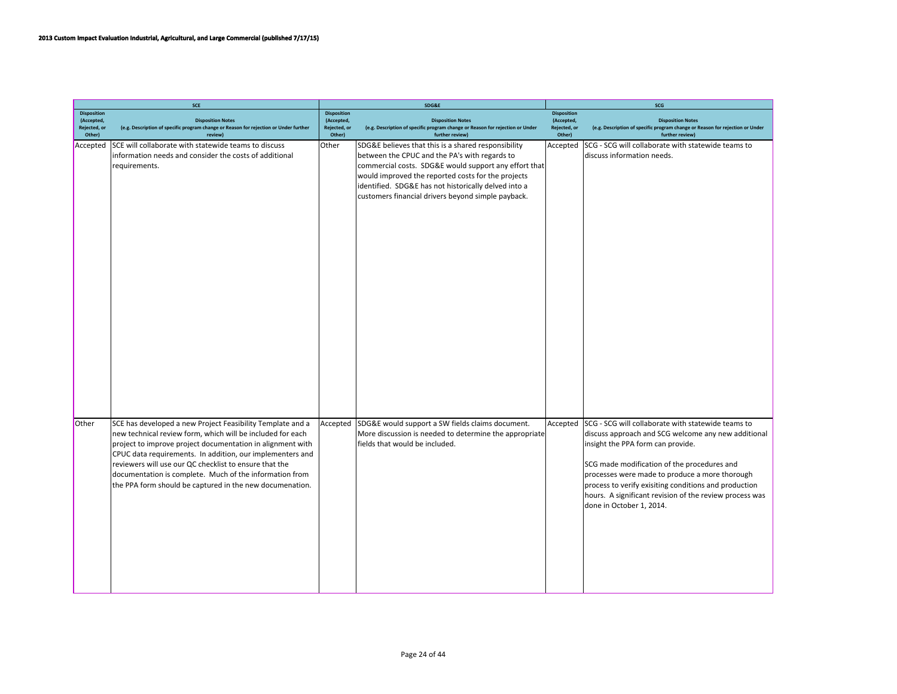| SCE | | SDG&E | | SCG | |
|---|---|---|---|---|---|
| Disposition (Accepted, Rejected, or Other) | Disposition Notes (e.g. Description of specific program change or Reason for rejection or Under further review) | Disposition (Accepted, Rejected, or Other) | Disposition Notes (e.g. Description of specific program change or Reason for rejection or Under further review) | Disposition (Accepted, Rejected, or Other) | Disposition Notes (e.g. Description of specific program change or Reason for rejection or Under further review) |
| Accepted | SCE will collaborate with statewide teams to discuss information needs and consider the costs of additional requirements. | Other | SDG&E believes that this is a shared responsibility between the CPUC and the PA's with regards to commercial costs. SDG&E would support any effort that would improved the reported costs for the projects identified. SDG&E has not historically delved into a customers financial drivers beyond simple payback. | Accepted | SCG - SCG will collaborate with statewide teams to discuss information needs. |
| Other | SCE has developed a new Project Feasibility Template and a new technical review form, which will be included for each project to improve project documentation in alignment with CPUC data requirements. In addition, our implementers and reviewers will use our QC checklist to ensure that the documentation is complete. Much of the information from the PPA form should be captured in the new documenation. | Accepted | SDG&E would support a SW fields claims document. More discussion is needed to determine the appropriate fields that would be included. | Accepted | SCG - SCG will collaborate with statewide teams to discuss approach and SCG welcome any new additional insight the PPA form can provide.<br><br>SCG made modification of the procedures and processes were made to produce a more thorough process to verify exisiting conditions and production hours. A significant revision of the review process was done in October 1, 2014. |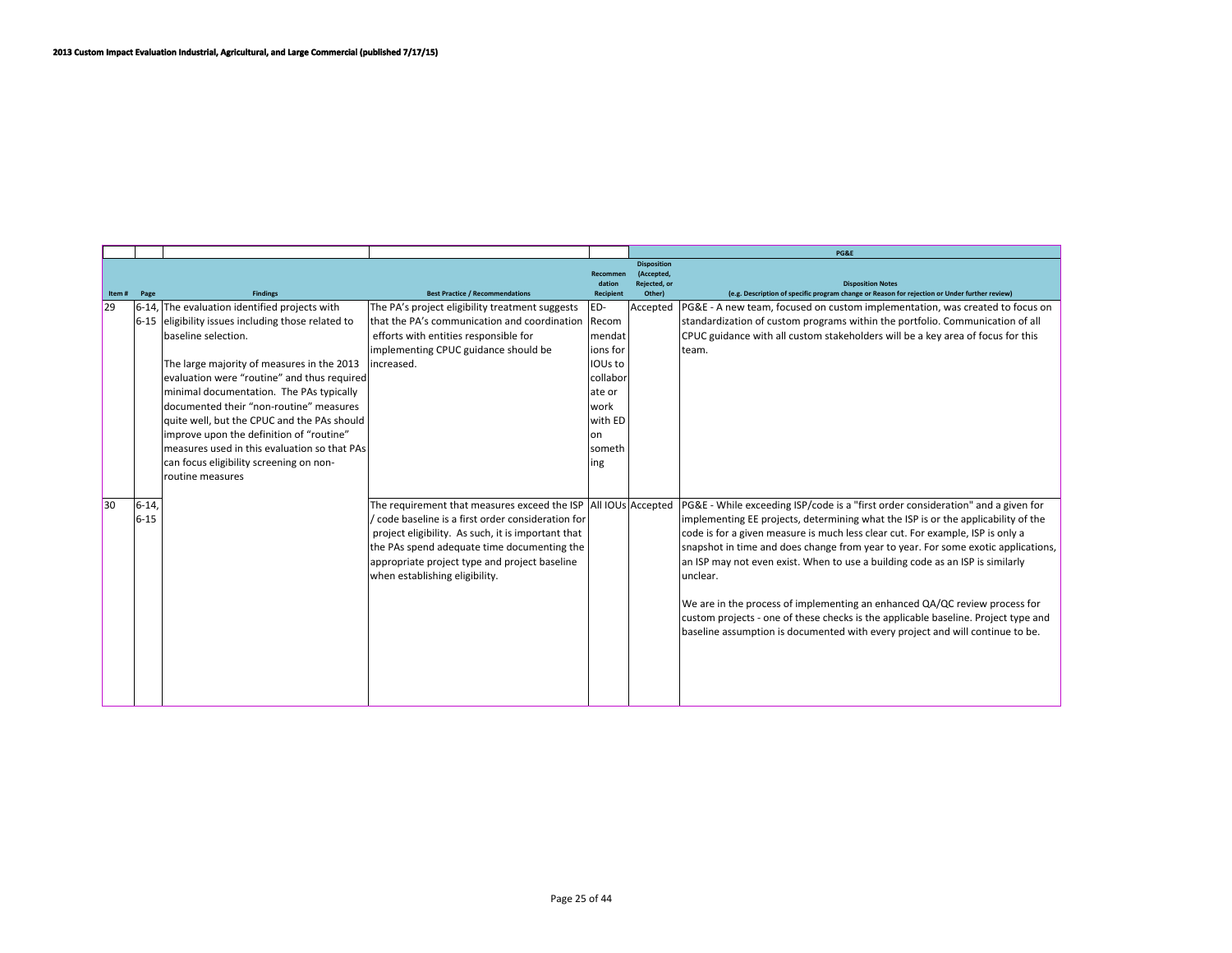| | | | | | PG&E | |
|---|---|---|---|---|---|---|
| Item # | Page | Findings | Best Practice / Recommendations | Recommendation Recipient | Disposition (Accepted, Rejected, or Other) | Disposition Notes (e.g. Description of specific program change or Reason for rejection or Under further review) |
| 29 | 6-14, 6-15 | The evaluation identified projects with eligibility issues including those related to baseline selection.<br><br>The large majority of measures in the 2013 evaluation were "routine" and thus required minimal documentation. The PAs typically documented their "non-routine" measures quite well, but the CPUC and the PAs should improve upon the definition of "routine" measures used in this evaluation so that PAs can focus eligibility screening on non-routine measures | The PA's project eligibility treatment suggests that the PA's communication and coordination efforts with entities responsible for implementing CPUC guidance should be increased. | ED-Recommendations for IOUs to collaborate or work with ED on something | Accepted | PG&E - A new team, focused on custom implementation, was created to focus on standardization of custom programs within the portfolio. Communication of all CPUC guidance with all custom stakeholders will be a key area of focus for this team. |
| 30 | 6-14, 6-15 | | The requirement that measures exceed the ISP / code baseline is a first order consideration for project eligibility. As such, it is important that the PAs spend adequate time documenting the appropriate project type and project baseline when establishing eligibility. | All IOUs | Accepted | PG&E - While exceeding ISP/code is a "first order consideration" and a given for implementing EE projects, determining what the ISP is or the applicability of the code is for a given measure is much less clear cut. For example, ISP is only a snapshot in time and does change from year to year. For some exotic applications, an ISP may not even exist. When to use a building code as an ISP is similarly unclear.<br><br>We are in the process of implementing an enhanced QA/QC review process for custom projects - one of these checks is the applicable baseline. Project type and baseline assumption is documented with every project and will continue to be. |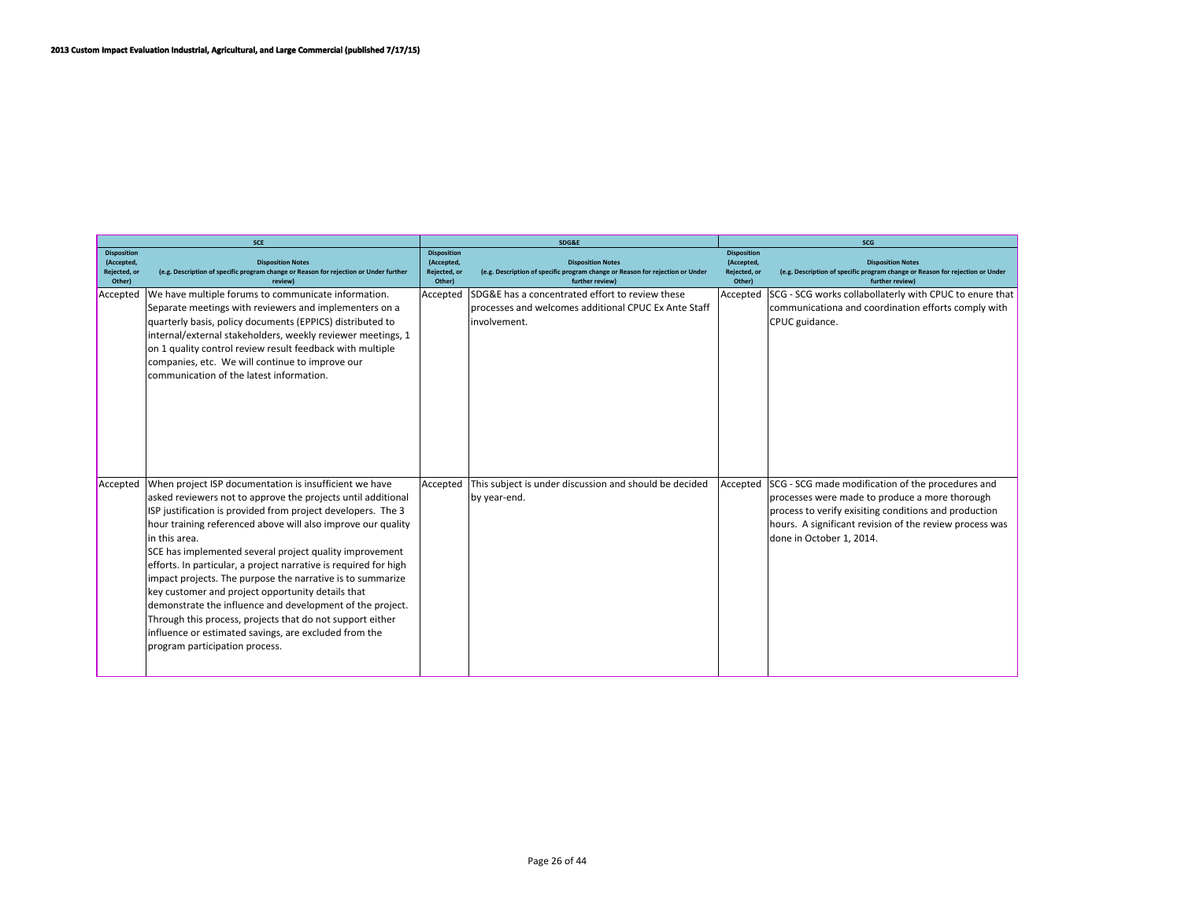**2013 Custom Impact Evaluation Industrial, Agricultural, and Large Commercial (published 7/17/15)**

| SCE | | SDG&E | | SCG | |
|---|---|---|---|---|---|
| Disposition (Accepted, Rejected, or Other) | Disposition Notes (e.g. Description of specific program change or Reason for rejection or Under further review) | Disposition (Accepted, Rejected, or Other) | Disposition Notes (e.g. Description of specific program change or Reason for rejection or Under further review) | Disposition (Accepted, Rejected, or Other) | Disposition Notes (e.g. Description of specific program change or Reason for rejection or Under further review) |
| Accepted | We have multiple forums to communicate information. Separate meetings with reviewers and implementers on a quarterly basis, policy documents (EPPICS) distributed to internal/external stakeholders, weekly reviewer meetings, 1 on 1 quality control review result feedback with multiple companies, etc. We will continue to improve our communication of the latest information. | Accepted | SDG&E has a concentrated effort to review these processes and welcomes additional CPUC Ex Ante Staff involvement. | Accepted | SCG - SCG works collabollaterly with CPUC to enure that communicationa and coordination efforts comply with CPUC guidance. |
| Accepted | When project ISP documentation is insufficient we have asked reviewers not to approve the projects until additional ISP justification is provided from project developers. The 3 hour training referenced above will also improve our quality in this area.<br>SCE has implemented several project quality improvement efforts. In particular, a project narrative is required for high impact projects. The purpose the narrative is to summarize key customer and project opportunity details that demonstrate the influence and development of the project. Through this process, projects that do not support either influence or estimated savings, are excluded from the program participation process. | Accepted | This subject is under discussion and should be decided by year-end. | Accepted | SCG - SCG made modification of the procedures and processes were made to produce a more thorough process to verify exisiting conditions and production hours. A significant revision of the review process was done in October 1, 2014. |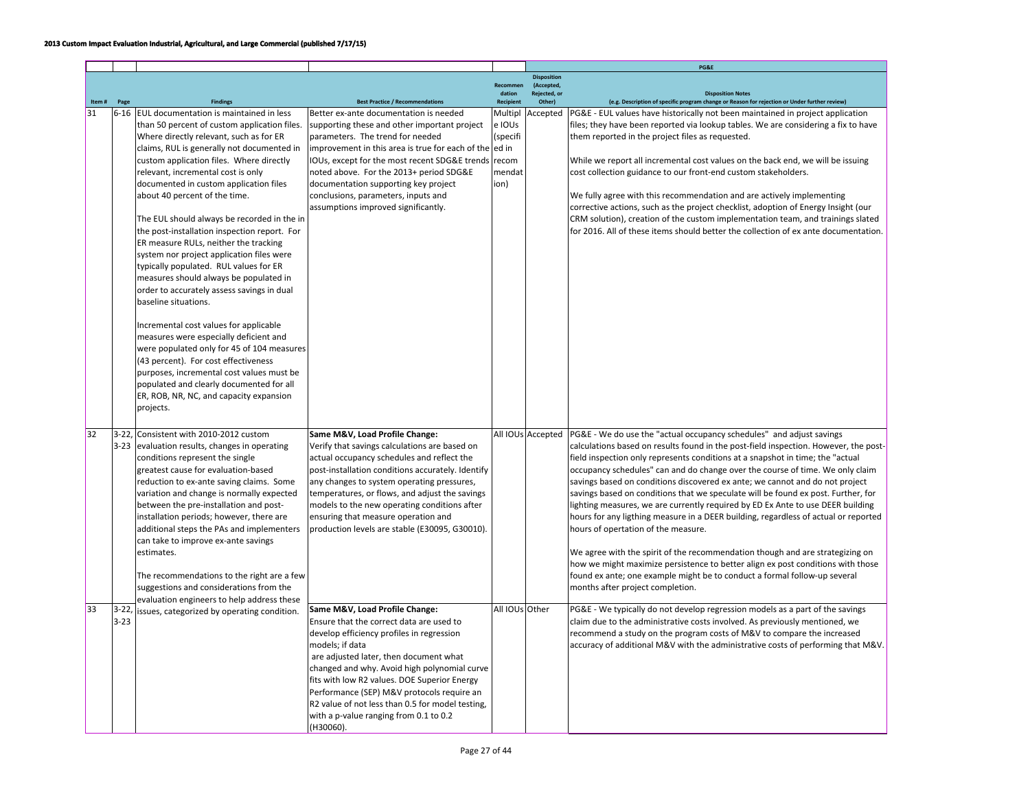**2013 Custom Impact Evaluation Industrial, Agricultural, and Large Commercial (published 7/17/15)**

| | | | | | PG&E | |
|---|---|---|---|---|---|---|
| Item # | Page | Findings | Best Practice / Recommendations | Recommendation Recipient | Disposition (Accepted, Rejected, or Other) | Disposition Notes (e.g. Description of specific program change or Reason for rejection or Under further review) |
| 31 | 6-16 | EUL documentation is maintained in less than 50 percent of custom application files. Where directly relevant, such as for ER claims, RUL is generally not documented in custom application files. Where directly relevant, incremental cost is only documented in custom application files about 40 percent of the time.<br><br>The EUL should always be recorded in the in the post-installation inspection report. For ER measure RULs, neither the tracking system nor project application files were typically populated. RUL values for ER measures should always be populated in order to accurately assess savings in dual baseline situations.<br><br>Incremental cost values for applicable measures were especially deficient and were populated only for 45 of 104 measures (43 percent). For cost effectiveness purposes, incremental cost values must be populated and clearly documented for all ER, ROB, NR, NC, and capacity expansion projects. | Better ex-ante documentation is needed supporting these and other important project parameters. The trend for improvement in this area is true for each of the IOUs, except for the most recent SDG&E trends noted above. For the 2013+ period SDG&E documentation supporting key project conclusions, parameters, inputs and assumptions improved significantly. | Multiple IOUs (specified in recommendation) | Accepted | PG&E - EUL values have historically not been maintained in project application files; they have been reported via lookup tables. We are considering a fix to have them reported in the project files as requested.<br><br>While we report all incremental cost values on the back end, we will be issuing cost collection guidance to our front-end custom stakeholders.<br><br>We fully agree with this recommendation and are actively implementing corrective actions, such as the project checklist, adoption of Energy Insight (our CRM solution), creation of the custom implementation team, and trainings slated for 2016. All of these items should better the collection of ex ante documentation. |
| 32 | 3-22, 3-23 | Consistent with 2010-2012 custom evaluation results, changes in operating conditions represent the single greatest cause for evaluation-based reduction to ex-ante saving claims. Some variation and change is normally expected between the pre-installation and post-installation periods; however, there are additional steps the PAs and implementers can take to improve ex-ante savings estimates.<br><br>The recommendations to the right are a few suggestions and considerations from the evaluation engineers to help address these issues, categorized by operating condition. | **Same M&V, Load Profile Change:**<br>Verify that savings calculations are based on actual occupancy schedules and reflect the post-installation conditions accurately. Identify any changes to system operating pressures, temperatures, or flows, and adjust the savings models to the new operating conditions after ensuring that measure operation and production levels are stable (E30095, G30010). | All IOUs | Accepted | PG&E - We do use the "actual occupancy schedules" and adjust savings calculations based on results found in the post-field inspection. However, the post-field inspection only represents conditions at a snapshot in time; the "actual occupancy schedules" can and do change over the course of time. We only claim savings based on conditions discovered ex ante; we cannot and do not project savings based on conditions that we speculate will be found ex post. Further, for lighting measures, we are currently required by ED Ex Ante to use DEER building hours for any ligthing measure in a DEER building, regardless of actual or reported hours of opertation of the measure.<br><br>We agree with the spirit of the recommendation though and are strategizing on how we might maximize persistence to better align ex post conditions with those found ex ante; one example might be to conduct a formal follow-up several months after project completion. |
| 33 | 3-22, 3-23 | | **Same M&V, Load Profile Change:**<br>Ensure that the correct data are used to develop efficiency profiles in regression models; if data are adjusted later, then document what changed and why. Avoid high polynomial curve fits with low R2 values. DOE Superior Energy Performance (SEP) M&V protocols require an R2 value of not less than 0.5 for model testing, with a p-value ranging from 0.1 to 0.2 (H30060). | All IOUs | Other | PG&E - We typically do not develop regression models as a part of the savings claim due to the administrative costs involved. As previously mentioned, we recommend a study on the program costs of M&V to compare the increased accuracy of additional M&V with the administrative costs of performing that M&V. |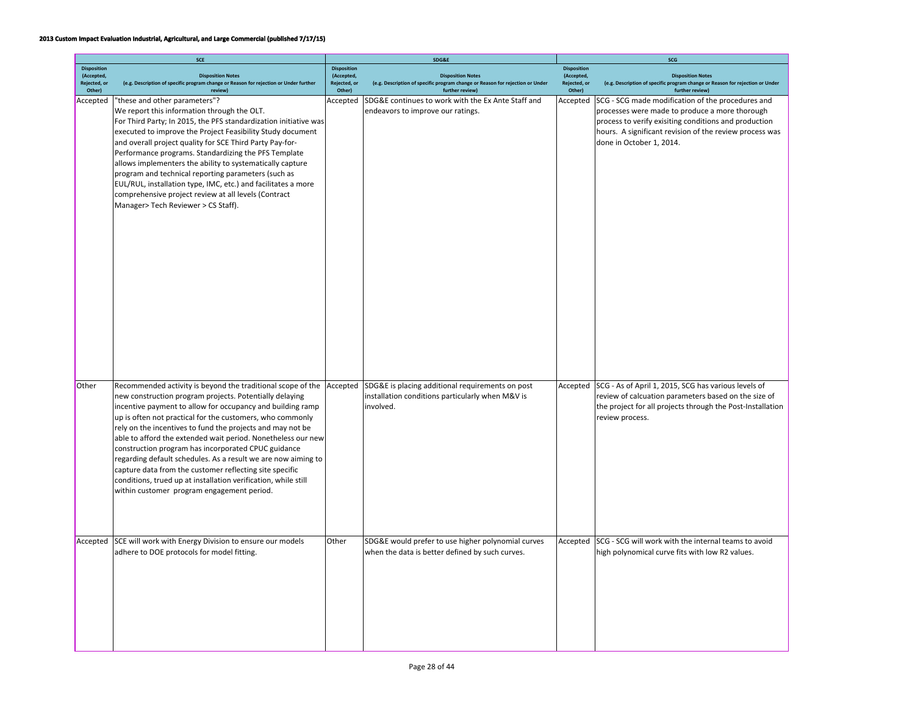**2013 Custom Impact Evaluation Industrial, Agricultural, and Large Commercial (published 7/17/15)**

| SCE | | SDG&E | | SCG | |
|---|---|---|---|---|---|
| Disposition (Accepted, Rejected, or Other) | Disposition Notes (e.g. Description of specific program change or Reason for rejection or Under further review) | Disposition (Accepted, Rejected, or Other) | Disposition Notes (e.g. Description of specific program change or Reason for rejection or Under further review) | Disposition (Accepted, Rejected, or Other) | Disposition Notes (e.g. Description of specific program change or Reason for rejection or Under further review) |
| Accepted | "these and other parameters"? We report this information through the OLT. For Third Party; In 2015, the PFS standardization initiative was executed to improve the Project Feasibility Study document and overall project quality for SCE Third Party Pay-for-Performance programs. Standardizing the PFS Template allows implementers the ability to systematically capture program and technical reporting parameters (such as EUL/RUL, installation type, IMC, etc.) and facilitates a more comprehensive project review at all levels (Contract Manager> Tech Reviewer > CS Staff). | Accepted | SDG&E continues to work with the Ex Ante Staff and endeavors to improve our ratings. | Accepted | SCG - SCG made modification of the procedures and processes were made to produce a more thorough process to verify exisiting conditions and production hours. A significant revision of the review process was done in October 1, 2014. |
| Other | Recommended activity is beyond the traditional scope of the new construction program projects. Potentially delaying incentive payment to allow for occupancy and building ramp up is often not practical for the customers, who commonly rely on the incentives to fund the projects and may not be able to afford the extended wait period. Nonetheless our new construction program has incorporated CPUC guidance regarding default schedules. As a result we are now aiming to capture data from the customer reflecting site specific conditions, trued up at installation verification, while still within customer program engagement period. | Accepted | SDG&E is placing additional requirements on post installation conditions particularly when M&V is involved. | Accepted | SCG - As of April 1, 2015, SCG has various levels of review of calcuation parameters based on the size of the project for all projects through the Post-Installation review process. |
| Accepted | SCE will work with Energy Division to ensure our models adhere to DOE protocols for model fitting. | Other | SDG&E would prefer to use higher polynomial curves when the data is better defined by such curves. | Accepted | SCG - SCG will work with the internal teams to avoid high polynomical curve fits with low R2 values. |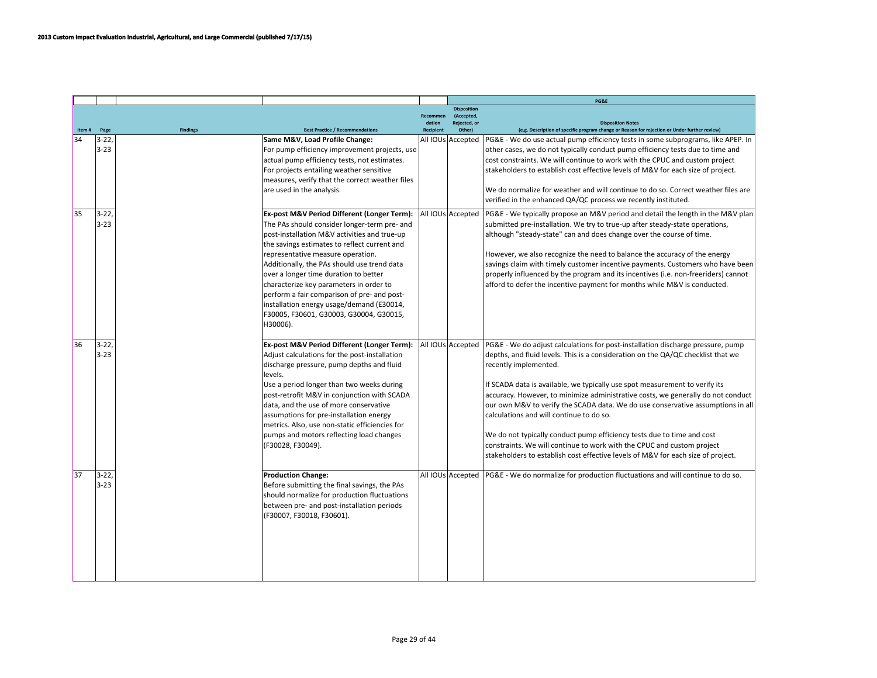| | | | | | PG&E | |
|---|---|---|---|---|---|---|
| Item # | Page | Findings | Best Practice / Recommendations | Recommendation Recipient | Disposition (Accepted, Rejected, or Other) | Disposition Notes (e.g. Description of specific program change or Reason for rejection or Under further review) |
| 34 | 3-22, 3-23 | | **Same M&V, Load Profile Change:** For pump efficiency improvement projects, use actual pump efficiency tests, not estimates. For projects entailing weather sensitive measures, verify that the correct weather files are used in the analysis. | All IOUs | Accepted | PG&E - We do use actual pump efficiency tests in some subprograms, like APEP. In other cases, we do not typically conduct pump efficiency tests due to time and cost constraints. We will continue to work with the CPUC and custom project stakeholders to establish cost effective levels of M&V for each size of project. We do normalize for weather and will continue to do so. Correct weather files are verified in the enhanced QA/QC process we recently instituted. |
| 35 | 3-22, 3-23 | | **Ex-post M&V Period Different (Longer Term):** The PAs should consider longer-term pre- and post-installation M&V activities and true-up the savings estimates to reflect current and representative measure operation. Additionally, the PAs should use trend data over a longer time duration to better characterize key parameters in order to perform a fair comparison of pre- and post-installation energy usage/demand (E30014, F30005, F30601, G30003, G30004, G30015, H30006). | All IOUs | Accepted | PG&E - We typically propose an M&V period and detail the length in the M&V plan submitted pre-installation. We try to true-up after steady-state operations, although "steady-state" can and does change over the course of time. However, we also recognize the need to balance the accuracy of the energy savings claim with timely customer incentive payments. Customers who have been properly influenced by the program and its incentives (i.e. non-freeriders) cannot afford to defer the incentive payment for months while M&V is conducted. |
| 36 | 3-22, 3-23 | | **Ex-post M&V Period Different (Longer Term):** Adjust calculations for the post-installation discharge pressure, pump depths and fluid levels. Use a period longer than two weeks during post-retrofit M&V in conjunction with SCADA data, and the use of more conservative assumptions for pre-installation energy metrics. Also, use non-static efficiencies for pumps and motors reflecting load changes (F30028, F30049). | All IOUs | Accepted | PG&E - We do adjust calculations for post-installation discharge pressure, pump depths, and fluid levels. This is a consideration on the QA/QC checklist that we recently implemented. If SCADA data is available, we typically use spot measurement to verify its accuracy. However, to minimize administrative costs, we generally do not conduct our own M&V to verify the SCADA data. We do use conservative assumptions in all calculations and will continue to do so. We do not typically conduct pump efficiency tests due to time and cost constraints. We will continue to work with the CPUC and custom project stakeholders to establish cost effective levels of M&V for each size of project. |
| 37 | 3-22, 3-23 | | **Production Change:** Before submitting the final savings, the PAs should normalize for production fluctuations between pre- and post-installation periods (F30007, F30018, F30601). | All IOUs | Accepted | PG&E - We do normalize for production fluctuations and will continue to do so. |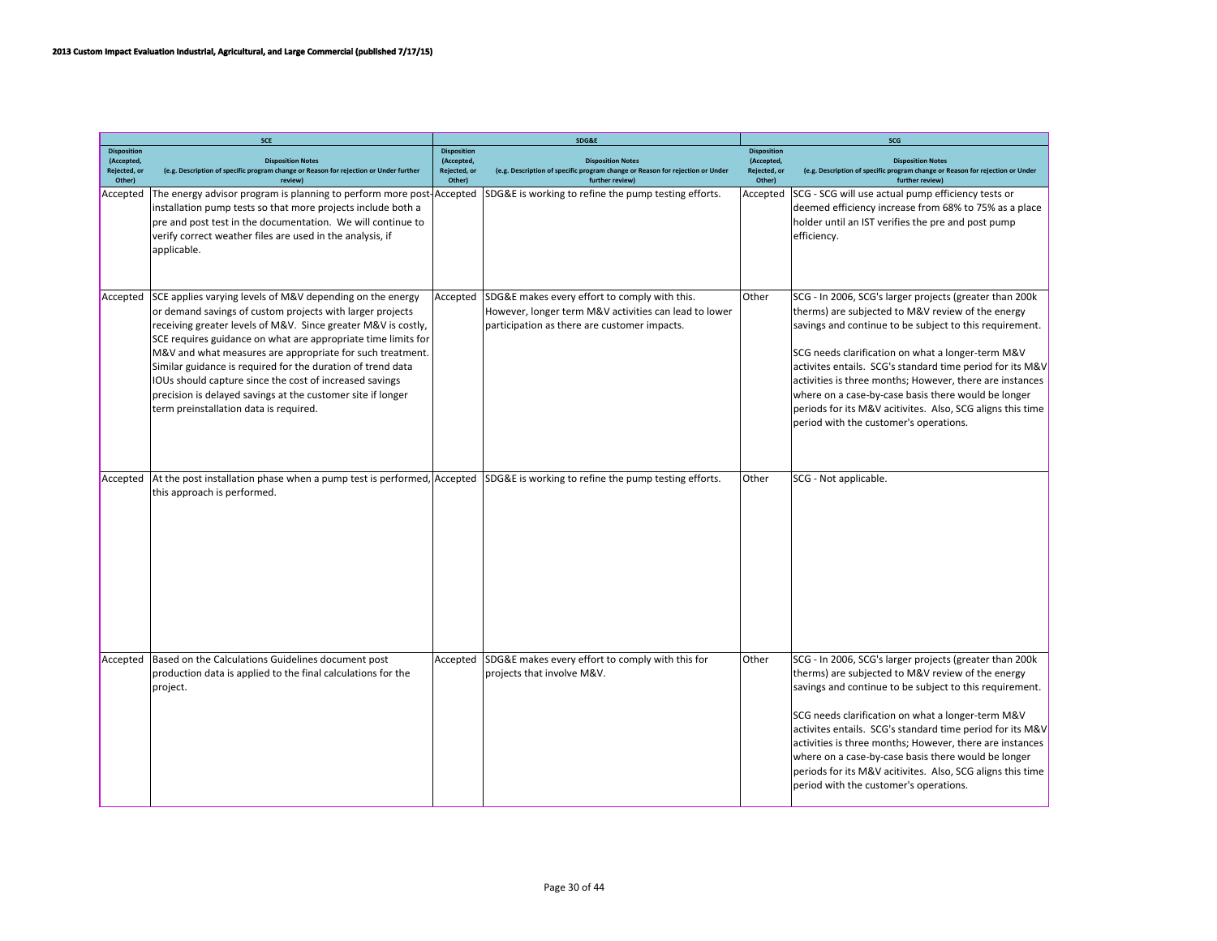| SCE | | SDG&E | | SCG | |
|---|---|---|---|---|---|
| Disposition (Accepted, Rejected, or Other) | Disposition Notes (e.g. Description of specific program change or Reason for rejection or Under further review) | Disposition (Accepted, Rejected, or Other) | Disposition Notes (e.g. Description of specific program change or Reason for rejection or Under further review) | Disposition (Accepted, Rejected, or Other) | Disposition Notes (e.g. Description of specific program change or Reason for rejection or Under further review) |
| Accepted | The energy advisor program is planning to perform more post-installation pump tests so that more projects include both a pre and post test in the documentation. We will continue to verify correct weather files are used in the analysis, if applicable. | Accepted | SDG&E is working to refine the pump testing efforts. | Accepted | SCG - SCG will use actual pump efficiency tests or deemed efficiency increase from 68% to 75% as a place holder until an IST verifies the pre and post pump efficiency. |
| Accepted | SCE applies varying levels of M&V depending on the energy or demand savings of custom projects with larger projects receiving greater levels of M&V. Since greater M&V is costly, SCE requires guidance on what are appropriate time limits for M&V and what measures are appropriate for such treatment. Similar guidance is required for the duration of trend data IOUs should capture since the cost of increased savings precision is delayed savings at the customer site if longer term preinstallation data is required. | Accepted | SDG&E makes every effort to comply with this. However, longer term M&V activities can lead to lower participation as there are customer impacts. | Other | SCG - In 2006, SCG's larger projects (greater than 200k therms) are subjected to M&V review of the energy savings and continue to be subject to this requirement.<br><br>SCG needs clarification on what a longer-term M&V activites entails. SCG's standard time period for its M&V activities is three months; However, there are instances where on a case-by-case basis there would be longer periods for its M&V acitivites. Also, SCG aligns this time period with the customer's operations. |
| Accepted | At the post installation phase when a pump test is performed, this approach is performed. | Accepted | SDG&E is working to refine the pump testing efforts. | Other | SCG - Not applicable. |
| Accepted | Based on the Calculations Guidelines document post production data is applied to the final calculations for the project. | Accepted | SDG&E makes every effort to comply with this for projects that involve M&V. | Other | SCG - In 2006, SCG's larger projects (greater than 200k therms) are subjected to M&V review of the energy savings and continue to be subject to this requirement.<br><br>SCG needs clarification on what a longer-term M&V activites entails. SCG's standard time period for its M&V activities is three months; However, there are instances where on a case-by-case basis there would be longer periods for its M&V acitivites. Also, SCG aligns this time period with the customer's operations. |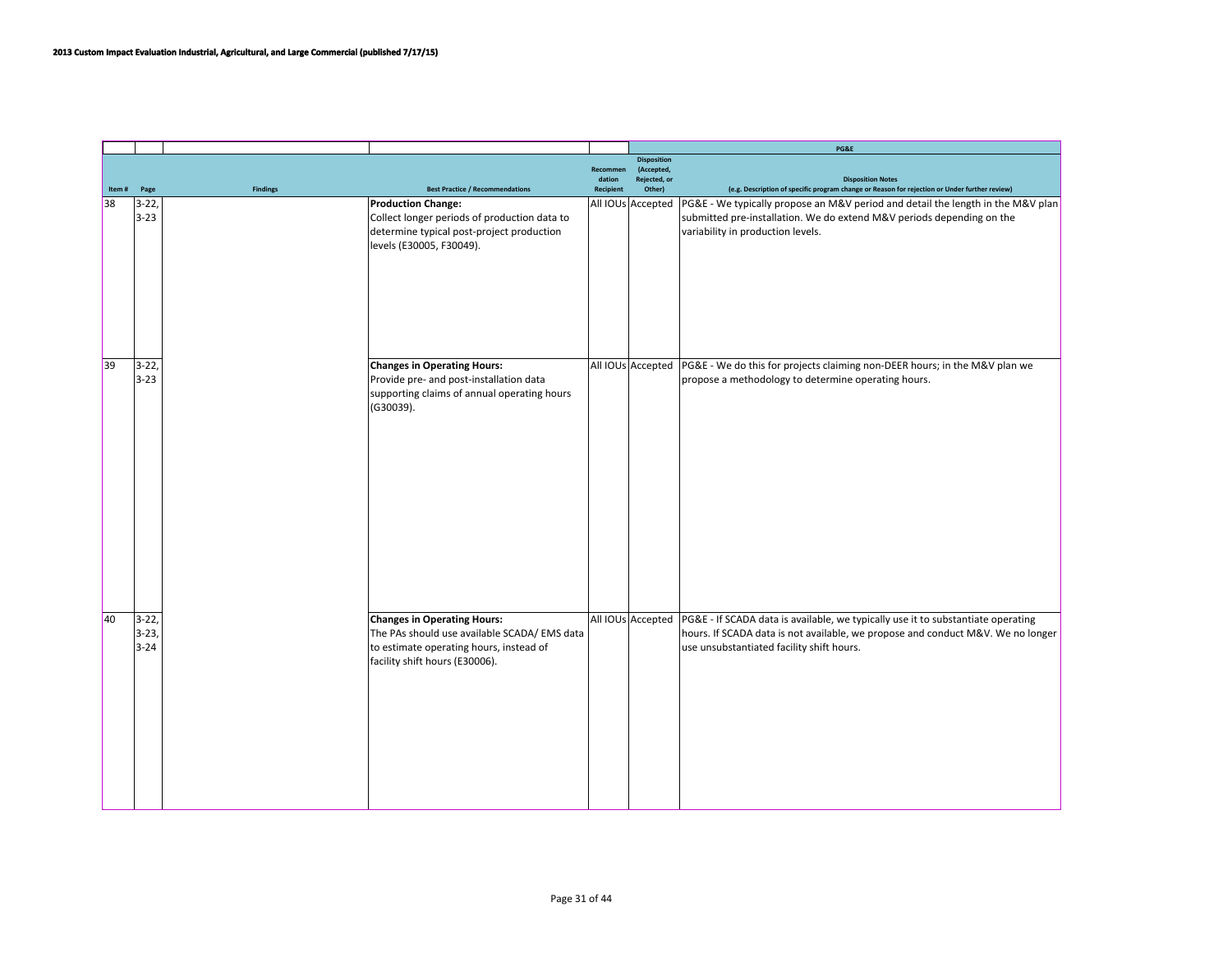| | | | | | PG&E | |
|---|---|---|---|---|---|---|
| Item # | Page | Findings | Best Practice / Recommendations | Recommendation Recipient | Disposition (Accepted, Rejected, or Other) | Disposition Notes (e.g. Description of specific program change or Reason for rejection or Under further review) |
| 38 | 3-22, 3-23 | | **Production Change:** Collect longer periods of production data to determine typical post-project production levels (E30005, F30049). | All IOUs | Accepted | PG&E - We typically propose an M&V period and detail the length in the M&V plan submitted pre-installation. We do extend M&V periods depending on the variability in production levels. |
| 39 | 3-22, 3-23 | | **Changes in Operating Hours:** Provide pre- and post-installation data supporting claims of annual operating hours (G30039). | All IOUs | Accepted | PG&E - We do this for projects claiming non-DEER hours; in the M&V plan we propose a methodology to determine operating hours. |
| 40 | 3-22, 3-23, 3-24 | | **Changes in Operating Hours:** The PAs should use available SCADA/ EMS data to estimate operating hours, instead of facility shift hours (E30006). | All IOUs | Accepted | PG&E - If SCADA data is available, we typically use it to substantiate operating hours. If SCADA data is not available, we propose and conduct M&V. We no longer use unsubstantiated facility shift hours. |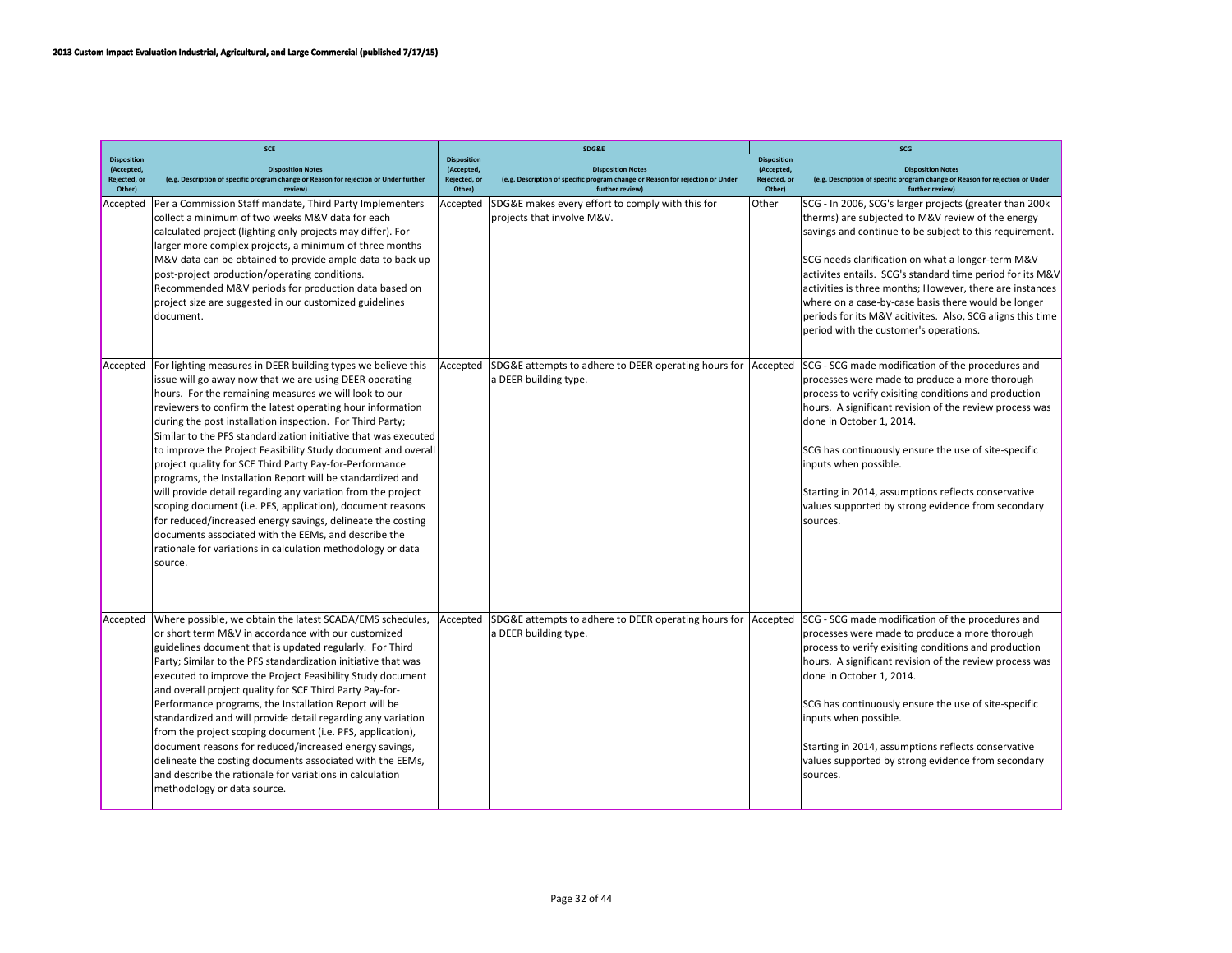| SCE | | SDG&E | | SCG | |
|---|---|---|---|---|---|
| **Disposition (Accepted, Rejected, or Other)** | **Disposition Notes (e.g. Description of specific program change or Reason for rejection or Under further review)** | **Disposition (Accepted, Rejected, or Other)** | **Disposition Notes (e.g. Description of specific program change or Reason for rejection or Under further review)** | **Disposition (Accepted, Rejected, or Other)** | **Disposition Notes (e.g. Description of specific program change or Reason for rejection or Under further review)** |
| Accepted | Per a Commission Staff mandate, Third Party Implementers collect a minimum of two weeks M&V data for each calculated project (lighting only projects may differ). For larger more complex projects, a minimum of three months M&V data can be obtained to provide ample data to back up post-project production/operating conditions. Recommended M&V periods for production data based on project size are suggested in our customized guidelines document. | Accepted | SDG&E makes every effort to comply with this for projects that involve M&V. | Other | SCG - In 2006, SCG's larger projects (greater than 200k therms) are subjected to M&V review of the energy savings and continue to be subject to this requirement.<br><br>SCG needs clarification on what a longer-term M&V activites entails. SCG's standard time period for its M&V activities is three months; However, there are instances where on a case-by-case basis there would be longer periods for its M&V acitivites. Also, SCG aligns this time period with the customer's operations. |
| Accepted | For lighting measures in DEER building types we believe this issue will go away now that we are using DEER operating hours. For the remaining measures we will look to our reviewers to confirm the latest operating hour information during the post installation inspection. For Third Party; Similar to the PFS standardization initiative that was executed to improve the Project Feasibility Study document and overall project quality for SCE Third Party Pay-for-Performance programs, the Installation Report will be standardized and will provide detail regarding any variation from the project scoping document (i.e. PFS, application), document reasons for reduced/increased energy savings, delineate the costing documents associated with the EEMs, and describe the rationale for variations in calculation methodology or data source. | Accepted | SDG&E attempts to adhere to DEER operating hours for a DEER building type. | Accepted | SCG - SCG made modification of the procedures and processes were made to produce a more thorough process to verify exisiting conditions and production hours. A significant revision of the review process was done in October 1, 2014.<br><br>SCG has continuously ensure the use of site-specific inputs when possible.<br><br>Starting in 2014, assumptions reflects conservative values supported by strong evidence from secondary sources. |
| Accepted | Where possible, we obtain the latest SCADA/EMS schedules, or short term M&V in accordance with our customized guidelines document that is updated regularly. For Third Party; Similar to the PFS standardization initiative that was executed to improve the Project Feasibility Study document and overall project quality for SCE Third Party Pay-for-Performance programs, the Installation Report will be standardized and will provide detail regarding any variation from the project scoping document (i.e. PFS, application), document reasons for reduced/increased energy savings, delineate the costing documents associated with the EEMs, and describe the rationale for variations in calculation methodology or data source. | Accepted | SDG&E attempts to adhere to DEER operating hours for a DEER building type. | Accepted | SCG - SCG made modification of the procedures and processes were made to produce a more thorough process to verify exisiting conditions and production hours. A significant revision of the review process was done in October 1, 2014.<br><br>SCG has continuously ensure the use of site-specific inputs when possible.<br><br>Starting in 2014, assumptions reflects conservative values supported by strong evidence from secondary sources. |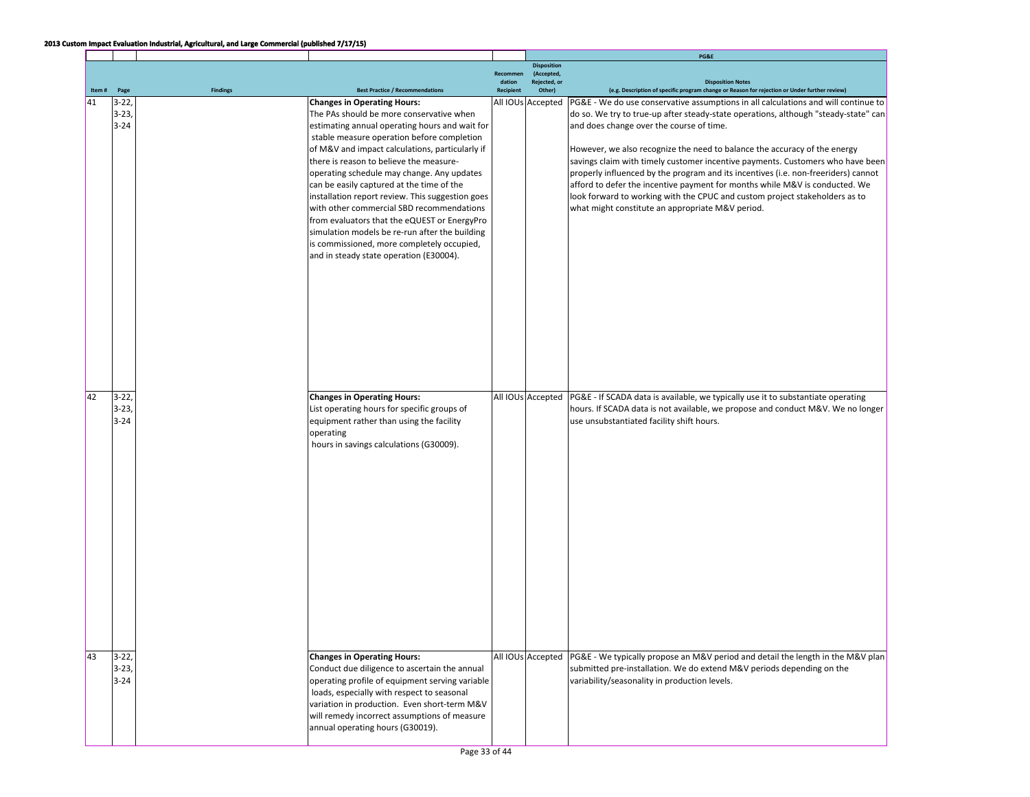**2013 Custom Impact Evaluation Industrial, Agricultural, and Large Commercial (published 7/17/15)**

| | | | | | PG&E | |
|---|---|---|---|---|---|---|
| Item # | Page | Findings | Best Practice / Recommendations | Recommendation Recipient | Disposition (Accepted, Rejected, or Other) | Disposition Notes (e.g. Description of specific program change or Reason for rejection or Under further review) |
| 41 | 3-22, 3-23, 3-24 | | **Changes in Operating Hours:** The PAs should be more conservative when estimating annual operating hours and wait for stable measure operation before completion of M&V and impact calculations, particularly if there is reason to believe the measure-operating schedule may change. Any updates can be easily captured at the time of the installation report review. This suggestion goes with other commercial SBD recommendations from evaluators that the eQUEST or EnergyPro simulation models be re-run after the building is commissioned, more completely occupied, and in steady state operation (E30004). | All IOUs | Accepted | PG&E - We do use conservative assumptions in all calculations and will continue to do so. We try to true-up after steady-state operations, although "steady-state" can and does change over the course of time.<br><br>However, we also recognize the need to balance the accuracy of the energy savings claim with timely customer incentive payments. Customers who have been properly influenced by the program and its incentives (i.e. non-freeriders) cannot afford to defer the incentive payment for months while M&V is conducted. We look forward to working with the CPUC and custom project stakeholders as to what might constitute an appropriate M&V period. |
| 42 | 3-22, 3-23, 3-24 | | **Changes in Operating Hours:** List operating hours for specific groups of equipment rather than using the facility operating hours in savings calculations (G30009). | All IOUs | Accepted | PG&E - If SCADA data is available, we typically use it to substantiate operating hours. If SCADA data is not available, we propose and conduct M&V. We no longer use unsubstantiated facility shift hours. |
| 43 | 3-22, 3-23, 3-24 | | **Changes in Operating Hours:** Conduct due diligence to ascertain the annual operating profile of equipment serving variable loads, especially with respect to seasonal variation in production. Even short-term M&V will remedy incorrect assumptions of measure annual operating hours (G30019). | All IOUs | Accepted | PG&E - We typically propose an M&V period and detail the length in the M&V plan submitted pre-installation. We do extend M&V periods depending on the variability/seasonality in production levels. |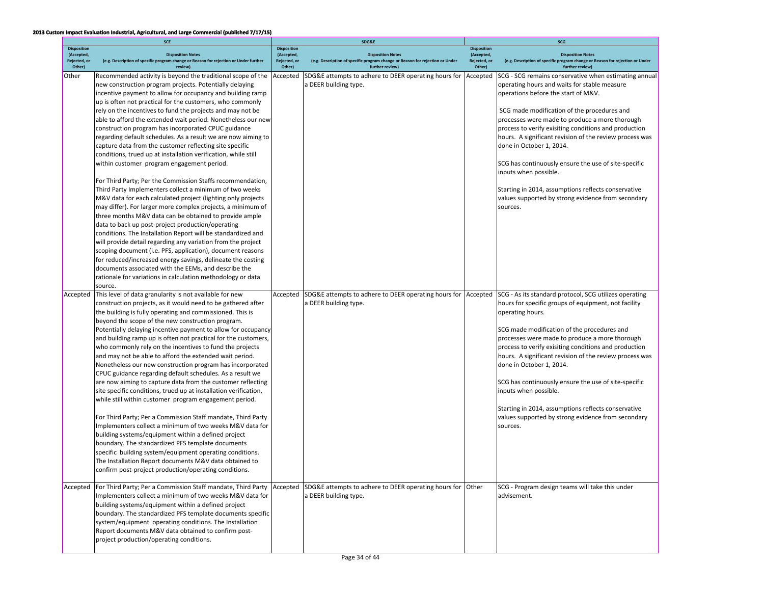**2013 Custom Impact Evaluation Industrial, Agricultural, and Large Commercial (published 7/17/15)**

| SCE | | SDG&E | | SCG | |
|---|---|---|---|---|---|
| Disposition (Accepted, Rejected, or Other) | Disposition Notes (e.g. Description of specific program change or Reason for rejection or Under further review) | Disposition (Accepted, Rejected, or Other) | Disposition Notes (e.g. Description of specific program change or Reason for rejection or Under further review) | Disposition (Accepted, Rejected, or Other) | Disposition Notes (e.g. Description of specific program change or Reason for rejection or Under further review) |
| Other | Recommended activity is beyond the traditional scope of the new construction program projects. Potentially delaying incentive payment to allow for occupancy and building ramp up is often not practical for the customers, who commonly rely on the incentives to fund the projects and may not be able to afford the extended wait period. Nonetheless our new construction program has incorporated CPUC guidance regarding default schedules. As a result we are now aiming to capture data from the customer reflecting site specific conditions, trued up at installation verification, while still within customer program engagement period.<br><br>For Third Party; Per the Commission Staffs recommendation, Third Party Implementers collect a minimum of two weeks M&V data for each calculated project (lighting only projects may differ). For larger more complex projects, a minimum of three months M&V data can be obtained to provide ample data to back up post-project production/operating conditions. The Installation Report will be standardized and will provide detail regarding any variation from the project scoping document (i.e. PFS, application), document reasons for reduced/increased energy savings, delineate the costing documents associated with the EEMs, and describe the rationale for variations in calculation methodology or data source. | Accepted | SDG&E attempts to adhere to DEER operating hours for a DEER building type. | Accepted | SCG - SCG remains conservative when estimating annual operating hours and waits for stable measure operations before the start of M&V.<br><br>SCG made modification of the procedures and processes were made to produce a more thorough process to verify exisiting conditions and production hours. A significant revision of the review process was done in October 1, 2014.<br><br>SCG has continuously ensure the use of site-specific inputs when possible.<br><br>Starting in 2014, assumptions reflects conservative values supported by strong evidence from secondary sources. |
| Accepted | This level of data granularity is not available for new construction projects, as it would need to be gathered after the building is fully operating and commissioned. This is beyond the scope of the new construction program. Potentially delaying incentive payment to allow for occupancy and building ramp up is often not practical for the customers, who commonly rely on the incentives to fund the projects and may not be able to afford the extended wait period. Nonetheless our new construction program has incorporated CPUC guidance regarding default schedules. As a result we are now aiming to capture data from the customer reflecting site specific conditions, trued up at installation verification, while still within customer program engagement period.<br><br>For Third Party; Per a Commission Staff mandate, Third Party Implementers collect a minimum of two weeks M&V data for building systems/equipment within a defined project boundary. The standardized PFS template documents specific building system/equipment operating conditions. The Installation Report documents M&V data obtained to confirm post-project production/operating conditions. | Accepted | SDG&E attempts to adhere to DEER operating hours for a DEER building type. | Accepted | SCG - As its standard protocol, SCG utilizes operating hours for specific groups of equipment, not facility operating hours.<br><br>SCG made modification of the procedures and processes were made to produce a more thorough process to verify exisiting conditions and production hours. A significant revision of the review process was done in October 1, 2014.<br><br>SCG has continuously ensure the use of site-specific inputs when possible.<br><br>Starting in 2014, assumptions reflects conservative values supported by strong evidence from secondary sources. |
| Accepted | For Third Party; Per a Commission Staff mandate, Third Party Implementers collect a minimum of two weeks M&V data for building systems/equipment within a defined project boundary. The standardized PFS template documents specific system/equipment operating conditions. The Installation Report documents M&V data obtained to confirm post-project production/operating conditions. | Accepted | SDG&E attempts to adhere to DEER operating hours for a DEER building type. | Other | SCG - Program design teams will take this under advisement. |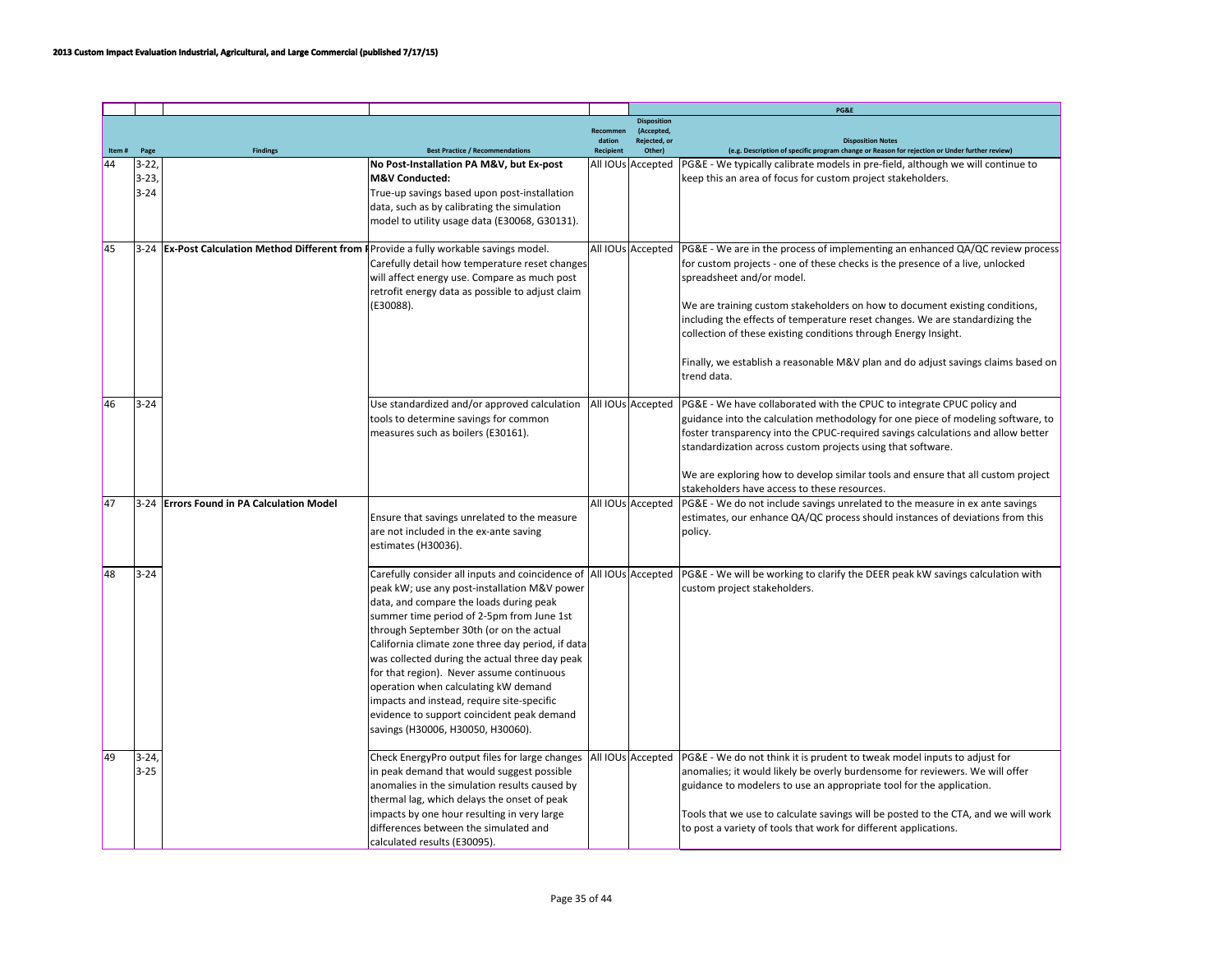| Item # | Page | Findings | Best Practice / Recommendations | Recommendation Recipient | Disposition (Accepted, Rejected, or Other) | PG&E Disposition Notes (e.g. Description of specific program change or Reason for rejection or Under further review) |
|---|---|---|---|---|---|---|
| 44 | 3-22, 3-23, 3-24 | | **No Post-Installation PA M&V, but Ex-post M&V Conducted:** True-up savings based upon post-installation data, such as by calibrating the simulation model to utility usage data (E30068, G30131). | All IOUs | Accepted | PG&E - We typically calibrate models in pre-field, although we will continue to keep this an area of focus for custom project stakeholders. |
| 45 | 3-24 | **Ex-Post Calculation Method Different from P** | Provide a fully workable savings model. Carefully detail how temperature reset changes will affect energy use. Compare as much post retrofit energy data as possible to adjust claim (E30088). | All IOUs | Accepted | PG&E - We are in the process of implementing an enhanced QA/QC review process for custom projects - one of these checks is the presence of a live, unlocked spreadsheet and/or model.<br><br>We are training custom stakeholders on how to document existing conditions, including the effects of temperature reset changes. We are standardizing the collection of these existing conditions through Energy Insight.<br><br>Finally, we establish a reasonable M&V plan and do adjust savings claims based on trend data. |
| 46 | 3-24 | | Use standardized and/or approved calculation tools to determine savings for common measures such as boilers (E30161). | All IOUs | Accepted | PG&E - We have collaborated with the CPUC to integrate CPUC policy and guidance into the calculation methodology for one piece of modeling software, to foster transparency into the CPUC-required savings calculations and allow better standardization across custom projects using that software.<br><br>We are exploring how to develop similar tools and ensure that all custom project stakeholders have access to these resources. |
| 47 | 3-24 | **Errors Found in PA Calculation Model** | Ensure that savings unrelated to the measure are not included in the ex-ante saving estimates (H30036). | All IOUs | Accepted | PG&E - We do not include savings unrelated to the measure in ex ante savings estimates, our enhance QA/QC process should instances of deviations from this policy. |
| 48 | 3-24 | | Carefully consider all inputs and coincidence of peak kW; use any post-installation M&V power data, and compare the loads during peak summer time period of 2-5pm from June 1st through September 30th (or on the actual California climate zone three day period, if data was collected during the actual three day peak for that region). Never assume continuous operation when calculating kW demand impacts and instead, require site-specific evidence to support coincident peak demand savings (H30006, H30050, H30060). | All IOUs | Accepted | PG&E - We will be working to clarify the DEER peak kW savings calculation with custom project stakeholders. |
| 49 | 3-24, 3-25 | | Check EnergyPro output files for large changes in peak demand that would suggest possible anomalies in the simulation results caused by thermal lag, which delays the onset of peak impacts by one hour resulting in very large differences between the simulated and calculated results (E30095). | All IOUs | Accepted | PG&E - We do not think it is prudent to tweak model inputs to adjust for anomalies; it would likely be overly burdensome for reviewers. We will offer guidance to modelers to use an appropriate tool for the application.<br><br>Tools that we use to calculate savings will be posted to the CTA, and we will work to post a variety of tools that work for different applications. |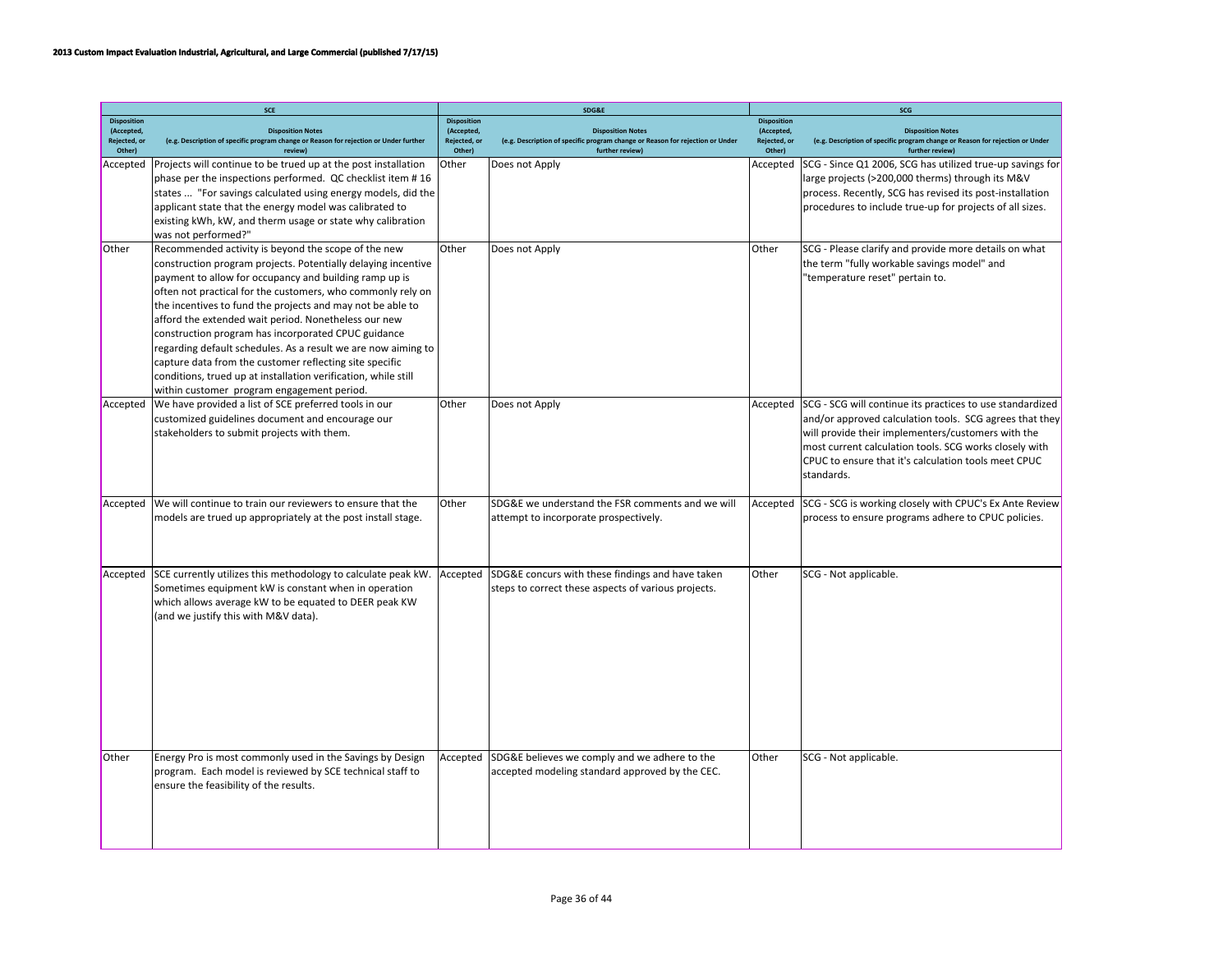| SCE | | SDG&E | | SCG | |
|---|---|---|---|---|---|
| **Disposition (Accepted, Rejected, or Other)** | **Disposition Notes (e.g. Description of specific program change or Reason for rejection or Under further review)** | **Disposition (Accepted, Rejected, or Other)** | **Disposition Notes (e.g. Description of specific program change or Reason for rejection or Under further review)** | **Disposition (Accepted, Rejected, or Other)** | **Disposition Notes (e.g. Description of specific program change or Reason for rejection or Under further review)** |
| Accepted | Projects will continue to be trued up at the post installation phase per the inspections performed. QC checklist item # 16 states ... "For savings calculated using energy models, did the applicant state that the energy model was calibrated to existing kWh, kW, and therm usage or state why calibration was not performed?" | Other | Does not Apply | Accepted | SCG - Since Q1 2006, SCG has utilized true-up savings for large projects (>200,000 therms) through its M&V process. Recently, SCG has revised its post-installation procedures to include true-up for projects of all sizes. |
| Other | Recommended activity is beyond the scope of the new construction program projects. Potentially delaying incentive payment to allow for occupancy and building ramp up is often not practical for the customers, who commonly rely on the incentives to fund the projects and may not be able to afford the extended wait period. Nonetheless our new construction program has incorporated CPUC guidance regarding default schedules. As a result we are now aiming to capture data from the customer reflecting site specific conditions, trued up at installation verification, while still within customer program engagement period. | Other | Does not Apply | Other | SCG - Please clarify and provide more details on what the term "fully workable savings model" and "temperature reset" pertain to. |
| Accepted | We have provided a list of SCE preferred tools in our customized guidelines document and encourage our stakeholders to submit projects with them. | Other | Does not Apply | Accepted | SCG - SCG will continue its practices to use standardized and/or approved calculation tools. SCG agrees that they will provide their implementers/customers with the most current calculation tools. SCG works closely with CPUC to ensure that it's calculation tools meet CPUC standards. |
| Accepted | We will continue to train our reviewers to ensure that the models are trued up appropriately at the post install stage. | Other | SDG&E we understand the FSR comments and we will attempt to incorporate prospectively. | Accepted | SCG - SCG is working closely with CPUC's Ex Ante Review process to ensure programs adhere to CPUC policies. |
| Accepted | SCE currently utilizes this methodology to calculate peak kW. Sometimes equipment kW is constant when in operation which allows average kW to be equated to DEER peak KW (and we justify this with M&V data). | Accepted | SDG&E concurs with these findings and have taken steps to correct these aspects of various projects. | Other | SCG - Not applicable. |
| Other | Energy Pro is most commonly used in the Savings by Design program. Each model is reviewed by SCE technical staff to ensure the feasibility of the results. | Accepted | SDG&E believes we comply and we adhere to the accepted modeling standard approved by the CEC. | Other | SCG - Not applicable. |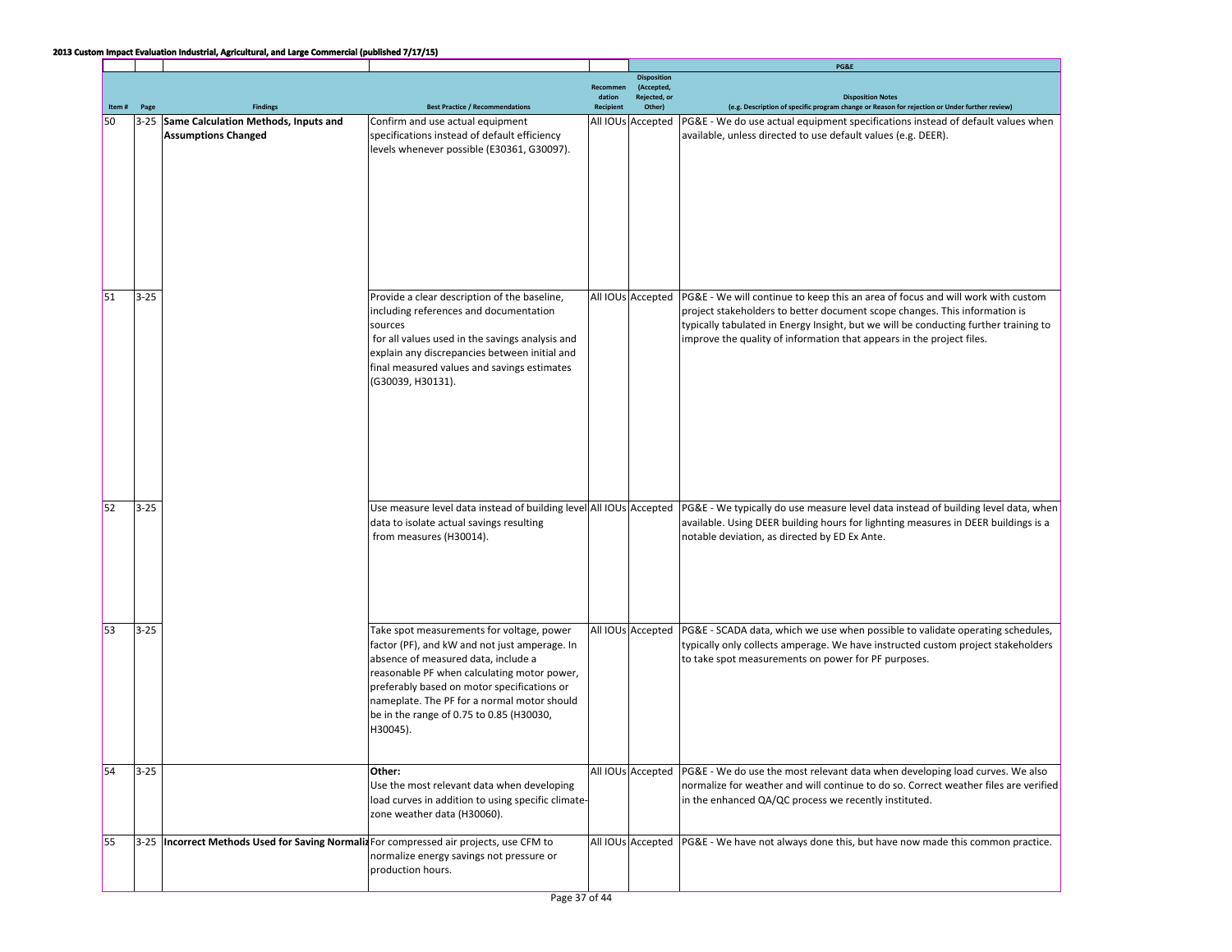**2013 Custom Impact Evaluation Industrial, Agricultural, and Large Commercial (published 7/17/15)**

| | | | | | PG&E | |
|---|---|---|---|---|---|---|
| Item # | Page | Findings | Best Practice / Recommendations | Recommendation Recipient | Disposition (Accepted, Rejected, or Other) | Disposition Notes (e.g. Description of specific program change or Reason for rejection or Under further review) |
| 50 | 3-25 | **Same Calculation Methods, Inputs and Assumptions Changed** | Confirm and use actual equipment specifications instead of default efficiency levels whenever possible (E30361, G30097). | All IOUs | Accepted | PG&E - We do use actual equipment specifications instead of default values when available, unless directed to use default values (e.g. DEER). |
| 51 | 3-25 | | Provide a clear description of the baseline, including references and documentation sources for all values used in the savings analysis and explain any discrepancies between initial and final measured values and savings estimates (G30039, H30131). | All IOUs | Accepted | PG&E - We will continue to keep this an area of focus and will work with custom project stakeholders to better document scope changes. This information is typically tabulated in Energy Insight, but we will be conducting further training to improve the quality of information that appears in the project files. |
| 52 | 3-25 | | Use measure level data instead of building level data to isolate actual savings resulting from measures (H30014). | All IOUs | Accepted | PG&E - We typically do use measure level data instead of building level data, when available. Using DEER building hours for lighnting measures in DEER buildings is a notable deviation, as directed by ED Ex Ante. |
| 53 | 3-25 | | Take spot measurements for voltage, power factor (PF), and kW and not just amperage. In absence of measured data, include a reasonable PF when calculating motor power, preferably based on motor specifications or nameplate. The PF for a normal motor should be in the range of 0.75 to 0.85 (H30030, H30045). | All IOUs | Accepted | PG&E - SCADA data, which we use when possible to validate operating schedules, typically only collects amperage. We have instructed custom project stakeholders to take spot measurements on power for PF purposes. |
| 54 | 3-25 | | **Other:** Use the most relevant data when developing load curves in addition to using specific climate-zone weather data (H30060). | All IOUs | Accepted | PG&E - We do use the most relevant data when developing load curves. We also normalize for weather and will continue to do so. Correct weather files are verified in the enhanced QA/QC process we recently instituted. |
| 55 | 3-25 | **Incorrect Methods Used for Saving Normaliz** | For compressed air projects, use CFM to normalize energy savings not pressure or production hours. | All IOUs | Accepted | PG&E - We have not always done this, but have now made this common practice. |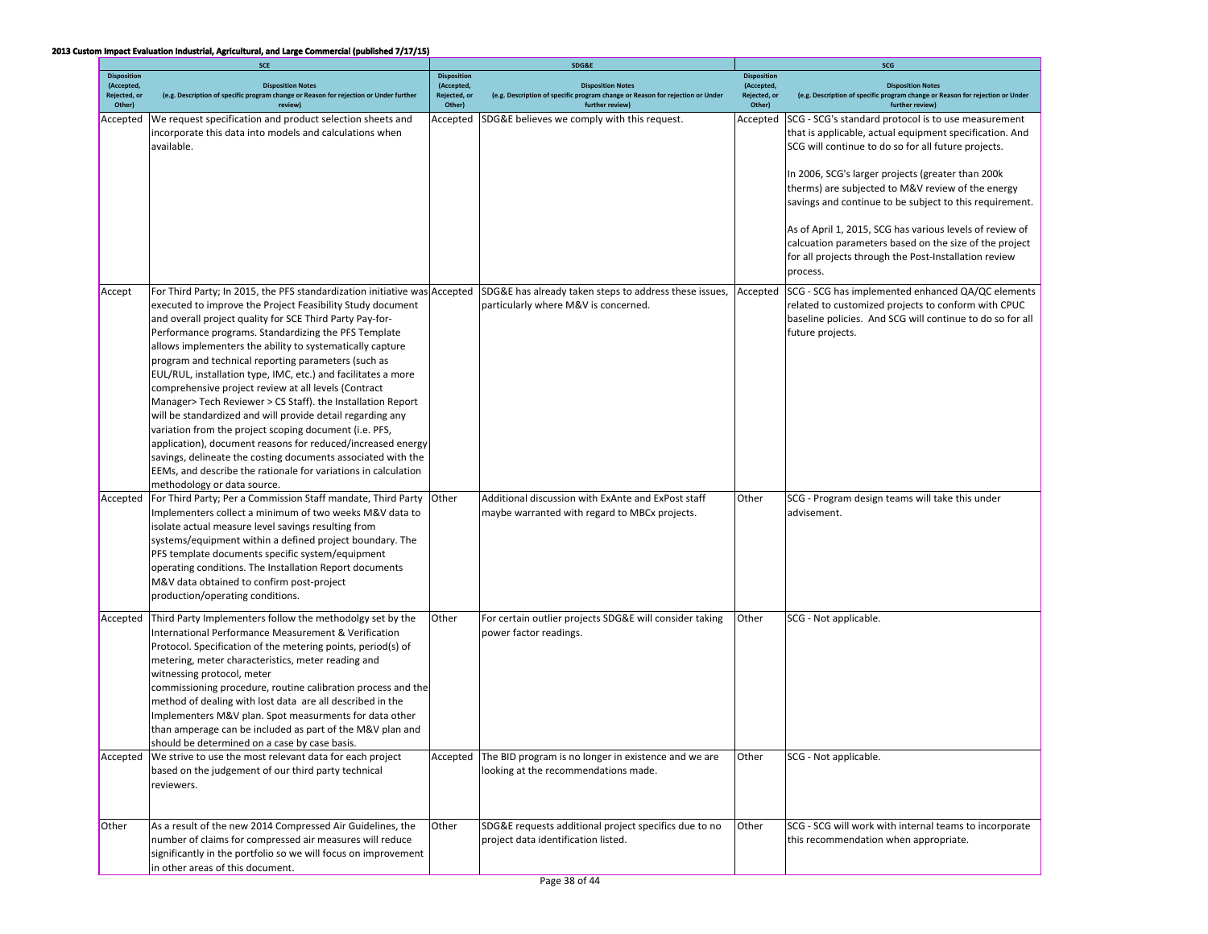**2013 Custom Impact Evaluation Industrial, Agricultural, and Large Commercial (published 7/17/15)**

| SCE | | SDG&E | | SCG | |
|---|---|---|---|---|---|
| Disposition (Accepted, Rejected, or Other) | Disposition Notes (e.g. Description of specific program change or Reason for rejection or Under further review) | Disposition (Accepted, Rejected, or Other) | Disposition Notes (e.g. Description of specific program change or Reason for rejection or Under further review) | Disposition (Accepted, Rejected, or Other) | Disposition Notes (e.g. Description of specific program change or Reason for rejection or Under further review) |
| Accepted | We request specification and product selection sheets and incorporate this data into models and calculations when available. | Accepted | SDG&E believes we comply with this request. | Accepted | SCG - SCG's standard protocol is to use measurement that is applicable, actual equipment specification. And SCG will continue to do so for all future projects.<br><br>In 2006, SCG's larger projects (greater than 200k therms) are subjected to M&V review of the energy savings and continue to be subject to this requirement.<br><br>As of April 1, 2015, SCG has various levels of review of calcuation parameters based on the size of the project for all projects through the Post-Installation review process. |
| Accept | For Third Party; In 2015, the PFS standardization initiative was executed to improve the Project Feasibility Study document and overall project quality for SCE Third Party Pay-for-Performance programs. Standardizing the PFS Template allows implementers the ability to systematically capture program and technical reporting parameters (such as EUL/RUL, installation type, IMC, etc.) and facilitates a more comprehensive project review at all levels (Contract Manager> Tech Reviewer > CS Staff). the Installation Report will be standardized and will provide detail regarding any variation from the project scoping document (i.e. PFS, application), document reasons for reduced/increased energy savings, delineate the costing documents associated with the EEMs, and describe the rationale for variations in calculation methodology or data source. | Accepted | SDG&E has already taken steps to address these issues, particularly where M&V is concerned. | Accepted | SCG - SCG has implemented enhanced QA/QC elements related to customized projects to conform with CPUC baseline policies. And SCG will continue to do so for all future projects. |
| Accepted | For Third Party; Per a Commission Staff mandate, Third Party Implementers collect a minimum of two weeks M&V data to isolate actual measure level savings resulting from systems/equipment within a defined project boundary. The PFS template documents specific system/equipment operating conditions. The Installation Report documents M&V data obtained to confirm post-project production/operating conditions. | Other | Additional discussion with ExAnte and ExPost staff maybe warranted with regard to MBCx projects. | Other | SCG - Program design teams will take this under advisement. |
| Accepted | Third Party Implementers follow the methodolgy set by the International Performance Measurement & Verification Protocol. Specification of the metering points, period(s) of metering, meter characteristics, meter reading and witnessing protocol, meter commissioning procedure, routine calibration process and the method of dealing with lost data are all described in the Implementers M&V plan. Spot measurments for data other than amperage can be included as part of the M&V plan and should be determined on a case by case basis. | Other | For certain outlier projects SDG&E will consider taking power factor readings. | Other | SCG - Not applicable. |
| Accepted | We strive to use the most relevant data for each project based on the judgement of our third party technical reviewers. | Accepted | The BID program is no longer in existence and we are looking at the recommendations made. | Other | SCG - Not applicable. |
| Other | As a result of the new 2014 Compressed Air Guidelines, the number of claims for compressed air measures will reduce significantly in the portfolio so we will focus on improvement in other areas of this document. | Other | SDG&E requests additional project specifics due to no project data identification listed. | Other | SCG - SCG will work with internal teams to incorporate this recommendation when appropriate. |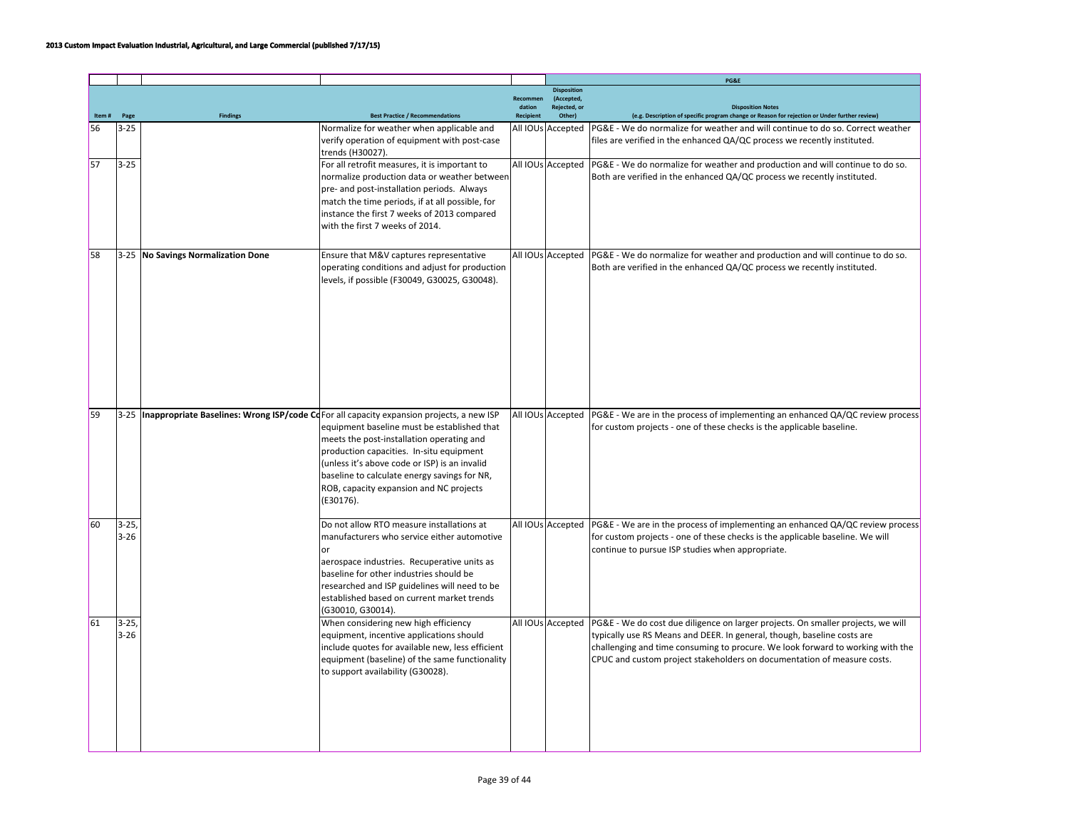**2013 Custom Impact Evaluation Industrial, Agricultural, and Large Commercial (published 7/17/15)**

| | | | | | PG&E | |
|---|---|---|---|---|---|---|
| Item # | Page | Findings | Best Practice / Recommendations | Recommendation Recipient | Disposition (Accepted, Rejected, or Other) | Disposition Notes (e.g. Description of specific program change or Reason for rejection or Under further review) |
| 56 | 3-25 | | Normalize for weather when applicable and verify operation of equipment with post-case trends (H30027). | All IOUs | Accepted | PG&E - We do normalize for weather and will continue to do so. Correct weather files are verified in the enhanced QA/QC process we recently instituted. |
| 57 | 3-25 | | For all retrofit measures, it is important to normalize production data or weather between pre- and post-installation periods. Always match the time periods, if at all possible, for instance the first 7 weeks of 2013 compared with the first 7 weeks of 2014. | All IOUs | Accepted | PG&E - We do normalize for weather and production and will continue to do so. Both are verified in the enhanced QA/QC process we recently instituted. |
| 58 | 3-25 | **No Savings Normalization Done** | Ensure that M&V captures representative operating conditions and adjust for production levels, if possible (F30049, G30025, G30048). | All IOUs | Accepted | PG&E - We do normalize for weather and production and will continue to do so. Both are verified in the enhanced QA/QC process we recently instituted. |
| 59 | 3-25 | **Inappropriate Baselines: Wrong ISP/code Co** | For all capacity expansion projects, a new ISP equipment baseline must be established that meets the post-installation operating and production capacities. In-situ equipment (unless it's above code or ISP) is an invalid baseline to calculate energy savings for NR, ROB, capacity expansion and NC projects (E30176). | All IOUs | Accepted | PG&E - We are in the process of implementing an enhanced QA/QC review process for custom projects - one of these checks is the applicable baseline. |
| 60 | 3-25, 3-26 | | Do not allow RTO measure installations at manufacturers who service either automotive or aerospace industries. Recuperative units as baseline for other industries should be researched and ISP guidelines will need to be established based on current market trends (G30010, G30014). | All IOUs | Accepted | PG&E - We are in the process of implementing an enhanced QA/QC review process for custom projects - one of these checks is the applicable baseline. We will continue to pursue ISP studies when appropriate. |
| 61 | 3-25, 3-26 | | When considering new high efficiency equipment, incentive applications should include quotes for available new, less efficient equipment (baseline) of the same functionality to support availability (G30028). | All IOUs | Accepted | PG&E - We do cost due diligence on larger projects. On smaller projects, we will typically use RS Means and DEER. In general, though, baseline costs are challenging and time consuming to procure. We look forward to working with the CPUC and custom project stakeholders on documentation of measure costs. |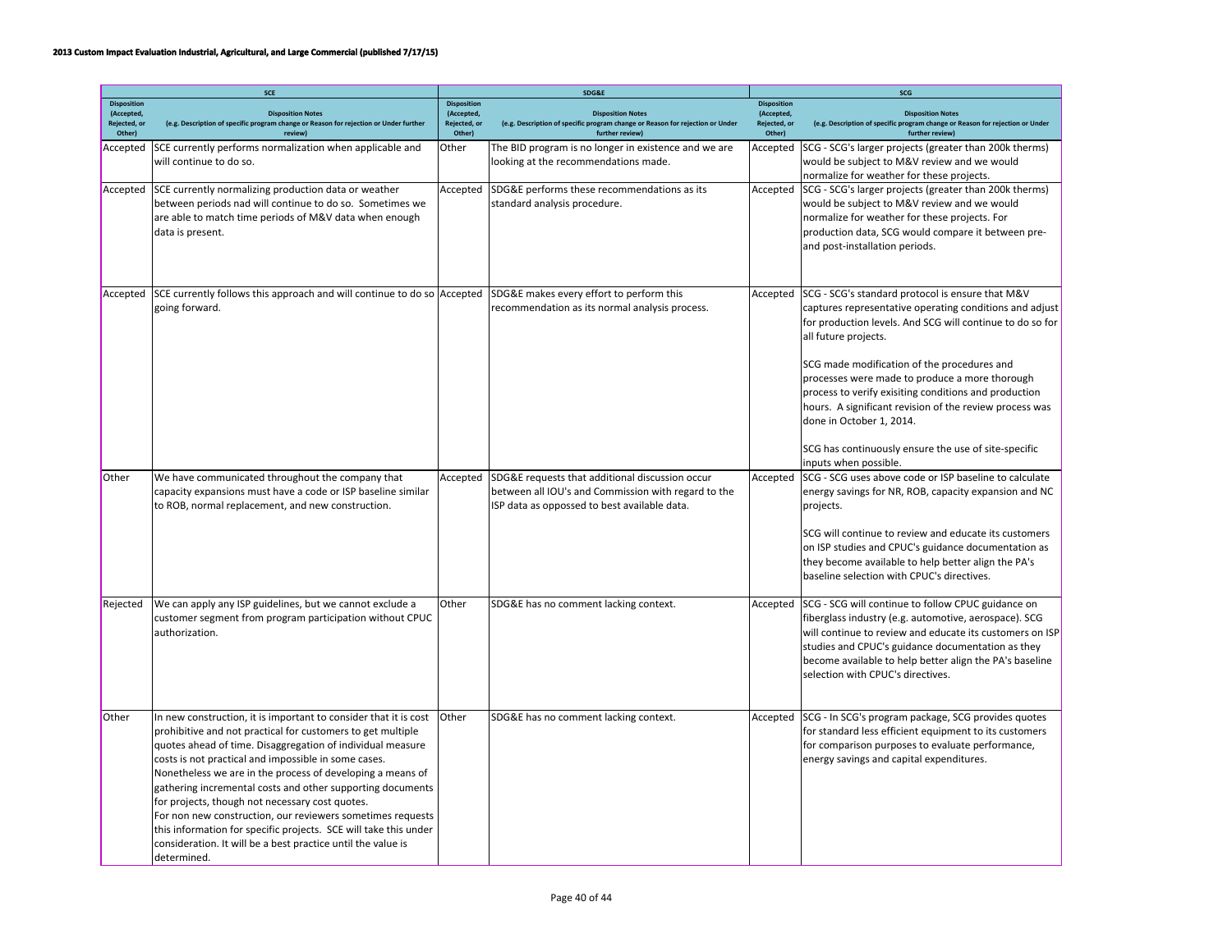**2013 Custom Impact Evaluation Industrial, Agricultural, and Large Commercial (published 7/17/15)**

| SCE | | SDG&E | | SCG | |
|---|---|---|---|---|---|
| **Disposition (Accepted, Rejected, or Other)** | **Disposition Notes (e.g. Description of specific program change or Reason for rejection or Under further review)** | **Disposition (Accepted, Rejected, or Other)** | **Disposition Notes (e.g. Description of specific program change or Reason for rejection or Under further review)** | **Disposition (Accepted, Rejected, or Other)** | **Disposition Notes (e.g. Description of specific program change or Reason for rejection or Under further review)** |
| Accepted | SCE currently performs normalization when applicable and will continue to do so. | Other | The BID program is no longer in existence and we are looking at the recommendations made. | Accepted | SCG - SCG's larger projects (greater than 200k therms) would be subject to M&V review and we would normalize for weather for these projects. |
| Accepted | SCE currently normalizing production data or weather between periods nad will continue to do so. Sometimes we are able to match time periods of M&V data when enough data is present. | Accepted | SDG&E performs these recommendations as its standard analysis procedure. | Accepted | SCG - SCG's larger projects (greater than 200k therms) would be subject to M&V review and we would normalize for weather for these projects. For production data, SCG would compare it between pre- and post-installation periods. |
| Accepted | SCE currently follows this approach and will continue to do so going forward. | Accepted | SDG&E makes every effort to perform this recommendation as its normal analysis process. | Accepted | SCG - SCG's standard protocol is ensure that M&V captures representative operating conditions and adjust for production levels. And SCG will continue to do so for all future projects.<br><br>SCG made modification of the procedures and processes were made to produce a more thorough process to verify exisiting conditions and production hours. A significant revision of the review process was done in October 1, 2014.<br><br>SCG has continuously ensure the use of site-specific inputs when possible. |
| Other | We have communicated throughout the company that capacity expansions must have a code or ISP baseline similar to ROB, normal replacement, and new construction. | Accepted | SDG&E requests that additional discussion occur between all IOU's and Commission with regard to the ISP data as oppossed to best available data. | Accepted | SCG - SCG uses above code or ISP baseline to calculate energy savings for NR, ROB, capacity expansion and NC projects.<br><br>SCG will continue to review and educate its customers on ISP studies and CPUC's guidance documentation as they become available to help better align the PA's baseline selection with CPUC's directives. |
| Rejected | We can apply any ISP guidelines, but we cannot exclude a customer segment from program participation without CPUC authorization. | Other | SDG&E has no comment lacking context. | Accepted | SCG - SCG will continue to follow CPUC guidance on fiberglass industry (e.g. automotive, aerospace). SCG will continue to review and educate its customers on ISP studies and CPUC's guidance documentation as they become available to help better align the PA's baseline selection with CPUC's directives. |
| Other | In new construction, it is important to consider that it is cost prohibitive and not practical for customers to get multiple quotes ahead of time. Disaggregation of individual measure costs is not practical and impossible in some cases. Nonetheless we are in the process of developing a means of gathering incremental costs and other supporting documents for projects, though not necessary cost quotes.<br>For non new construction, our reviewers sometimes requests this information for specific projects. SCE will take this under consideration. It will be a best practice until the value is determined. | Other | SDG&E has no comment lacking context. | Accepted | SCG - In SCG's program package, SCG provides quotes for standard less efficient equipment to its customers for comparison purposes to evaluate performance, energy savings and capital expenditures. |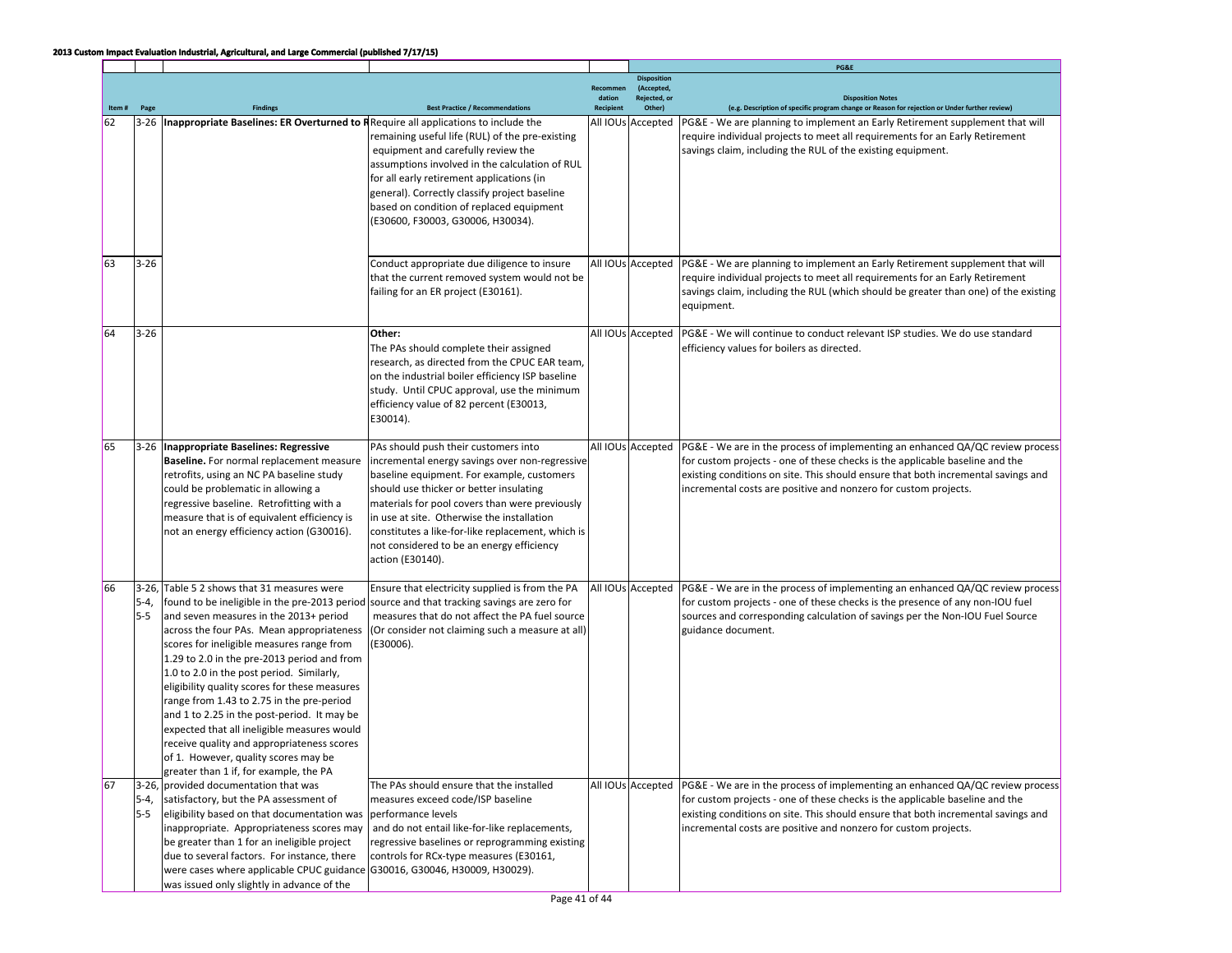**2013 Custom Impact Evaluation Industrial, Agricultural, and Large Commercial (published 7/17/15)**

| Item # | Page | Findings | Best Practice / Recommendations | Recommendation Recipient | PG&E Disposition (Accepted, Rejected, or Other) | PG&E Disposition Notes (e.g. Description of specific program change or Reason for rejection or Under further review) |
|---|---|---|---|---|---|---|
| 62 | 3-26 | **Inappropriate Baselines: ER Overturned to R** | Require all applications to include the remaining useful life (RUL) of the pre-existing equipment and carefully review the assumptions involved in the calculation of RUL for all early retirement applications (in general). Correctly classify project baseline based on condition of replaced equipment (E30600, F30003, G30006, H30034). | All IOUs | Accepted | PG&E - We are planning to implement an Early Retirement supplement that will require individual projects to meet all requirements for an Early Retirement savings claim, including the RUL of the existing equipment. |
| 63 | 3-26 | | Conduct appropriate due diligence to insure that the current removed system would not be failing for an ER project (E30161). | All IOUs | Accepted | PG&E - We are planning to implement an Early Retirement supplement that will require individual projects to meet all requirements for an Early Retirement savings claim, including the RUL (which should be greater than one) of the existing equipment. |
| 64 | 3-26 | | **Other:** The PAs should complete their assigned research, as directed from the CPUC EAR team, on the industrial boiler efficiency ISP baseline study. Until CPUC approval, use the minimum efficiency value of 82 percent (E30013, E30014). | All IOUs | Accepted | PG&E - We will continue to conduct relevant ISP studies. We do use standard efficiency values for boilers as directed. |
| 65 | 3-26 | **Inappropriate Baselines: Regressive Baseline.** For normal replacement measure retrofits, using an NC PA baseline study could be problematic in allowing a regressive baseline. Retrofitting with a measure that is of equivalent efficiency is not an energy efficiency action (G30016). | PAs should push their customers into incremental energy savings over non-regressive baseline equipment. For example, customers should use thicker or better insulating materials for pool covers than were previously in use at site. Otherwise the installation constitutes a like-for-like replacement, which is not considered to be an energy efficiency action (E30140). | All IOUs | Accepted | PG&E - We are in the process of implementing an enhanced QA/QC review process for custom projects - one of these checks is the applicable baseline and the existing conditions on site. This should ensure that both incremental savings and incremental costs are positive and nonzero for custom projects. |
| 66 | 3-26, 5-4, 5-5 | Table 5 2 shows that 31 measures were found to be ineligible in the pre-2013 period and seven measures in the 2013+ period across the four PAs. Mean appropriateness scores for ineligible measures range from 1.29 to 2.0 in the pre-2013 period and from 1.0 to 2.0 in the post period. Similarly, eligibility quality scores for these measures range from 1.43 to 2.75 in the pre-period and 1 to 2.25 in the post-period. It may be expected that all ineligible measures would receive quality and appropriateness scores of 1. However, quality scores may be greater than 1 if, for example, the PA | Ensure that electricity supplied is from the PA source and that tracking savings are zero for measures that do not affect the PA fuel source (Or consider not claiming such a measure at all) (E30006). | All IOUs | Accepted | PG&E - We are in the process of implementing an enhanced QA/QC review process for custom projects - one of these checks is the presence of any non-IOU fuel sources and corresponding calculation of savings per the Non-IOU Fuel Source guidance document. |
| 67 | 3-26, 5-4, 5-5 | provided documentation that was satisfactory, but the PA assessment of eligibility based on that documentation was inappropriate. Appropriateness scores may be greater than 1 for an ineligible project due to several factors. For instance, there were cases where applicable CPUC guidance was issued only slightly in advance of the | The PAs should ensure that the installed measures exceed code/ISP baseline performance levels and do not entail like-for-like replacements, regressive baselines or reprogramming existing controls for RCx-type measures (E30161, G30016, G30046, H30009, H30029). | All IOUs | Accepted | PG&E - We are in the process of implementing an enhanced QA/QC review process for custom projects - one of these checks is the applicable baseline and the existing conditions on site. This should ensure that both incremental savings and incremental costs are positive and nonzero for custom projects. |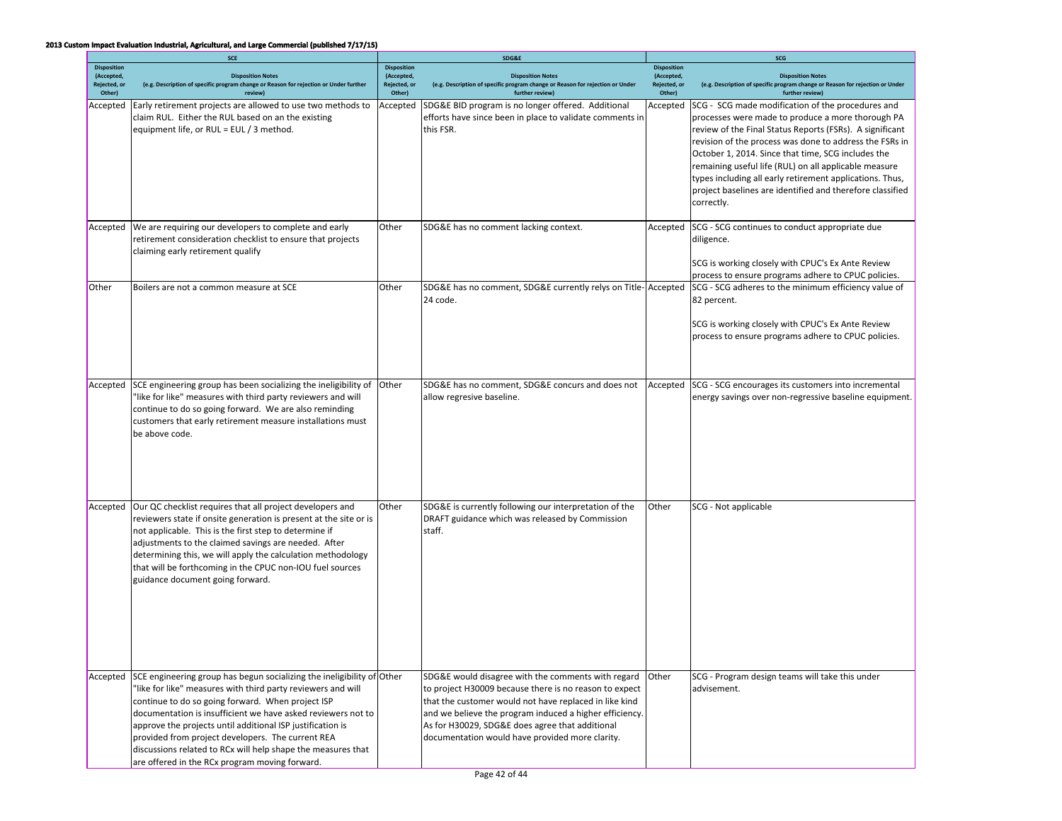**2013 Custom Impact Evaluation Industrial, Agricultural, and Large Commercial (published 7/17/15)**

| SCE | | SDG&E | | SCG | |
|---|---|---|---|---|---|
| Disposition (Accepted, Rejected, or Other) | Disposition Notes (e.g. Description of specific program change or Reason for rejection or Under further review) | Disposition (Accepted, Rejected, or Other) | Disposition Notes (e.g. Description of specific program change or Reason for rejection or Under further review) | Disposition (Accepted, Rejected, or Other) | Disposition Notes (e.g. Description of specific program change or Reason for rejection or Under further review) |
| Accepted | Early retirement projects are allowed to use two methods to claim RUL. Either the RUL based on an the existing equipment life, or RUL = EUL / 3 method. | Accepted | SDG&E BID program is no longer offered. Additional efforts have since been in place to validate comments in this FSR. | Accepted | SCG - SCG made modification of the procedures and processes were made to produce a more thorough PA review of the Final Status Reports (FSRs). A significant revision of the process was done to address the FSRs in October 1, 2014. Since that time, SCG includes the remaining useful life (RUL) on all applicable measure types including all early retirement applications. Thus, project baselines are identified and therefore classified correctly. |
| Accepted | We are requiring our developers to complete and early retirement consideration checklist to ensure that projects claiming early retirement qualify | Other | SDG&E has no comment lacking context. | Accepted | SCG - SCG continues to conduct appropriate due diligence.<br><br>SCG is working closely with CPUC's Ex Ante Review process to ensure programs adhere to CPUC policies. |
| Other | Boilers are not a common measure at SCE | Other | SDG&E has no comment, SDG&E currently relys on Title-24 code. | Accepted | SCG - SCG adheres to the minimum efficiency value of 82 percent.<br><br>SCG is working closely with CPUC's Ex Ante Review process to ensure programs adhere to CPUC policies. |
| Accepted | SCE engineering group has been socializing the ineligibility of "like for like" measures with third party reviewers and will continue to do so going forward. We are also reminding customers that early retirement measure installations must be above code. | Other | SDG&E has no comment, SDG&E concurs and does not allow regresive baseline. | Accepted | SCG - SCG encourages its customers into incremental energy savings over non-regressive baseline equipment. |
| Accepted | Our QC checklist requires that all project developers and reviewers state if onsite generation is present at the site or is not applicable. This is the first step to determine if adjustments to the claimed savings are needed. After determining this, we will apply the calculation methodology that will be forthcoming in the CPUC non-IOU fuel sources guidance document going forward. | Other | SDG&E is currently following our interpretation of the DRAFT guidance which was released by Commission staff. | Other | SCG - Not applicable |
| Accepted | SCE engineering group has begun socializing the ineligibility of "like for like" measures with third party reviewers and will continue to do so going forward. When project ISP documentation is insufficient we have asked reviewers not to approve the projects until additional ISP justification is provided from project developers. The current REA discussions related to RCx will help shape the measures that are offered in the RCx program moving forward. | Other | SDG&E would disagree with the comments with regard to project H30009 because there is no reason to expect that the customer would not have replaced in like kind and we believe the program induced a higher efficiency. As for H30029, SDG&E does agree that additional documentation would have provided more clarity. | Other | SCG - Program design teams will take this under advisement. |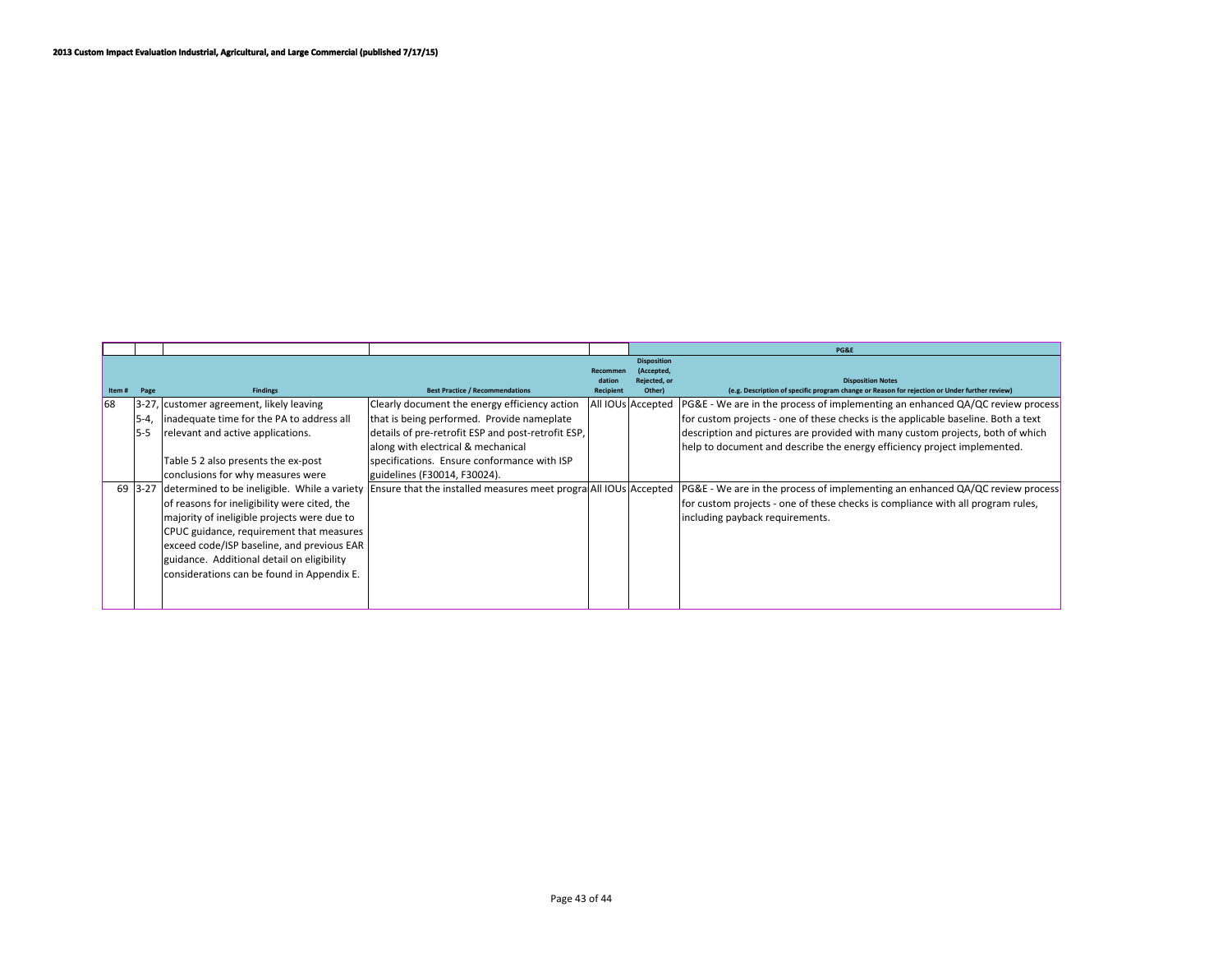**2013 Custom Impact Evaluation Industrial, Agricultural, and Large Commercial (published 7/17/15)**

| | | | | | PG&E | |
|---|---|---|---|---|---|---|
| Item # | Page | Findings | Best Practice / Recommendations | Recommendation Recipient | Disposition (Accepted, Rejected, or Other) | Disposition Notes (e.g. Description of specific program change or Reason for rejection or Under further review) |
| 68 | 3-27, 5-4, 5-5 | customer agreement, likely leaving inadequate time for the PA to address all relevant and active applications.<br><br>Table 5 2 also presents the ex-post conclusions for why measures were | Clearly document the energy efficiency action that is being performed. Provide nameplate details of pre-retrofit ESP and post-retrofit ESP, along with electrical & mechanical specifications. Ensure conformance with ISP guidelines (F30014, F30024). | All IOUs | Accepted | PG&E - We are in the process of implementing an enhanced QA/QC review process for custom projects - one of these checks is the applicable baseline. Both a text description and pictures are provided with many custom projects, both of which help to document and describe the energy efficiency project implemented. |
| 69 | 3-27 | determined to be ineligible. While a variety of reasons for ineligibility were cited, the majority of ineligible projects were due to CPUC guidance, requirement that measures exceed code/ISP baseline, and previous EAR guidance. Additional detail on eligibility considerations can be found in Appendix E. | Ensure that the installed measures meet progra | All IOUs | Accepted | PG&E - We are in the process of implementing an enhanced QA/QC review process for custom projects - one of these checks is compliance with all program rules, including payback requirements. |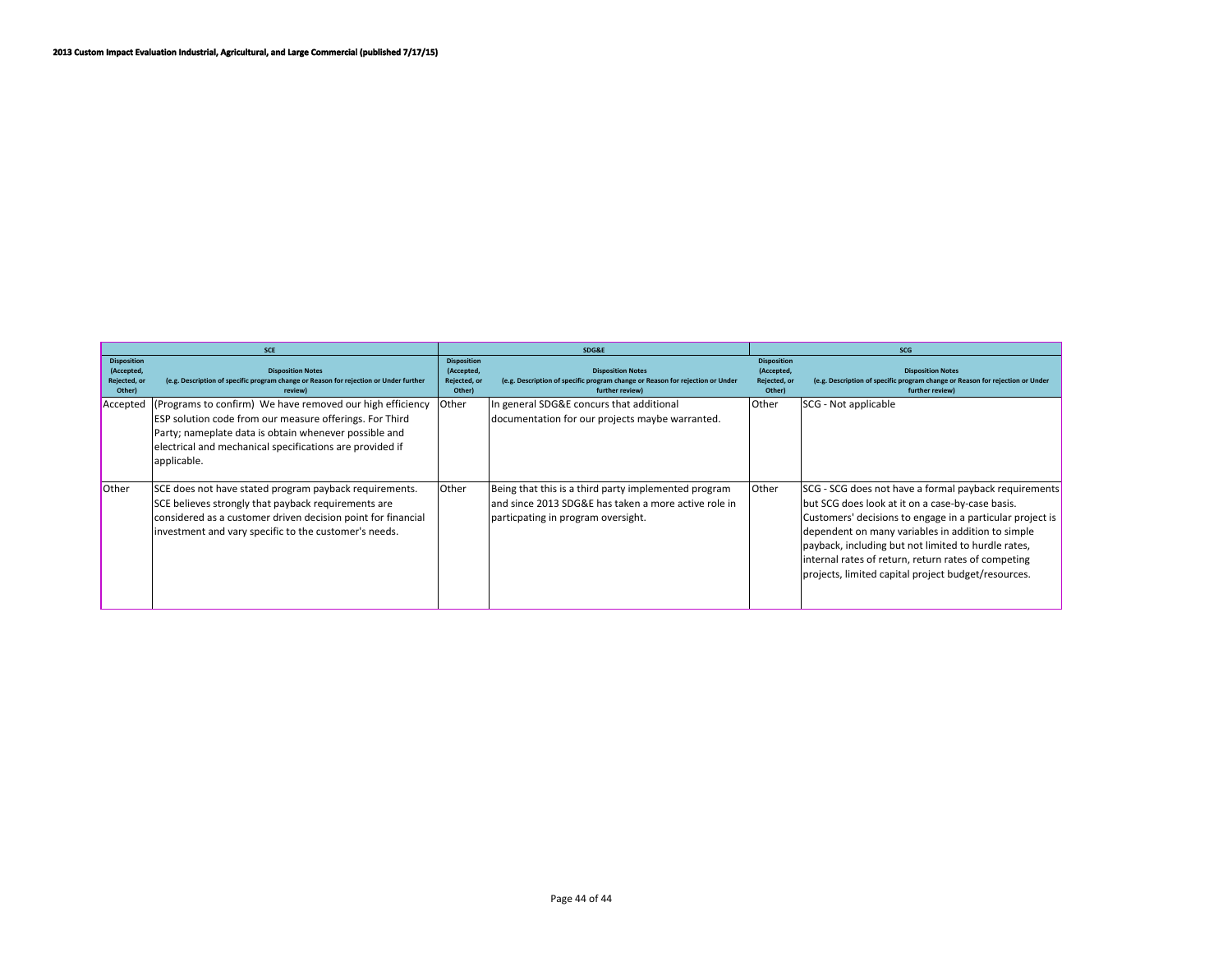| SCE | | SDG&E | | SCG | |
|---|---|---|---|---|---|
| Disposition (Accepted, Rejected, or Other) | Disposition Notes (e.g. Description of specific program change or Reason for rejection or Under further review) | Disposition (Accepted, Rejected, or Other) | Disposition Notes (e.g. Description of specific program change or Reason for rejection or Under further review) | Disposition (Accepted, Rejected, or Other) | Disposition Notes (e.g. Description of specific program change or Reason for rejection or Under further review) |
| Accepted | (Programs to confirm) We have removed our high efficiency ESP solution code from our measure offerings. For Third Party; nameplate data is obtain whenever possible and electrical and mechanical specifications are provided if applicable. | Other | In general SDG&E concurs that additional documentation for our projects maybe warranted. | Other | SCG - Not applicable |
| Other | SCE does not have stated program payback requirements. SCE believes strongly that payback requirements are considered as a customer driven decision point for financial investment and vary specific to the customer's needs. | Other | Being that this is a third party implemented program and since 2013 SDG&E has taken a more active role in particpating in program oversight. | Other | SCG - SCG does not have a formal payback requirements but SCG does look at it on a case-by-case basis. Customers' decisions to engage in a particular project is dependent on many variables in addition to simple payback, including but not limited to hurdle rates, internal rates of return, return rates of competing projects, limited capital project budget/resources. |